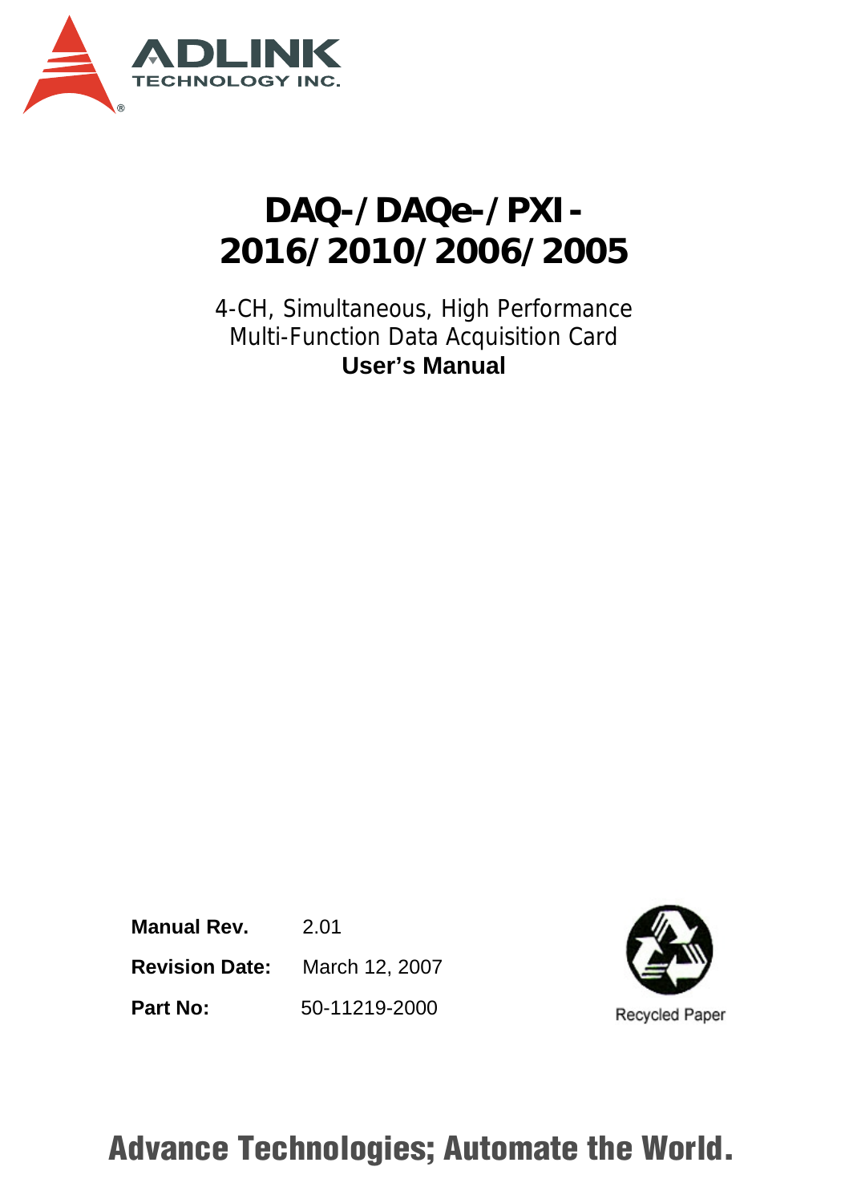ADLINK TECHNOLOGY INC.

# DAQ-/DAQe-/PXI-2016/2010/2006/2005

4-CH, Simultaneous, High Performance
Multi-Function Data Acquisition Card
**User's Manual**

| | |
|---|---|
| **Manual Rev.** | 2.01 |
| **Revision Date:** | March 12, 2007 |
| **Part No:** | 50-11219-2000 |

Recycled Paper

**Advance Technologies; Automate the World.**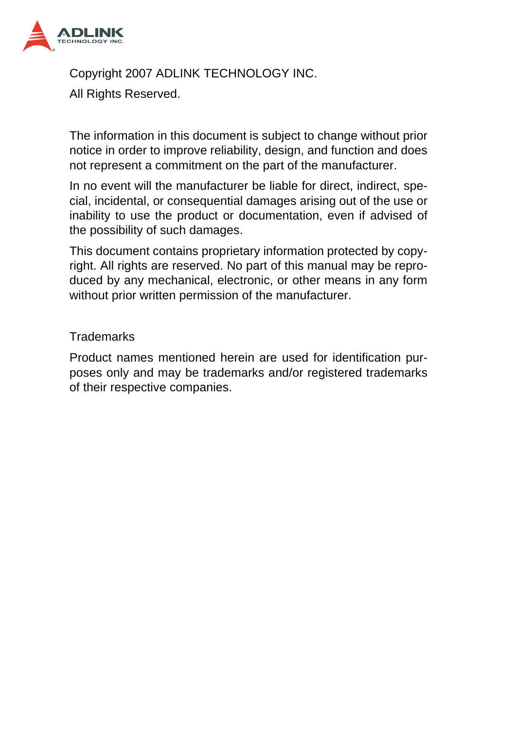Copyright 2007 ADLINK TECHNOLOGY INC.

All Rights Reserved.

The information in this document is subject to change without prior notice in order to improve reliability, design, and function and does not represent a commitment on the part of the manufacturer.

In no event will the manufacturer be liable for direct, indirect, special, incidental, or consequential damages arising out of the use or inability to use the product or documentation, even if advised of the possibility of such damages.

This document contains proprietary information protected by copyright. All rights are reserved. No part of this manual may be reproduced by any mechanical, electronic, or other means in any form without prior written permission of the manufacturer.

Trademarks

Product names mentioned herein are used for identification purposes only and may be trademarks and/or registered trademarks of their respective companies.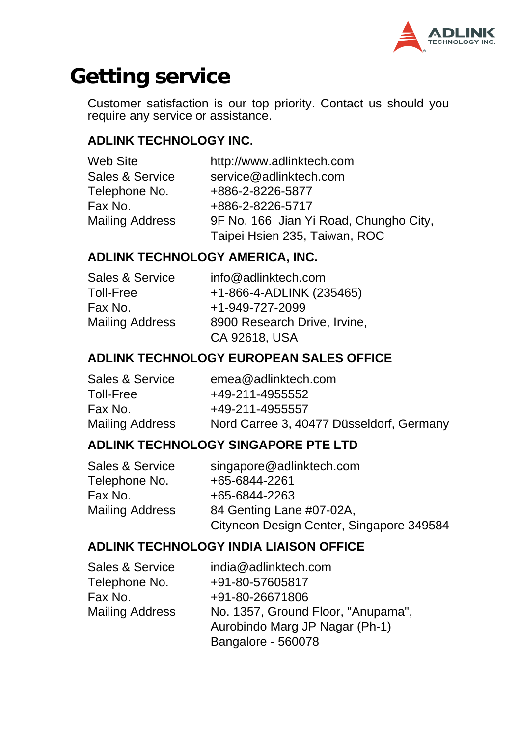# Getting service

Customer satisfaction is our top priority. Contact us should you require any service or assistance.

### ADLINK TECHNOLOGY INC.

| | |
|---|---|
| Web Site | http://www.adlinktech.com |
| Sales & Service | service@adlinktech.com |
| Telephone No. | +886-2-8226-5877 |
| Fax No. | +886-2-8226-5717 |
| Mailing Address | 9F No. 166 Jian Yi Road, Chungho City, Taipei Hsien 235, Taiwan, ROC |

### ADLINK TECHNOLOGY AMERICA, INC.

| | |
|---|---|
| Sales & Service | info@adlinktech.com |
| Toll-Free | +1-866-4-ADLINK (235465) |
| Fax No. | +1-949-727-2099 |
| Mailing Address | 8900 Research Drive, Irvine, CA 92618, USA |

### ADLINK TECHNOLOGY EUROPEAN SALES OFFICE

| | |
|---|---|
| Sales & Service | emea@adlinktech.com |
| Toll-Free | +49-211-4955552 |
| Fax No. | +49-211-4955557 |
| Mailing Address | Nord Carree 3, 40477 Düsseldorf, Germany |

### ADLINK TECHNOLOGY SINGAPORE PTE LTD

| | |
|---|---|
| Sales & Service | singapore@adlinktech.com |
| Telephone No. | +65-6844-2261 |
| Fax No. | +65-6844-2263 |
| Mailing Address | 84 Genting Lane #07-02A, Cityneon Design Center, Singapore 349584 |

### ADLINK TECHNOLOGY INDIA LIAISON OFFICE

| | |
|---|---|
| Sales & Service | india@adlinktech.com |
| Telephone No. | +91-80-57605817 |
| Fax No. | +91-80-26671806 |
| Mailing Address | No. 1357, Ground Floor, "Anupama", Aurobindo Marg JP Nagar (Ph-1) Bangalore - 560078 |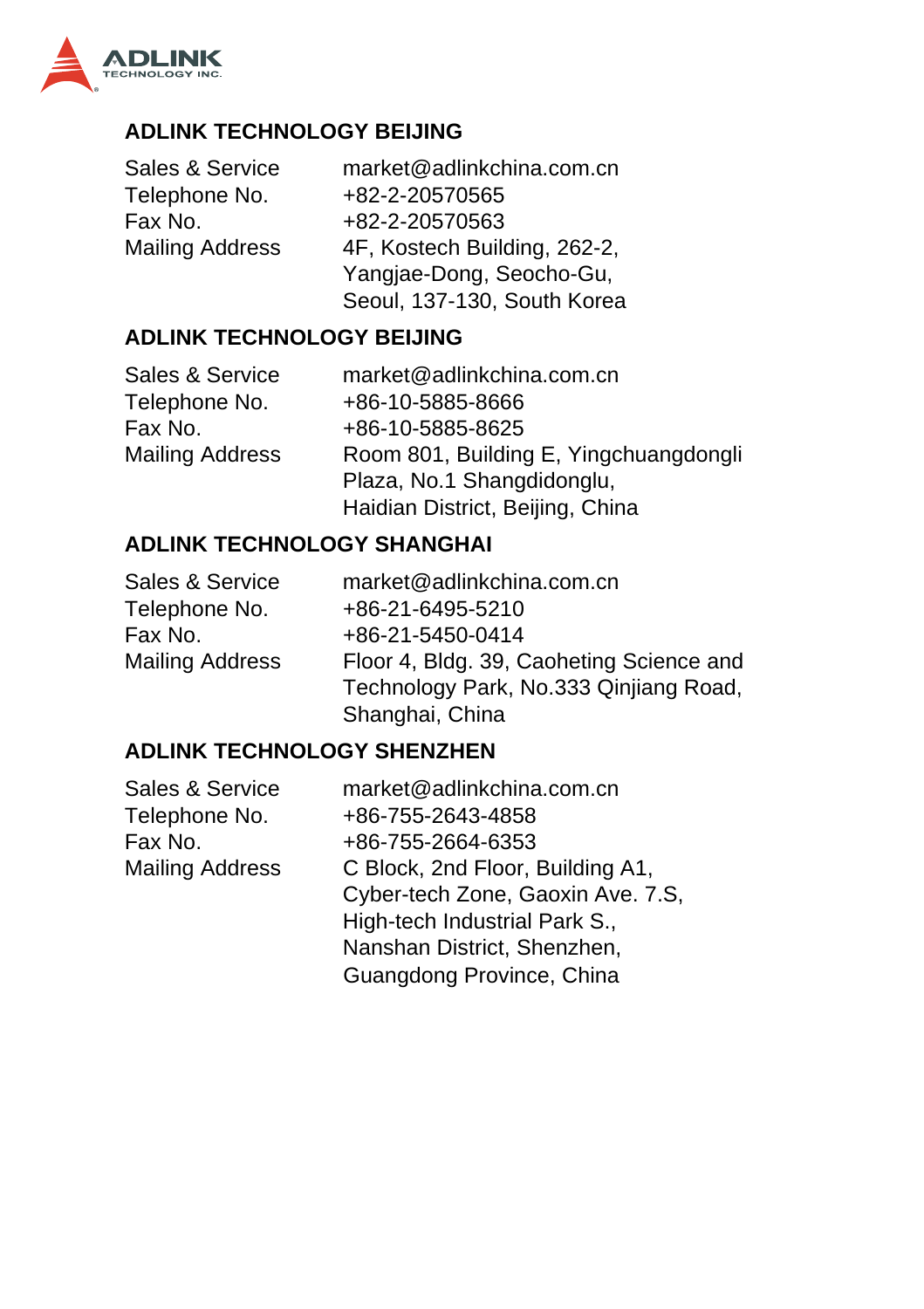## ADLINK TECHNOLOGY BEIJING

| | |
|---|---|
| Sales & Service | market@adlinkchina.com.cn |
| Telephone No. | +82-2-20570565 |
| Fax No. | +82-2-20570563 |
| Mailing Address | 4F, Kostech Building, 262-2, Yangjae-Dong, Seocho-Gu, Seoul, 137-130, South Korea |

## ADLINK TECHNOLOGY BEIJING

| | |
|---|---|
| Sales & Service | market@adlinkchina.com.cn |
| Telephone No. | +86-10-5885-8666 |
| Fax No. | +86-10-5885-8625 |
| Mailing Address | Room 801, Building E, Yingchuangdongli Plaza, No.1 Shangdidonglu, Haidian District, Beijing, China |

## ADLINK TECHNOLOGY SHANGHAI

| | |
|---|---|
| Sales & Service | market@adlinkchina.com.cn |
| Telephone No. | +86-21-6495-5210 |
| Fax No. | +86-21-5450-0414 |
| Mailing Address | Floor 4, Bldg. 39, Caoheting Science and Technology Park, No.333 Qinjiang Road, Shanghai, China |

## ADLINK TECHNOLOGY SHENZHEN

| | |
|---|---|
| Sales & Service | market@adlinkchina.com.cn |
| Telephone No. | +86-755-2643-4858 |
| Fax No. | +86-755-2664-6353 |
| Mailing Address | C Block, 2nd Floor, Building A1, Cyber-tech Zone, Gaoxin Ave. 7.S, High-tech Industrial Park S., Nanshan District, Shenzhen, Guangdong Province, China |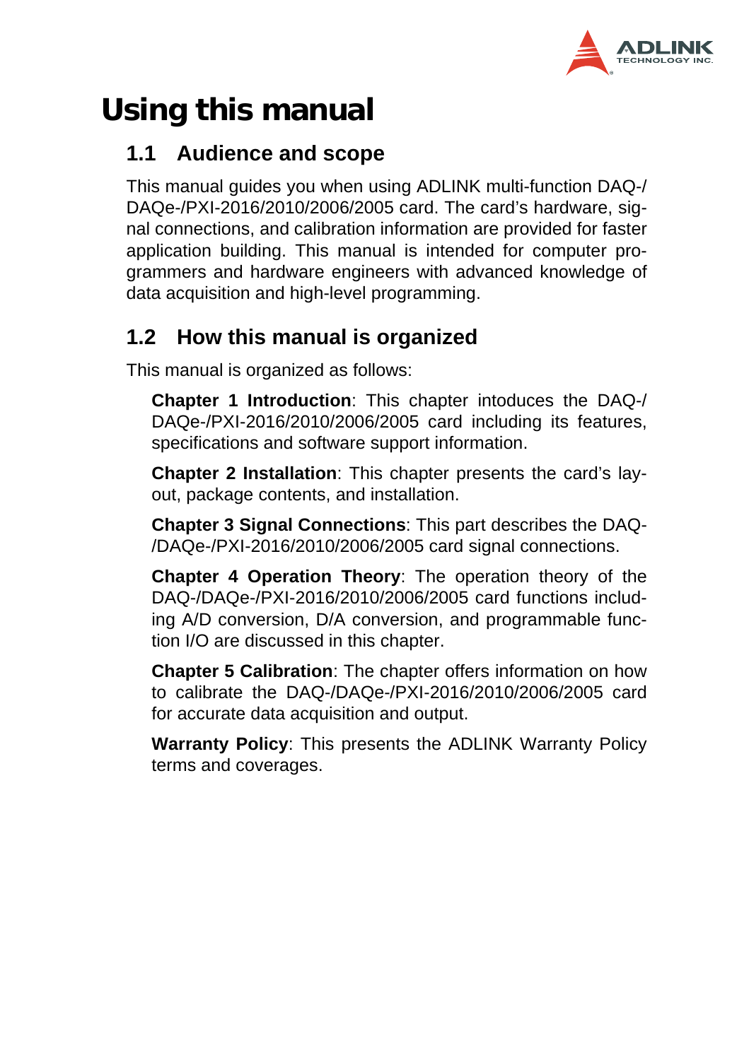# Using this manual

## 1.1 Audience and scope

This manual guides you when using ADLINK multi-function DAQ-/DAQe-/PXI-2016/2010/2006/2005 card. The card's hardware, signal connections, and calibration information are provided for faster application building. This manual is intended for computer programmers and hardware engineers with advanced knowledge of data acquisition and high-level programming.

## 1.2 How this manual is organized

This manual is organized as follows:

**Chapter 1 Introduction**: This chapter intoduces the DAQ-/DAQe-/PXI-2016/2010/2006/2005 card including its features, specifications and software support information.

**Chapter 2 Installation**: This chapter presents the card's layout, package contents, and installation.

**Chapter 3 Signal Connections**: This part describes the DAQ-/DAQe-/PXI-2016/2010/2006/2005 card signal connections.

**Chapter 4 Operation Theory**: The operation theory of the DAQ-/DAQe-/PXI-2016/2010/2006/2005 card functions including A/D conversion, D/A conversion, and programmable function I/O are discussed in this chapter.

**Chapter 5 Calibration**: The chapter offers information on how to calibrate the DAQ-/DAQe-/PXI-2016/2010/2006/2005 card for accurate data acquisition and output.

**Warranty Policy**: This presents the ADLINK Warranty Policy terms and coverages.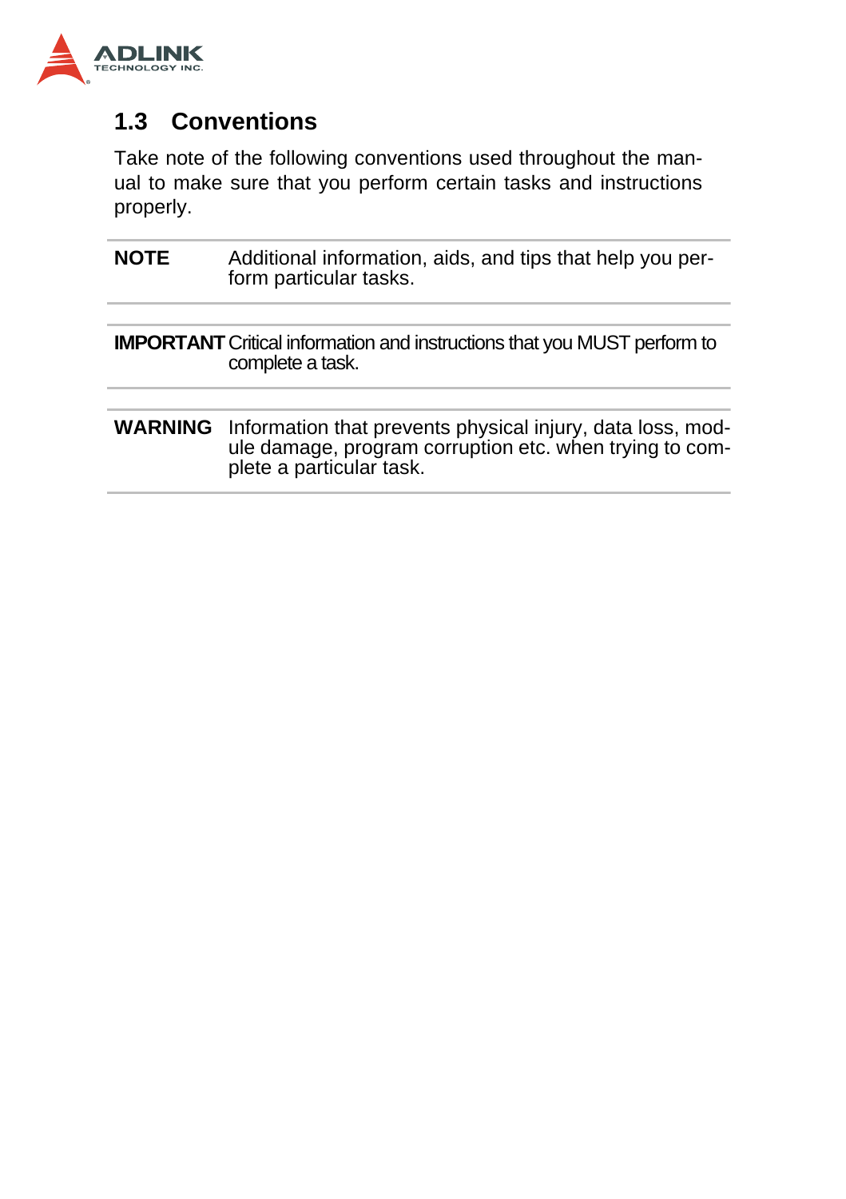## 1.3 Conventions

Take note of the following conventions used throughout the manual to make sure that you perform certain tasks and instructions properly.

| | |
|---|---|
| **NOTE** | Additional information, aids, and tips that help you perform particular tasks. |

| | |
|---|---|
| **IMPORTANT** | Critical information and instructions that you MUST perform to complete a task. |

| | |
|---|---|
| **WARNING** | Information that prevents physical injury, data loss, module damage, program corruption etc. when trying to complete a particular task. |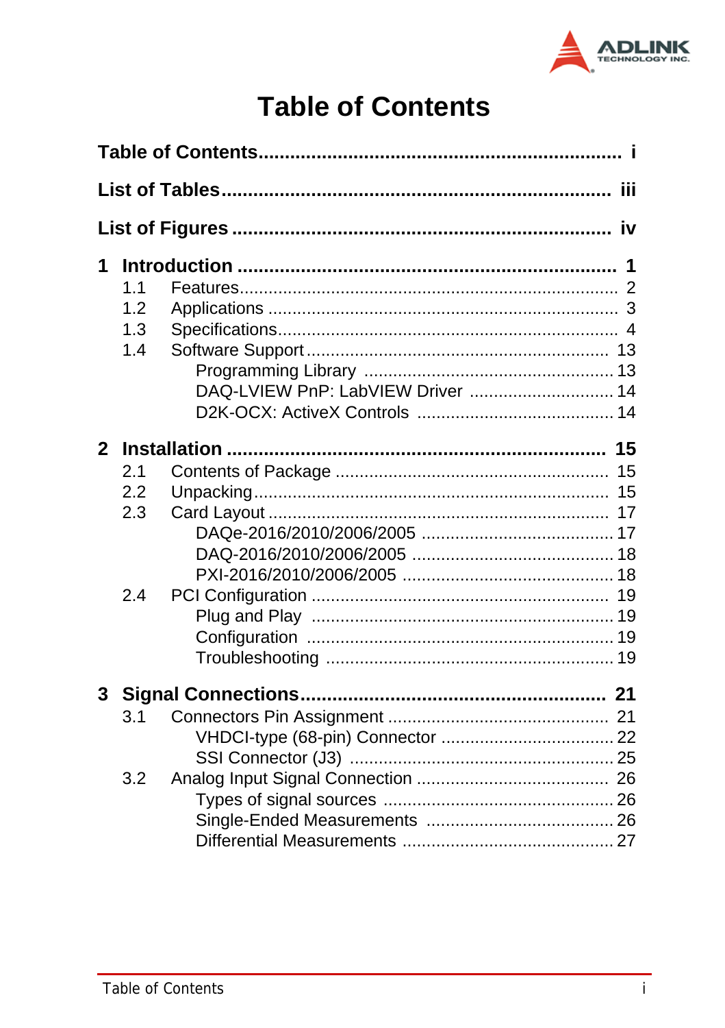# Table of Contents

**Table of Contents** .......... i

**List of Tables** .......... iii

**List of Figures** .......... iv

**1 Introduction** .......... 1
- 1.1 Features .......... 2
- 1.2 Applications .......... 3
- 1.3 Specifications .......... 4
- 1.4 Software Support .......... 13
  - Programming Library .......... 13
  - DAQ-LVIEW PnP: LabVIEW Driver .......... 14
  - D2K-OCX: ActiveX Controls .......... 14

**2 Installation** .......... 15
- 2.1 Contents of Package .......... 15
- 2.2 Unpacking .......... 15
- 2.3 Card Layout .......... 17
  - DAQe-2016/2010/2006/2005 .......... 17
  - DAQ-2016/2010/2006/2005 .......... 18
  - PXI-2016/2010/2006/2005 .......... 18
- 2.4 PCI Configuration .......... 19
  - Plug and Play .......... 19
  - Configuration .......... 19
  - Troubleshooting .......... 19

**3 Signal Connections** .......... 21
- 3.1 Connectors Pin Assignment .......... 21
  - VHDCI-type (68-pin) Connector .......... 22
  - SSI Connector (J3) .......... 25
- 3.2 Analog Input Signal Connection .......... 26
  - Types of signal sources .......... 26
  - Single-Ended Measurements .......... 26
  - Differential Measurements .......... 27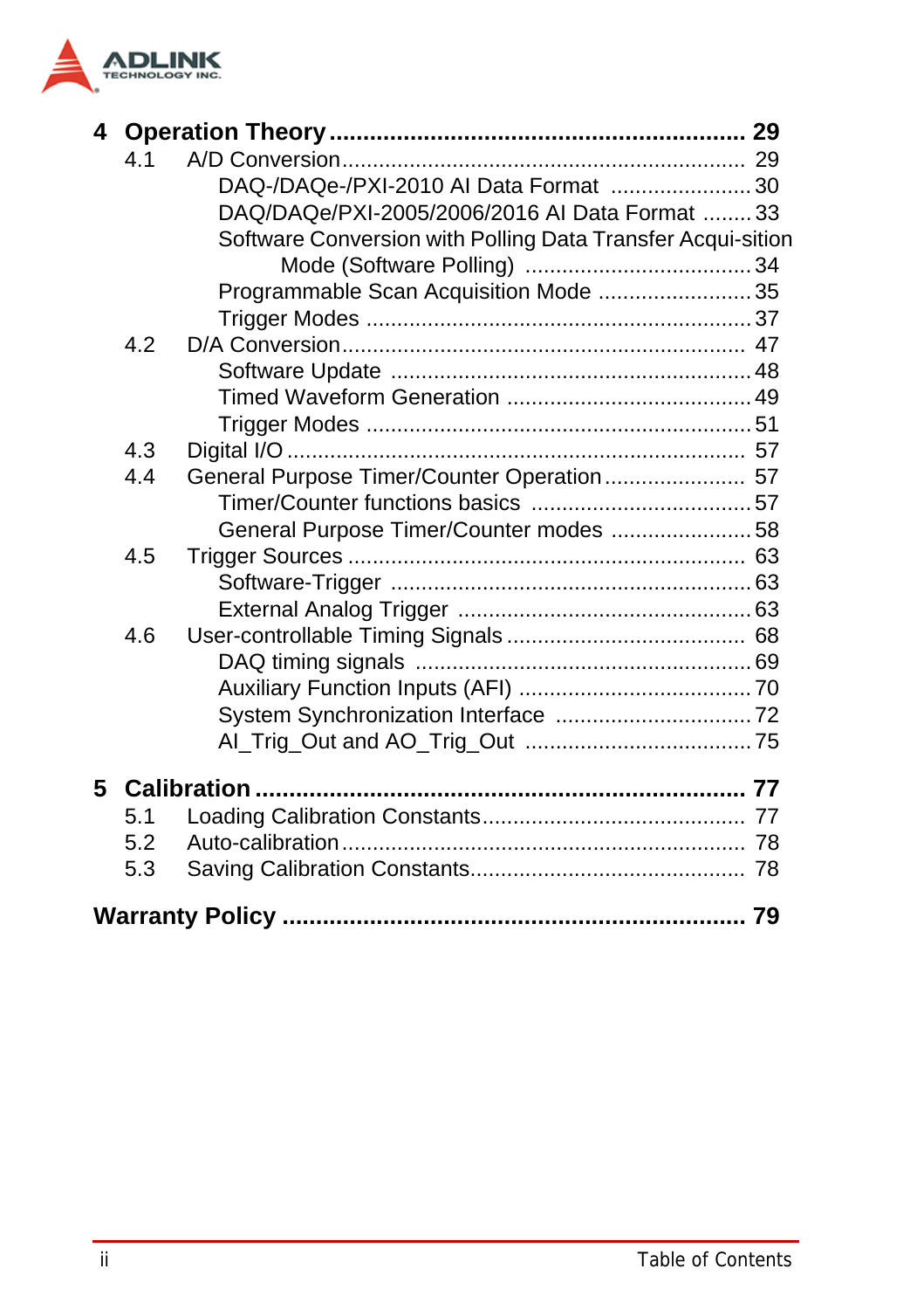**4 Operation Theory ........................................................ 29**

4.1 A/D Conversion ........................................................ 29

DAQ-/DAQe-/PXI-2010 AI Data Format ........................ 30

DAQ/DAQe/PXI-2005/2006/2016 AI Data Format ........ 33

Software Conversion with Polling Data Transfer Acqui-sition Mode (Software Polling) ........................................ 34

Programmable Scan Acquisition Mode ......................... 35

Trigger Modes ................................................................ 37

4.2 D/A Conversion ........................................................ 47

Software Update ........................................................... 48

Timed Waveform Generation ........................................ 49

Trigger Modes ................................................................ 51

4.3 Digital I/O ................................................................ 57

4.4 General Purpose Timer/Counter Operation ...................... 57

Timer/Counter functions basics .................................... 57

General Purpose Timer/Counter modes ....................... 58

4.5 Trigger Sources ........................................................ 63

Software-Trigger ............................................................ 63

External Analog Trigger ................................................ 63

4.6 User-controllable Timing Signals ................................. 68

DAQ timing signals ........................................................ 69

Auxiliary Function Inputs (AFI) ..................................... 70

System Synchronization Interface ................................ 72

AI_Trig_Out and AO_Trig_Out ..................................... 75

**5 Calibration ................................................................ 77**

5.1 Loading Calibration Constants ...................................... 77

5.2 Auto-calibration ........................................................ 78

5.3 Saving Calibration Constants ....................................... 78

**Warranty Policy ............................................................ 79**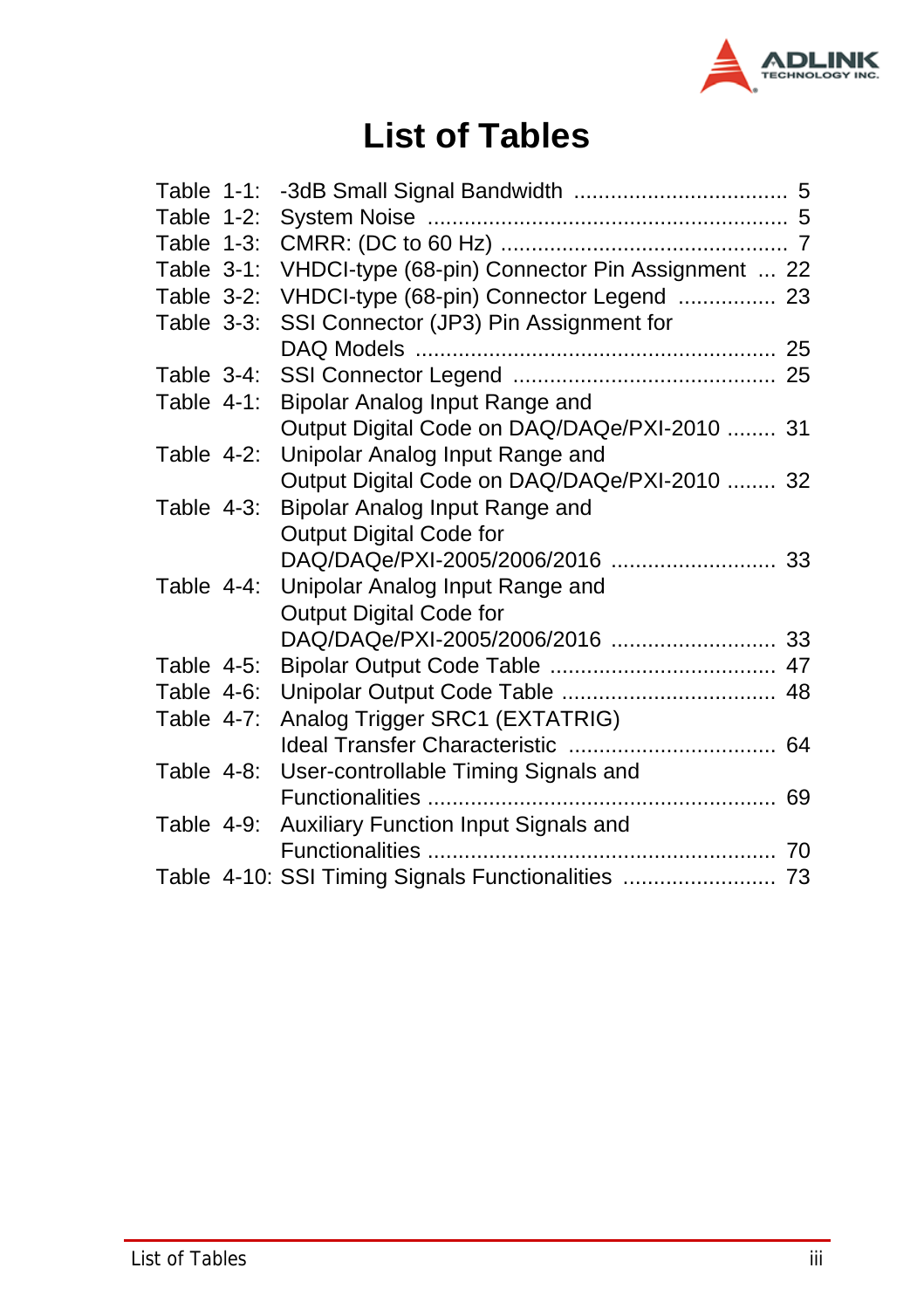# List of Tables

Table 1-1: -3dB Small Signal Bandwidth .................................. 5
Table 1-2: System Noise ......................................................... 5
Table 1-3: CMRR: (DC to 60 Hz) ............................................. 7
Table 3-1: VHDCI-type (68-pin) Connector Pin Assignment ... 22
Table 3-2: VHDCI-type (68-pin) Connector Legend ................ 23
Table 3-3: SSI Connector (JP3) Pin Assignment for DAQ Models ......................................................... 25
Table 3-4: SSI Connector Legend .......................................... 25
Table 4-1: Bipolar Analog Input Range and Output Digital Code on DAQ/DAQe/PXI-2010 ........ 31
Table 4-2: Unipolar Analog Input Range and Output Digital Code on DAQ/DAQe/PXI-2010 ........ 32
Table 4-3: Bipolar Analog Input Range and Output Digital Code for DAQ/DAQe/PXI-2005/2006/2016 .......................... 33
Table 4-4: Unipolar Analog Input Range and Output Digital Code for DAQ/DAQe/PXI-2005/2006/2016 .......................... 33
Table 4-5: Bipolar Output Code Table .................................... 47
Table 4-6: Unipolar Output Code Table .................................. 48
Table 4-7: Analog Trigger SRC1 (EXTATRIG) Ideal Transfer Characteristic ................................. 64
Table 4-8: User-controllable Timing Signals and Functionalities ....................................................... 69
Table 4-9: Auxiliary Function Input Signals and Functionalities ....................................................... 70
Table 4-10: SSI Timing Signals Functionalities ........................ 73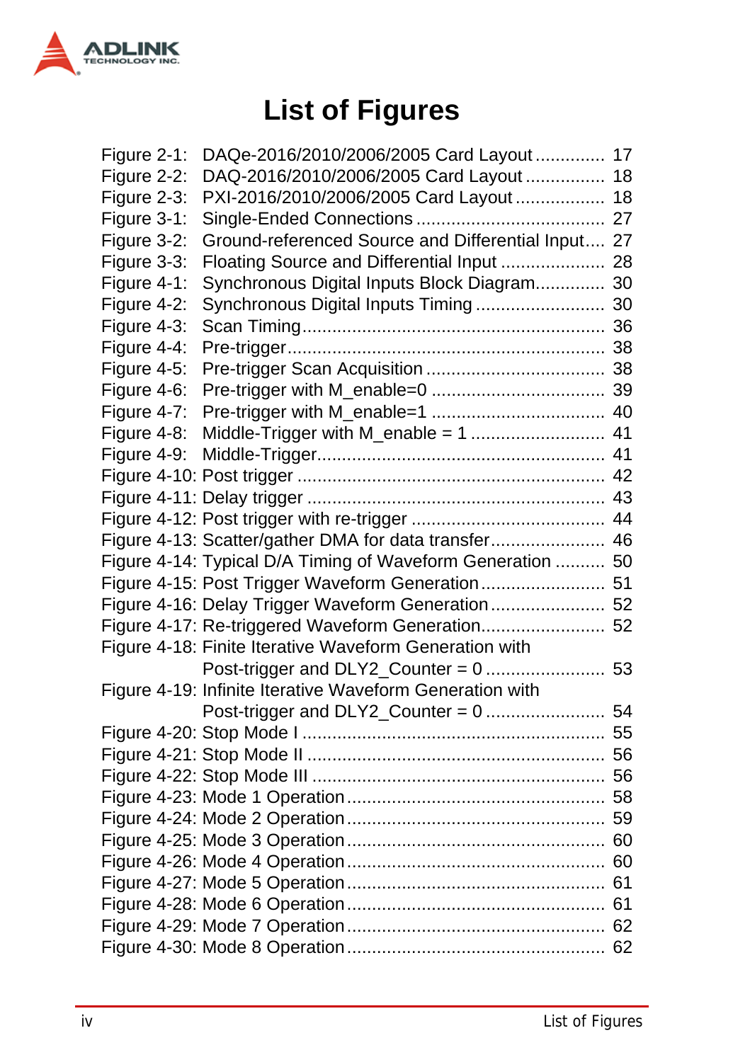# List of Figures

Figure 2-1: DAQe-2016/2010/2006/2005 Card Layout ............. 17
Figure 2-2: DAQ-2016/2010/2006/2005 Card Layout ............... 18
Figure 2-3: PXI-2016/2010/2006/2005 Card Layout ................. 18
Figure 3-1: Single-Ended Connections .................................... 27
Figure 3-2: Ground-referenced Source and Differential Input.... 27
Figure 3-3: Floating Source and Differential Input .................... 28
Figure 4-1: Synchronous Digital Inputs Block Diagram............. 30
Figure 4-2: Synchronous Digital Inputs Timing ......................... 30
Figure 4-3: Scan Timing........................................................... 36
Figure 4-4: Pre-trigger.............................................................. 38
Figure 4-5: Pre-trigger Scan Acquisition ................................... 38
Figure 4-6: Pre-trigger with M_enable=0 .................................. 39
Figure 4-7: Pre-trigger with M_enable=1 .................................. 40
Figure 4-8: Middle-Trigger with M_enable = 1 .......................... 41
Figure 4-9: Middle-Trigger........................................................ 41
Figure 4-10: Post trigger ........................................................... 42
Figure 4-11: Delay trigger .......................................................... 43
Figure 4-12: Post trigger with re-trigger ..................................... 44
Figure 4-13: Scatter/gather DMA for data transfer...................... 46
Figure 4-14: Typical D/A Timing of Waveform Generation .......... 50
Figure 4-15: Post Trigger Waveform Generation........................ 51
Figure 4-16: Delay Trigger Waveform Generation...................... 52
Figure 4-17: Re-triggered Waveform Generation........................ 52
Figure 4-18: Finite Iterative Waveform Generation with Post-trigger and DLY2_Counter = 0 ....................... 53
Figure 4-19: Infinite Iterative Waveform Generation with Post-trigger and DLY2_Counter = 0 ....................... 54
Figure 4-20: Stop Mode I ........................................................... 55
Figure 4-21: Stop Mode II .......................................................... 56
Figure 4-22: Stop Mode III ......................................................... 56
Figure 4-23: Mode 1 Operation.................................................. 58
Figure 4-24: Mode 2 Operation.................................................. 59
Figure 4-25: Mode 3 Operation.................................................. 60
Figure 4-26: Mode 4 Operation.................................................. 60
Figure 4-27: Mode 5 Operation.................................................. 61
Figure 4-28: Mode 6 Operation.................................................. 61
Figure 4-29: Mode 7 Operation.................................................. 62
Figure 4-30: Mode 8 Operation.................................................. 62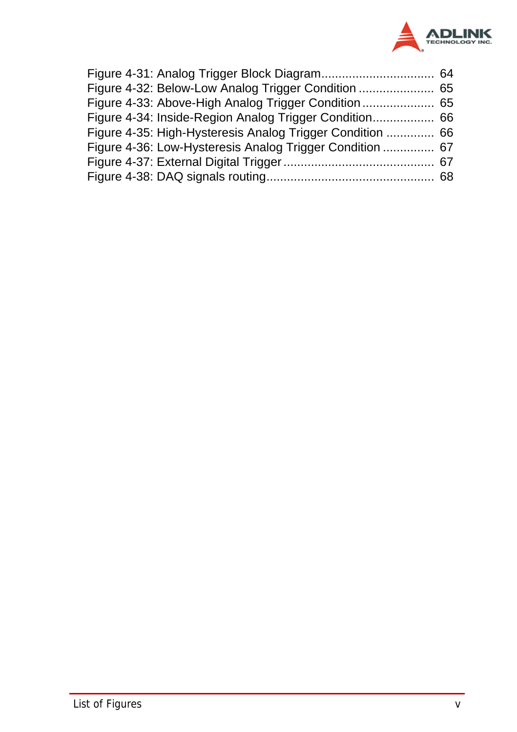Figure 4-31: Analog Trigger Block Diagram................................ 64
Figure 4-32: Below-Low Analog Trigger Condition ..................... 65
Figure 4-33: Above-High Analog Trigger Condition .................... 65
Figure 4-34: Inside-Region Analog Trigger Condition................. 66
Figure 4-35: High-Hysteresis Analog Trigger Condition ............. 66
Figure 4-36: Low-Hysteresis Analog Trigger Condition .............. 67
Figure 4-37: External Digital Trigger ........................................... 67
Figure 4-38: DAQ signals routing................................................ 68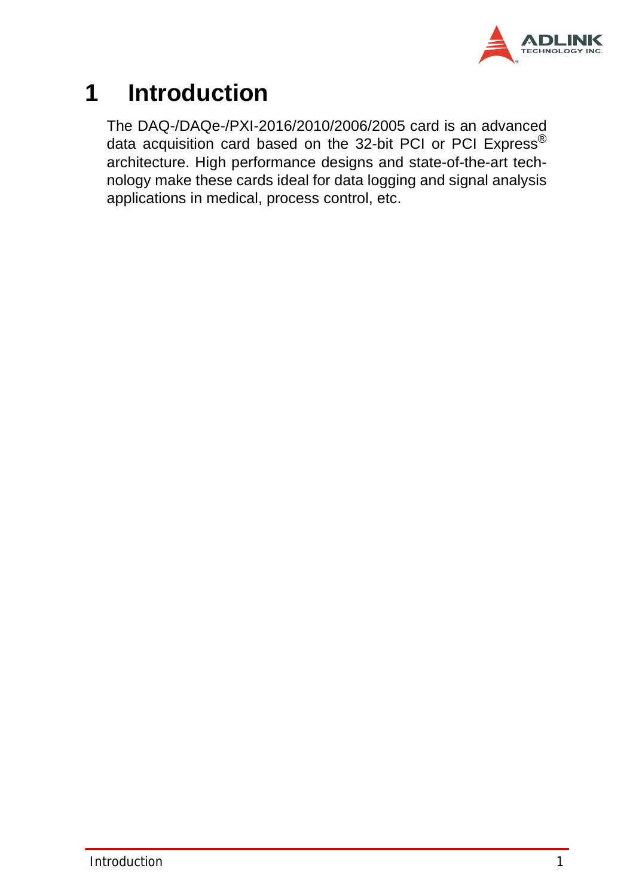# 1 Introduction

The DAQ-/DAQe-/PXI-2016/2010/2006/2005 card is an advanced data acquisition card based on the 32-bit PCI or PCI Express® architecture. High performance designs and state-of-the-art technology make these cards ideal for data logging and signal analysis applications in medical, process control, etc.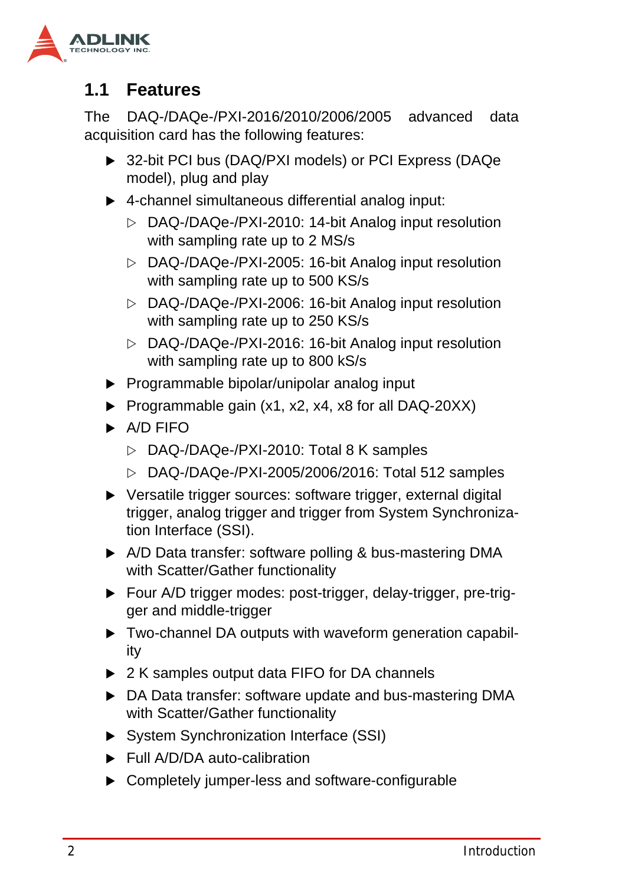## 1.1 Features

The DAQ-/DAQe-/PXI-2016/2010/2006/2005 advanced data acquisition card has the following features:

- 32-bit PCI bus (DAQ/PXI models) or PCI Express (DAQe model), plug and play
- 4-channel simultaneous differential analog input:
  - DAQ-/DAQe-/PXI-2010: 14-bit Analog input resolution with sampling rate up to 2 MS/s
  - DAQ-/DAQe-/PXI-2005: 16-bit Analog input resolution with sampling rate up to 500 KS/s
  - DAQ-/DAQe-/PXI-2006: 16-bit Analog input resolution with sampling rate up to 250 KS/s
  - DAQ-/DAQe-/PXI-2016: 16-bit Analog input resolution with sampling rate up to 800 kS/s
- Programmable bipolar/unipolar analog input
- Programmable gain (x1, x2, x4, x8 for all DAQ-20XX)
- A/D FIFO
  - DAQ-/DAQe-/PXI-2010: Total 8 K samples
  - DAQ-/DAQe-/PXI-2005/2006/2016: Total 512 samples
- Versatile trigger sources: software trigger, external digital trigger, analog trigger and trigger from System Synchronization Interface (SSI).
- A/D Data transfer: software polling & bus-mastering DMA with Scatter/Gather functionality
- Four A/D trigger modes: post-trigger, delay-trigger, pre-trigger and middle-trigger
- Two-channel DA outputs with waveform generation capability
- 2 K samples output data FIFO for DA channels
- DA Data transfer: software update and bus-mastering DMA with Scatter/Gather functionality
- System Synchronization Interface (SSI)
- Full A/D/DA auto-calibration
- Completely jumper-less and software-configurable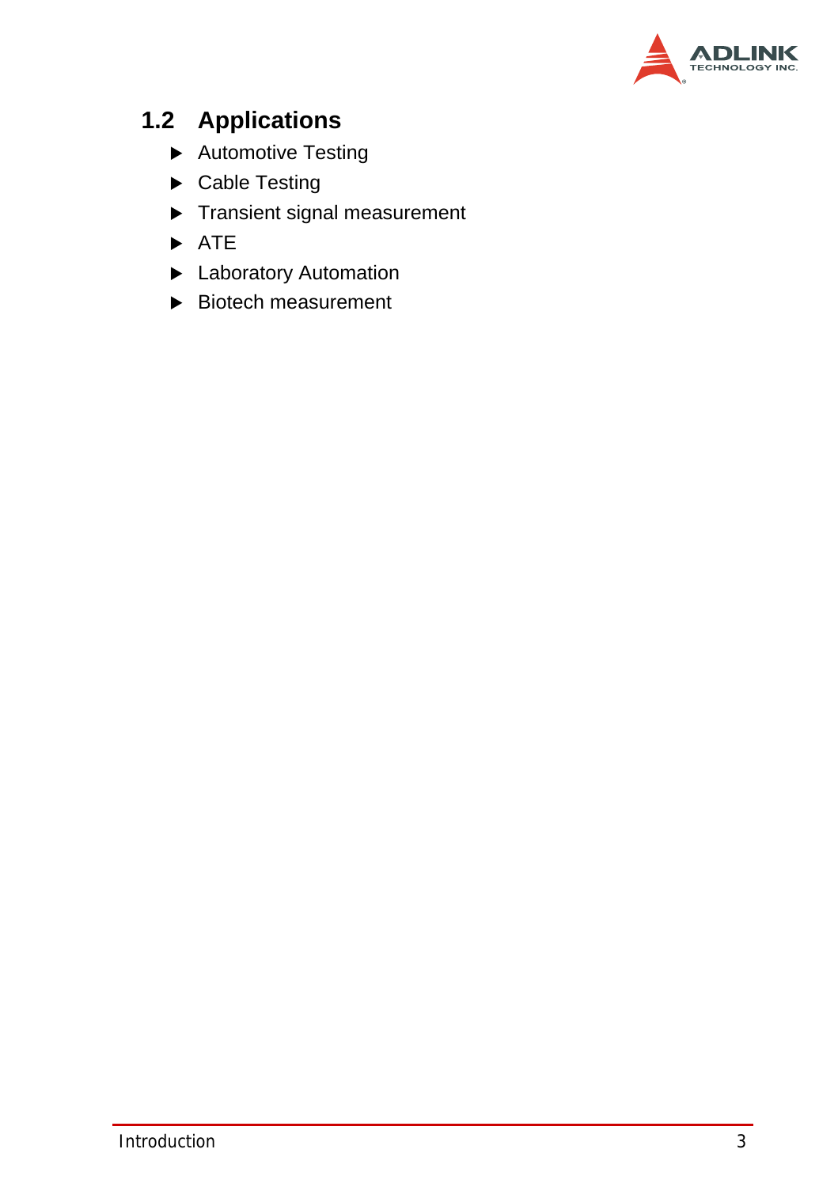## 1.2 Applications

- Automotive Testing
- Cable Testing
- Transient signal measurement
- ATE
- Laboratory Automation
- Biotech measurement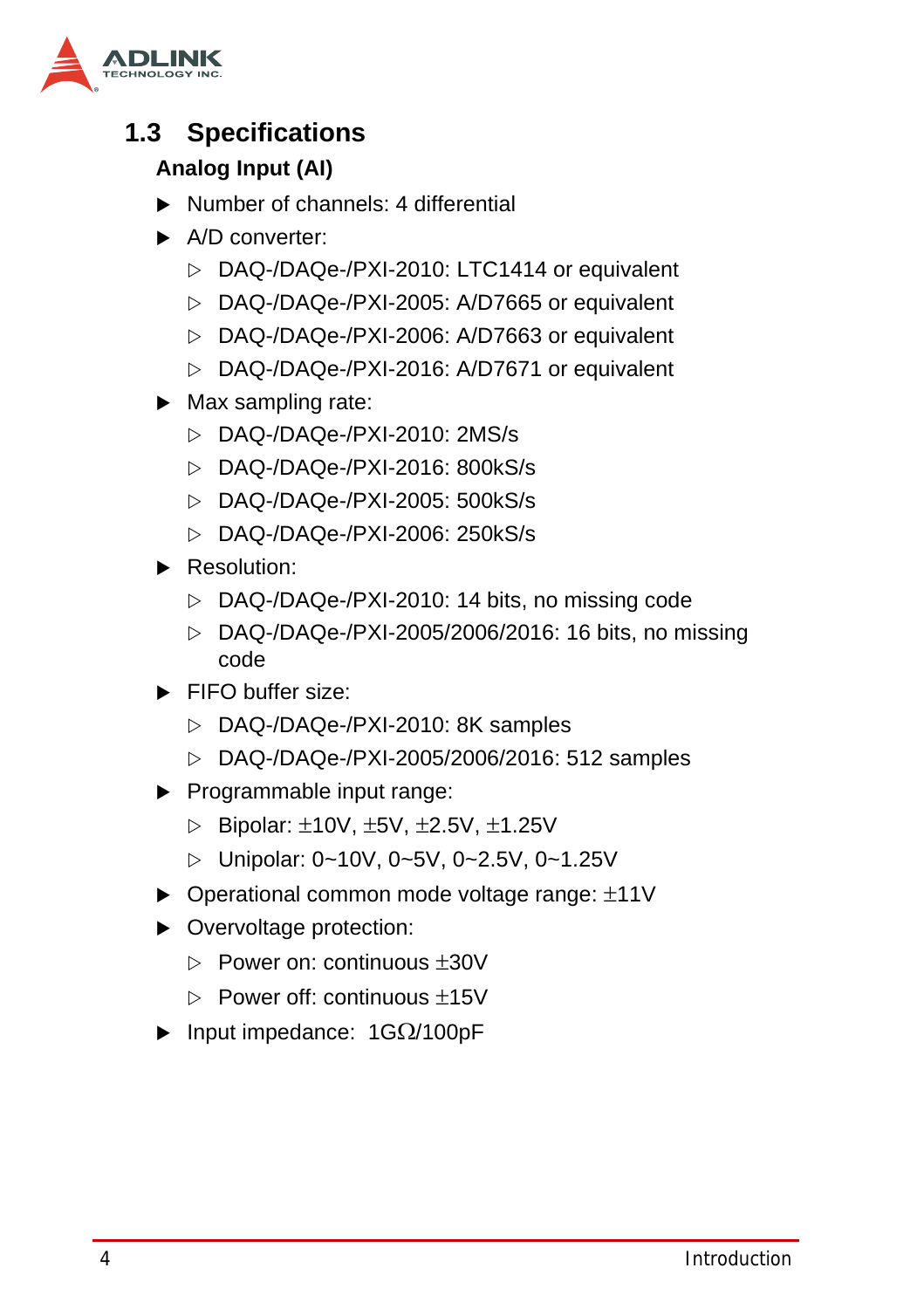## 1.3 Specifications

### Analog Input (AI)

- Number of channels: 4 differential
- A/D converter:
  - DAQ-/DAQe-/PXI-2010: LTC1414 or equivalent
  - DAQ-/DAQe-/PXI-2005: A/D7665 or equivalent
  - DAQ-/DAQe-/PXI-2006: A/D7663 or equivalent
  - DAQ-/DAQe-/PXI-2016: A/D7671 or equivalent
- Max sampling rate:
  - DAQ-/DAQe-/PXI-2010: 2MS/s
  - DAQ-/DAQe-/PXI-2016: 800kS/s
  - DAQ-/DAQe-/PXI-2005: 500kS/s
  - DAQ-/DAQe-/PXI-2006: 250kS/s
- Resolution:
  - DAQ-/DAQe-/PXI-2010: 14 bits, no missing code
  - DAQ-/DAQe-/PXI-2005/2006/2016: 16 bits, no missing code
- FIFO buffer size:
  - DAQ-/DAQe-/PXI-2010: 8K samples
  - DAQ-/DAQe-/PXI-2005/2006/2016: 512 samples
- Programmable input range:
  - Bipolar: ±10V, ±5V, ±2.5V, ±1.25V
  - Unipolar: 0~10V, 0~5V, 0~2.5V, 0~1.25V
- Operational common mode voltage range: ±11V
- Overvoltage protection:
  - Power on: continuous ±30V
  - Power off: continuous ±15V
- Input impedance: 1GΩ/100pF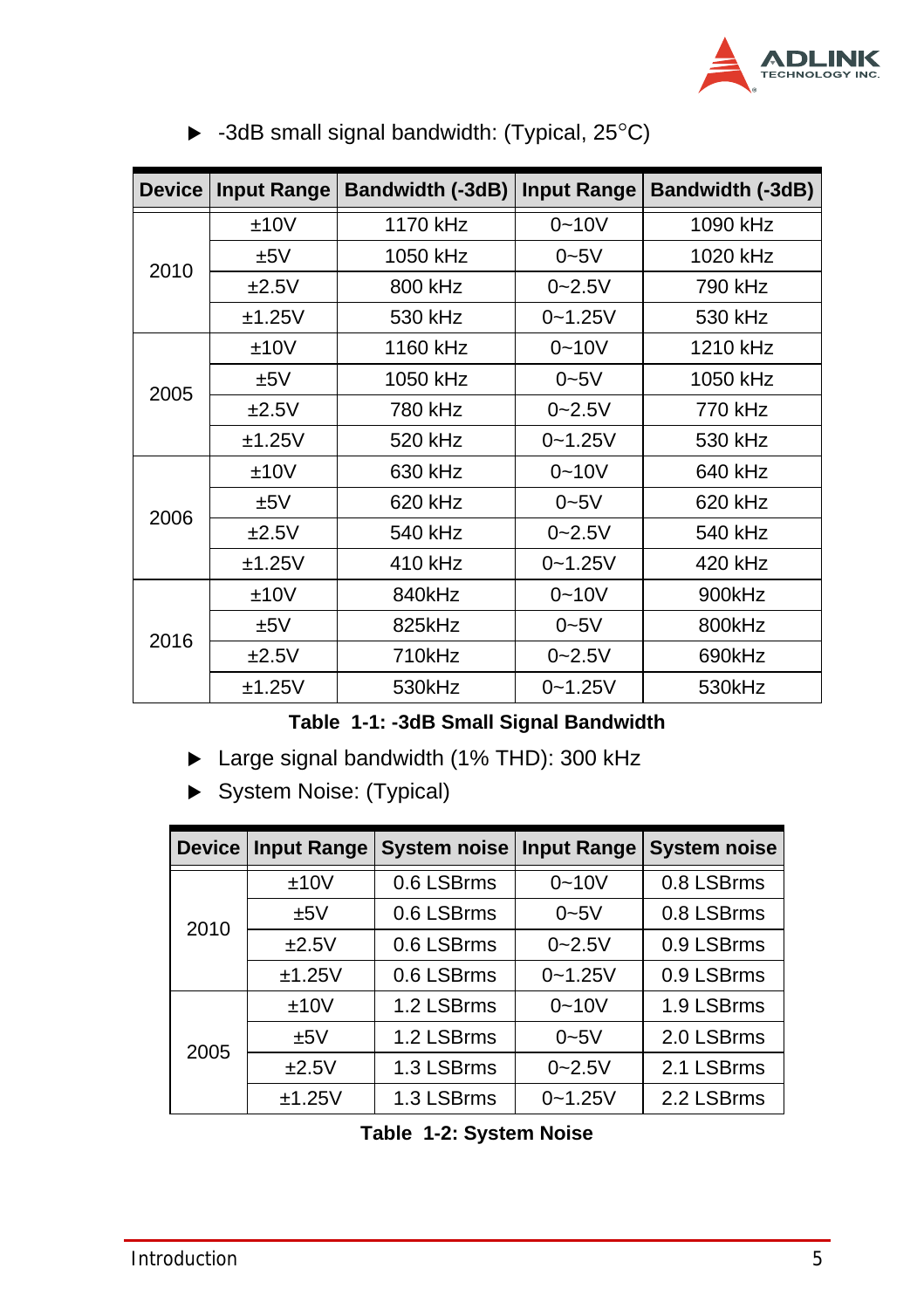- -3dB small signal bandwidth: (Typical, 25°C)

| Device | Input Range | Bandwidth (-3dB) | Input Range | Bandwidth (-3dB) |
|---|---|---|---|---|
| 2010 | ±10V | 1170 kHz | 0~10V | 1090 kHz |
| | ±5V | 1050 kHz | 0~5V | 1020 kHz |
| | ±2.5V | 800 kHz | 0~2.5V | 790 kHz |
| | ±1.25V | 530 kHz | 0~1.25V | 530 kHz |
| 2005 | ±10V | 1160 kHz | 0~10V | 1210 kHz |
| | ±5V | 1050 kHz | 0~5V | 1050 kHz |
| | ±2.5V | 780 kHz | 0~2.5V | 770 kHz |
| | ±1.25V | 520 kHz | 0~1.25V | 530 kHz |
| 2006 | ±10V | 630 kHz | 0~10V | 640 kHz |
| | ±5V | 620 kHz | 0~5V | 620 kHz |
| | ±2.5V | 540 kHz | 0~2.5V | 540 kHz |
| | ±1.25V | 410 kHz | 0~1.25V | 420 kHz |
| 2016 | ±10V | 840kHz | 0~10V | 900kHz |
| | ±5V | 825kHz | 0~5V | 800kHz |
| | ±2.5V | 710kHz | 0~2.5V | 690kHz |
| | ±1.25V | 530kHz | 0~1.25V | 530kHz |

**Table 1-1: -3dB Small Signal Bandwidth**

- Large signal bandwidth (1% THD): 300 kHz
- System Noise: (Typical)

| Device | Input Range | System noise | Input Range | System noise |
|---|---|---|---|---|
| 2010 | ±10V | 0.6 LSBrms | 0~10V | 0.8 LSBrms |
| | ±5V | 0.6 LSBrms | 0~5V | 0.8 LSBrms |
| | ±2.5V | 0.6 LSBrms | 0~2.5V | 0.9 LSBrms |
| | ±1.25V | 0.6 LSBrms | 0~1.25V | 0.9 LSBrms |
| 2005 | ±10V | 1.2 LSBrms | 0~10V | 1.9 LSBrms |
| | ±5V | 1.2 LSBrms | 0~5V | 2.0 LSBrms |
| | ±2.5V | 1.3 LSBrms | 0~2.5V | 2.1 LSBrms |
| | ±1.25V | 1.3 LSBrms | 0~1.25V | 2.2 LSBrms |

**Table 1-2: System Noise**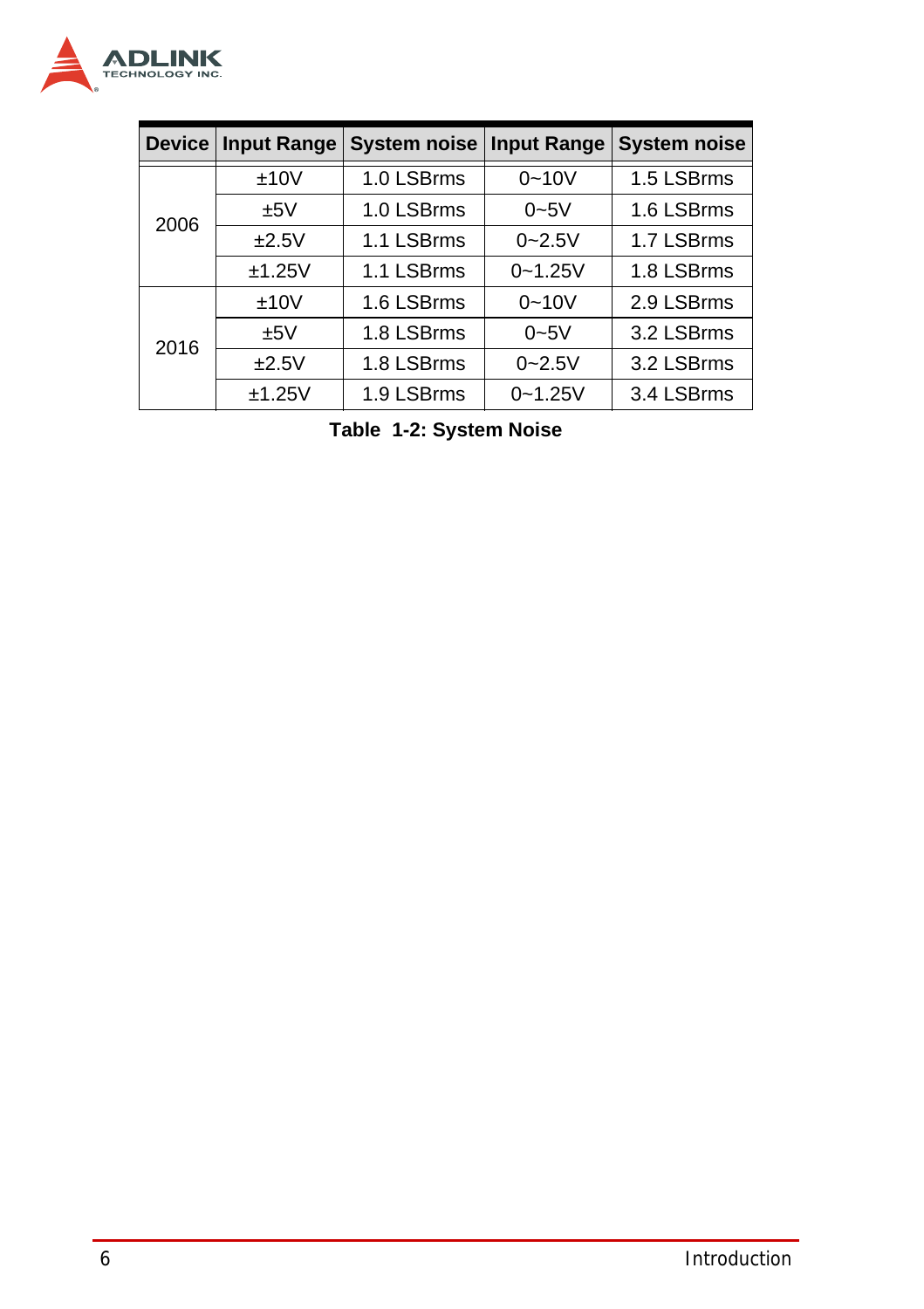| Device | Input Range | System noise | Input Range | System noise |
|---|---|---|---|---|
| 2006 | ±10V | 1.0 LSBrms | 0~10V | 1.5 LSBrms |
| | ±5V | 1.0 LSBrms | 0~5V | 1.6 LSBrms |
| | ±2.5V | 1.1 LSBrms | 0~2.5V | 1.7 LSBrms |
| | ±1.25V | 1.1 LSBrms | 0~1.25V | 1.8 LSBrms |
| 2016 | ±10V | 1.6 LSBrms | 0~10V | 2.9 LSBrms |
| | ±5V | 1.8 LSBrms | 0~5V | 3.2 LSBrms |
| | ±2.5V | 1.8 LSBrms | 0~2.5V | 3.2 LSBrms |
| | ±1.25V | 1.9 LSBrms | 0~1.25V | 3.4 LSBrms |

**Table 1-2: System Noise**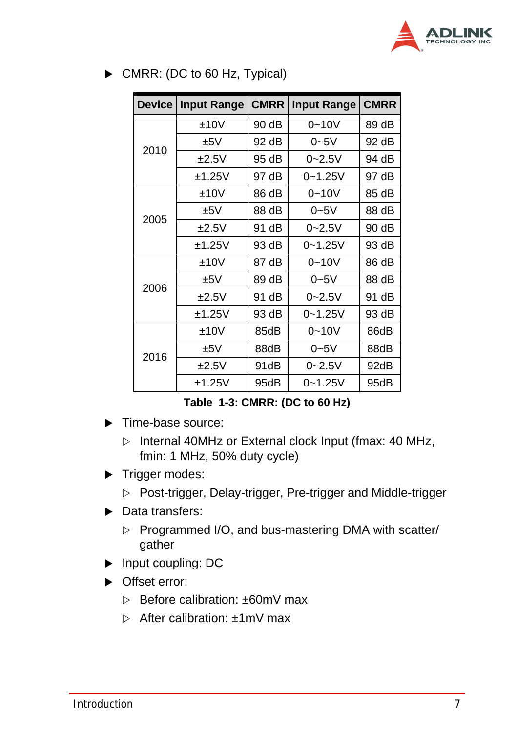- CMRR: (DC to 60 Hz, Typical)

| Device | Input Range | CMRR | Input Range | CMRR |
|---|---|---|---|---|
| 2010 | ±10V | 90 dB | 0~10V | 89 dB |
| | ±5V | 92 dB | 0~5V | 92 dB |
| | ±2.5V | 95 dB | 0~2.5V | 94 dB |
| | ±1.25V | 97 dB | 0~1.25V | 97 dB |
| 2005 | ±10V | 86 dB | 0~10V | 85 dB |
| | ±5V | 88 dB | 0~5V | 88 dB |
| | ±2.5V | 91 dB | 0~2.5V | 90 dB |
| | ±1.25V | 93 dB | 0~1.25V | 93 dB |
| 2006 | ±10V | 87 dB | 0~10V | 86 dB |
| | ±5V | 89 dB | 0~5V | 88 dB |
| | ±2.5V | 91 dB | 0~2.5V | 91 dB |
| | ±1.25V | 93 dB | 0~1.25V | 93 dB |
| 2016 | ±10V | 85dB | 0~10V | 86dB |
| | ±5V | 88dB | 0~5V | 88dB |
| | ±2.5V | 91dB | 0~2.5V | 92dB |
| | ±1.25V | 95dB | 0~1.25V | 95dB |

**Table 1-3: CMRR: (DC to 60 Hz)**

- Time-base source:
  - Internal 40MHz or External clock Input (fmax: 40 MHz, fmin: 1 MHz, 50% duty cycle)
- Trigger modes:
  - Post-trigger, Delay-trigger, Pre-trigger and Middle-trigger
- Data transfers:
  - Programmed I/O, and bus-mastering DMA with scatter/gather
- Input coupling: DC
- Offset error:
  - Before calibration: ±60mV max
  - After calibration: ±1mV max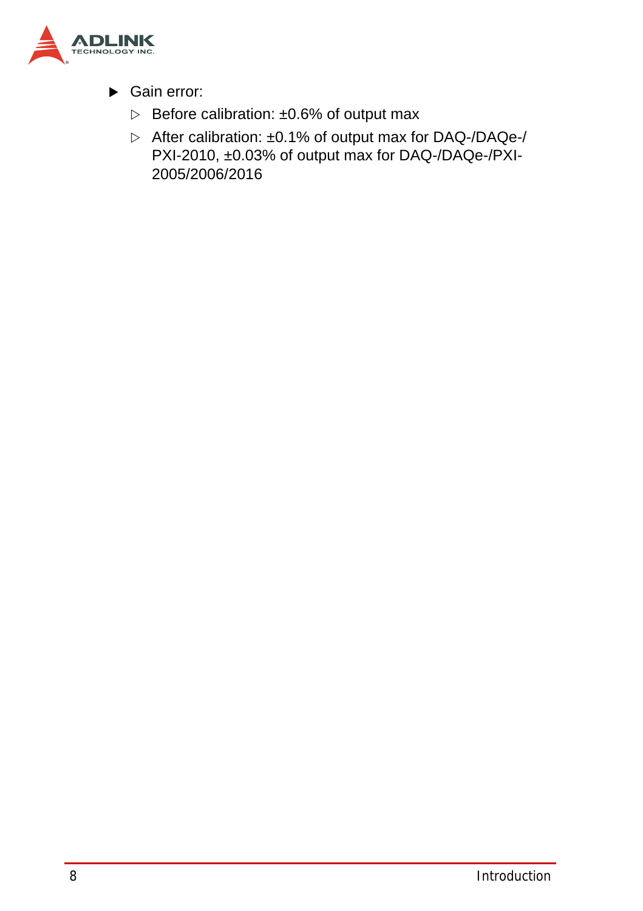- Gain error:
  - Before calibration: ±0.6% of output max
  - After calibration: ±0.1% of output max for DAQ-/DAQe-/PXI-2010, ±0.03% of output max for DAQ-/DAQe-/PXI-2005/2006/2016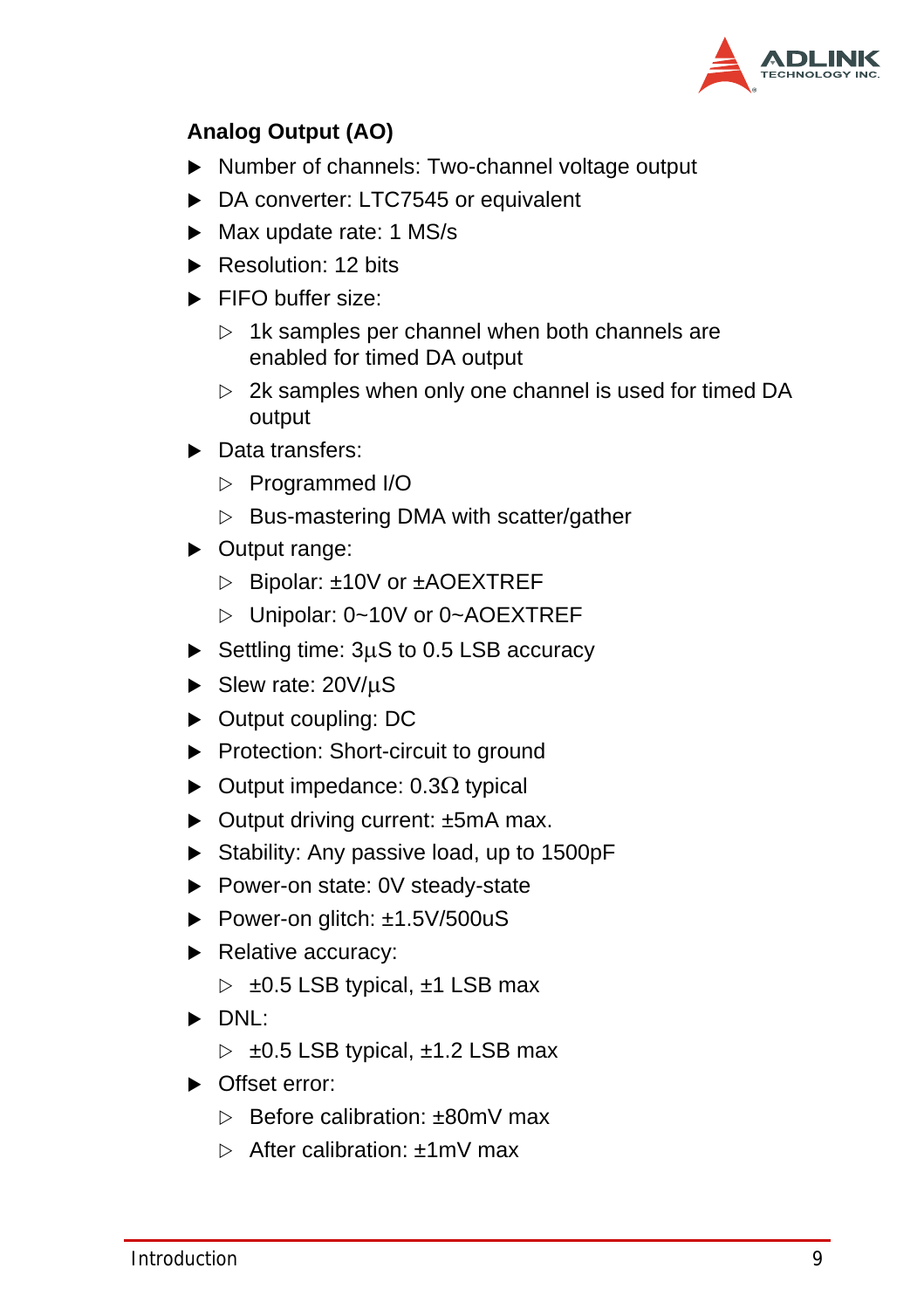### Analog Output (AO)

- Number of channels: Two-channel voltage output
- DA converter: LTC7545 or equivalent
- Max update rate: 1 MS/s
- Resolution: 12 bits
- FIFO buffer size:
  - 1k samples per channel when both channels are enabled for timed DA output
  - 2k samples when only one channel is used for timed DA output
- Data transfers:
  - Programmed I/O
  - Bus-mastering DMA with scatter/gather
- Output range:
  - Bipolar: ±10V or ±AOEXTREF
  - Unipolar: 0~10V or 0~AOEXTREF
- Settling time: 3µS to 0.5 LSB accuracy
- Slew rate: 20V/µS
- Output coupling: DC
- Protection: Short-circuit to ground
- Output impedance: 0.3Ω typical
- Output driving current: ±5mA max.
- Stability: Any passive load, up to 1500pF
- Power-on state: 0V steady-state
- Power-on glitch: ±1.5V/500uS
- Relative accuracy:
  - ±0.5 LSB typical, ±1 LSB max
- DNL:
  - ±0.5 LSB typical, ±1.2 LSB max
- Offset error:
  - Before calibration: ±80mV max
  - After calibration: ±1mV max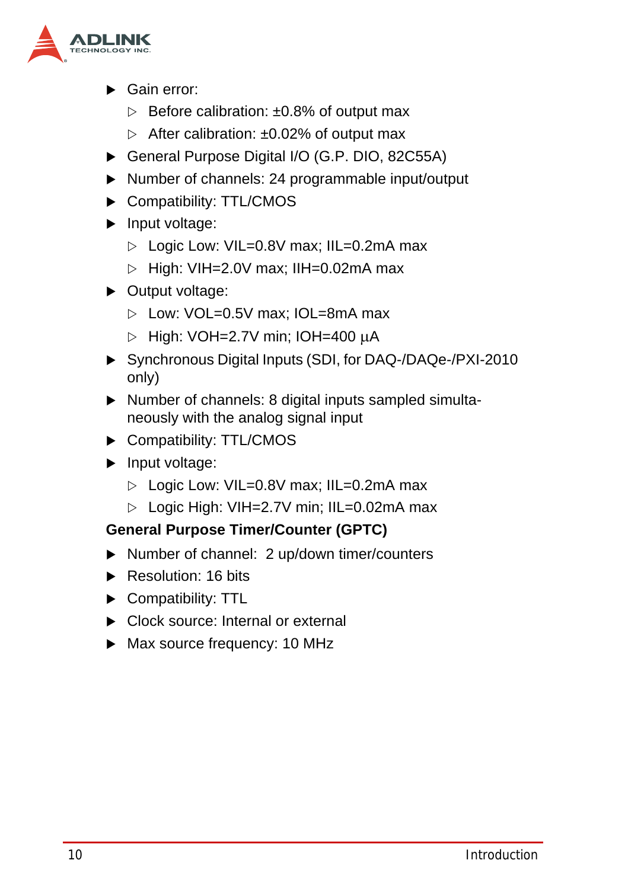- Gain error:
  - Before calibration: ±0.8% of output max
  - After calibration: ±0.02% of output max
- General Purpose Digital I/O (G.P. DIO, 82C55A)
- Number of channels: 24 programmable input/output
- Compatibility: TTL/CMOS
- Input voltage:
  - Logic Low: VIL=0.8V max; IIL=0.2mA max
  - High: VIH=2.0V max; IIH=0.02mA max
- Output voltage:
  - Low: VOL=0.5V max; IOL=8mA max
  - High: VOH=2.7V min; IOH=400 μA
- Synchronous Digital Inputs (SDI, for DAQ-/DAQe-/PXI-2010 only)
- Number of channels: 8 digital inputs sampled simultaneously with the analog signal input
- Compatibility: TTL/CMOS
- Input voltage:
  - Logic Low: VIL=0.8V max; IIL=0.2mA max
  - Logic High: VIH=2.7V min; IIL=0.02mA max

**General Purpose Timer/Counter (GPTC)**

- Number of channel: 2 up/down timer/counters
- Resolution: 16 bits
- Compatibility: TTL
- Clock source: Internal or external
- Max source frequency: 10 MHz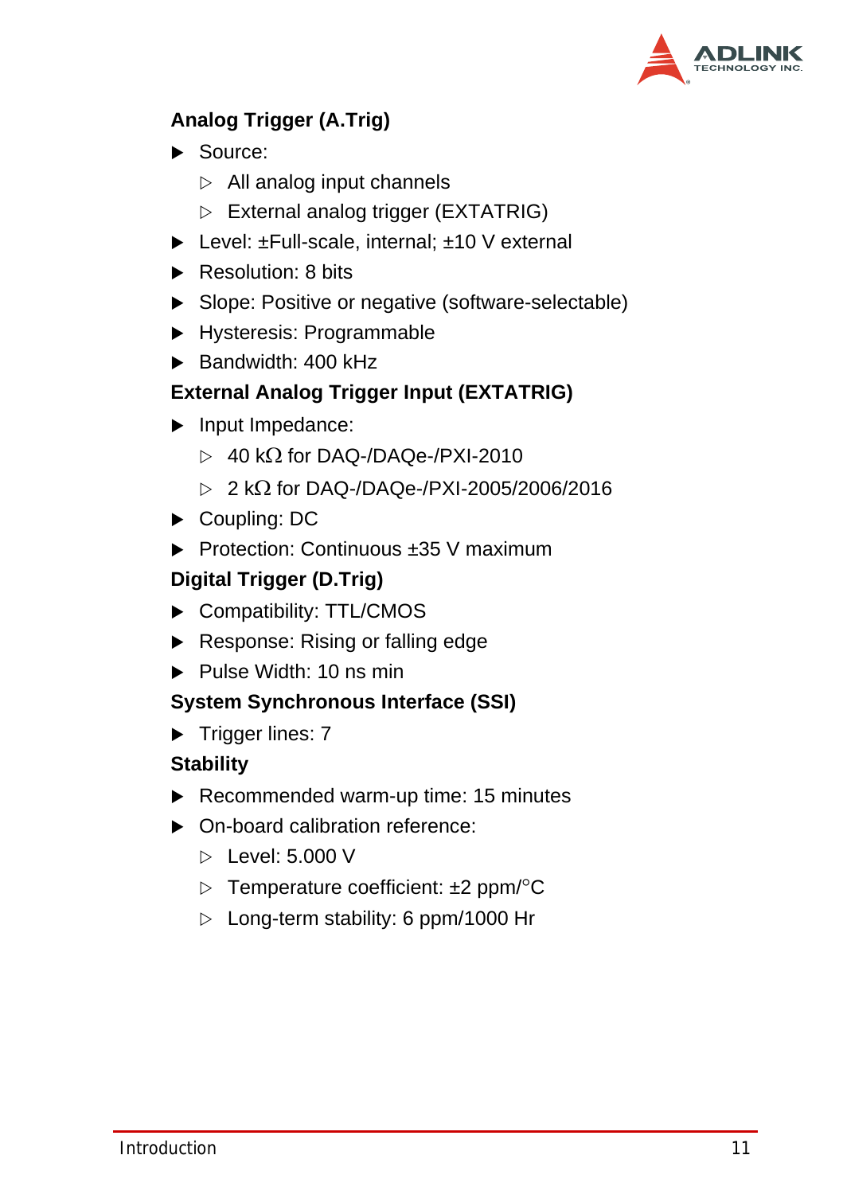**Analog Trigger (A.Trig)**

- Source:
  - All analog input channels
  - External analog trigger (EXTATRIG)
- Level: ±Full-scale, internal; ±10 V external
- Resolution: 8 bits
- Slope: Positive or negative (software-selectable)
- Hysteresis: Programmable
- Bandwidth: 400 kHz

**External Analog Trigger Input (EXTATRIG)**

- Input Impedance:
  - 40 kΩ for DAQ-/DAQe-/PXI-2010
  - 2 kΩ for DAQ-/DAQe-/PXI-2005/2006/2016
- Coupling: DC
- Protection: Continuous ±35 V maximum

**Digital Trigger (D.Trig)**

- Compatibility: TTL/CMOS
- Response: Rising or falling edge
- Pulse Width: 10 ns min

**System Synchronous Interface (SSI)**

- Trigger lines: 7

**Stability**

- Recommended warm-up time: 15 minutes
- On-board calibration reference:
  - Level: 5.000 V
  - Temperature coefficient: ±2 ppm/°C
  - Long-term stability: 6 ppm/1000 Hr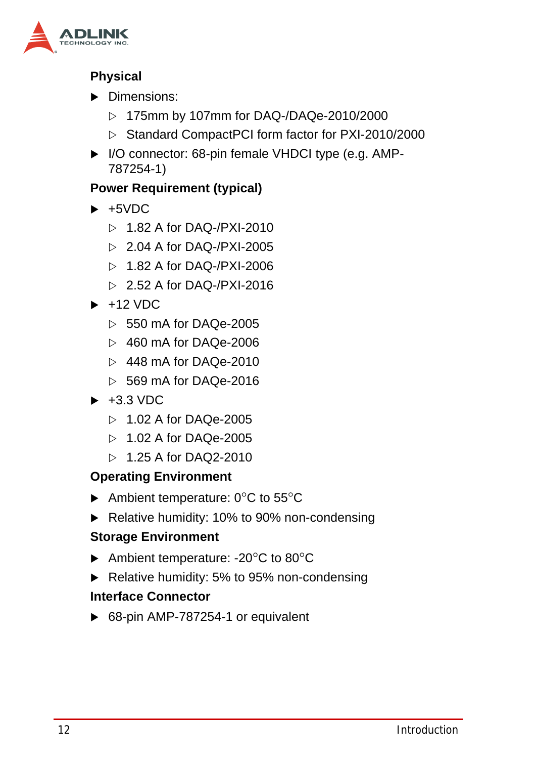**Physical**

- Dimensions:
  - 175mm by 107mm for DAQ-/DAQe-2010/2000
  - Standard CompactPCI form factor for PXI-2010/2000
- I/O connector: 68-pin female VHDCI type (e.g. AMP-787254-1)

**Power Requirement (typical)**

- +5VDC
  - 1.82 A for DAQ-/PXI-2010
  - 2.04 A for DAQ-/PXI-2005
  - 1.82 A for DAQ-/PXI-2006
  - 2.52 A for DAQ-/PXI-2016
- +12 VDC
  - 550 mA for DAQe-2005
  - 460 mA for DAQe-2006
  - 448 mA for DAQe-2010
  - 569 mA for DAQe-2016
- +3.3 VDC
  - 1.02 A for DAQe-2005
  - 1.02 A for DAQe-2005
  - 1.25 A for DAQ2-2010

**Operating Environment**

- Ambient temperature: 0°C to 55°C
- Relative humidity: 10% to 90% non-condensing

**Storage Environment**

- Ambient temperature: -20°C to 80°C
- Relative humidity: 5% to 95% non-condensing

**Interface Connector**

- 68-pin AMP-787254-1 or equivalent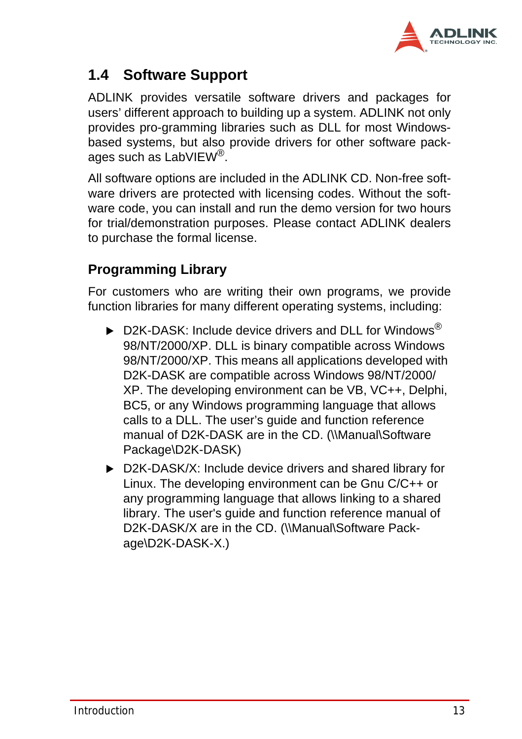## 1.4 Software Support

ADLINK provides versatile software drivers and packages for users' different approach to building up a system. ADLINK not only provides pro-gramming libraries such as DLL for most Windows-based systems, but also provide drivers for other software packages such as LabVIEW®.

All software options are included in the ADLINK CD. Non-free software drivers are protected with licensing codes. Without the software code, you can install and run the demo version for two hours for trial/demonstration purposes. Please contact ADLINK dealers to purchase the formal license.

### Programming Library

For customers who are writing their own programs, we provide function libraries for many different operating systems, including:

- D2K-DASK: Include device drivers and DLL for Windows® 98/NT/2000/XP. DLL is binary compatible across Windows 98/NT/2000/XP. This means all applications developed with D2K-DASK are compatible across Windows 98/NT/2000/XP. The developing environment can be VB, VC++, Delphi, BC5, or any Windows programming language that allows calls to a DLL. The user's guide and function reference manual of D2K-DASK are in the CD. (\\Manual\Software Package\D2K-DASK)
- D2K-DASK/X: Include device drivers and shared library for Linux. The developing environment can be Gnu C/C++ or any programming language that allows linking to a shared library. The user's guide and function reference manual of D2K-DASK/X are in the CD. (\\Manual\Software Package\D2K-DASK-X.)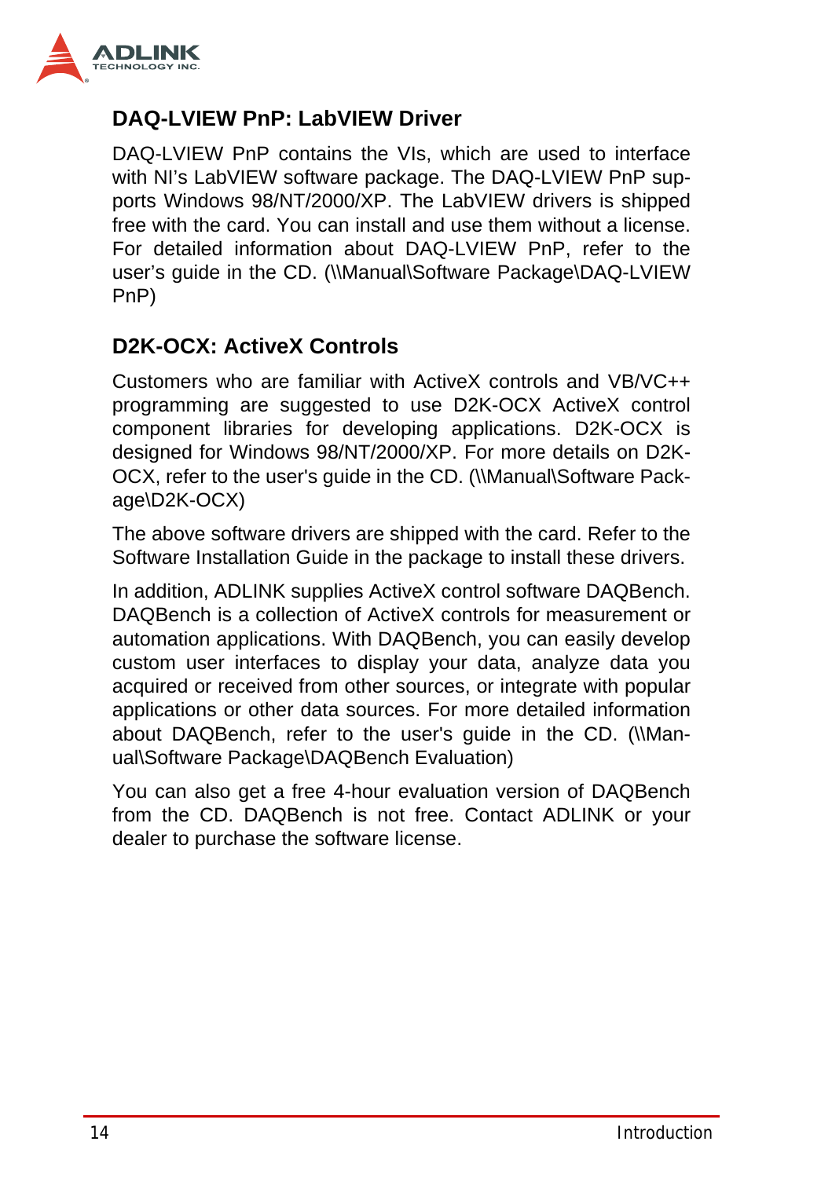### DAQ-LVIEW PnP: LabVIEW Driver

DAQ-LVIEW PnP contains the VIs, which are used to interface with NI's LabVIEW software package. The DAQ-LVIEW PnP supports Windows 98/NT/2000/XP. The LabVIEW drivers is shipped free with the card. You can install and use them without a license. For detailed information about DAQ-LVIEW PnP, refer to the user's guide in the CD. (\\Manual\Software Package\DAQ-LVIEW PnP)

### D2K-OCX: ActiveX Controls

Customers who are familiar with ActiveX controls and VB/VC++ programming are suggested to use D2K-OCX ActiveX control component libraries for developing applications. D2K-OCX is designed for Windows 98/NT/2000/XP. For more details on D2K-OCX, refer to the user's guide in the CD. (\\Manual\Software Package\D2K-OCX)

The above software drivers are shipped with the card. Refer to the Software Installation Guide in the package to install these drivers.

In addition, ADLINK supplies ActiveX control software DAQBench. DAQBench is a collection of ActiveX controls for measurement or automation applications. With DAQBench, you can easily develop custom user interfaces to display your data, analyze data you acquired or received from other sources, or integrate with popular applications or other data sources. For more detailed information about DAQBench, refer to the user's guide in the CD. (\\Manual\Software Package\DAQBench Evaluation)

You can also get a free 4-hour evaluation version of DAQBench from the CD. DAQBench is not free. Contact ADLINK or your dealer to purchase the software license.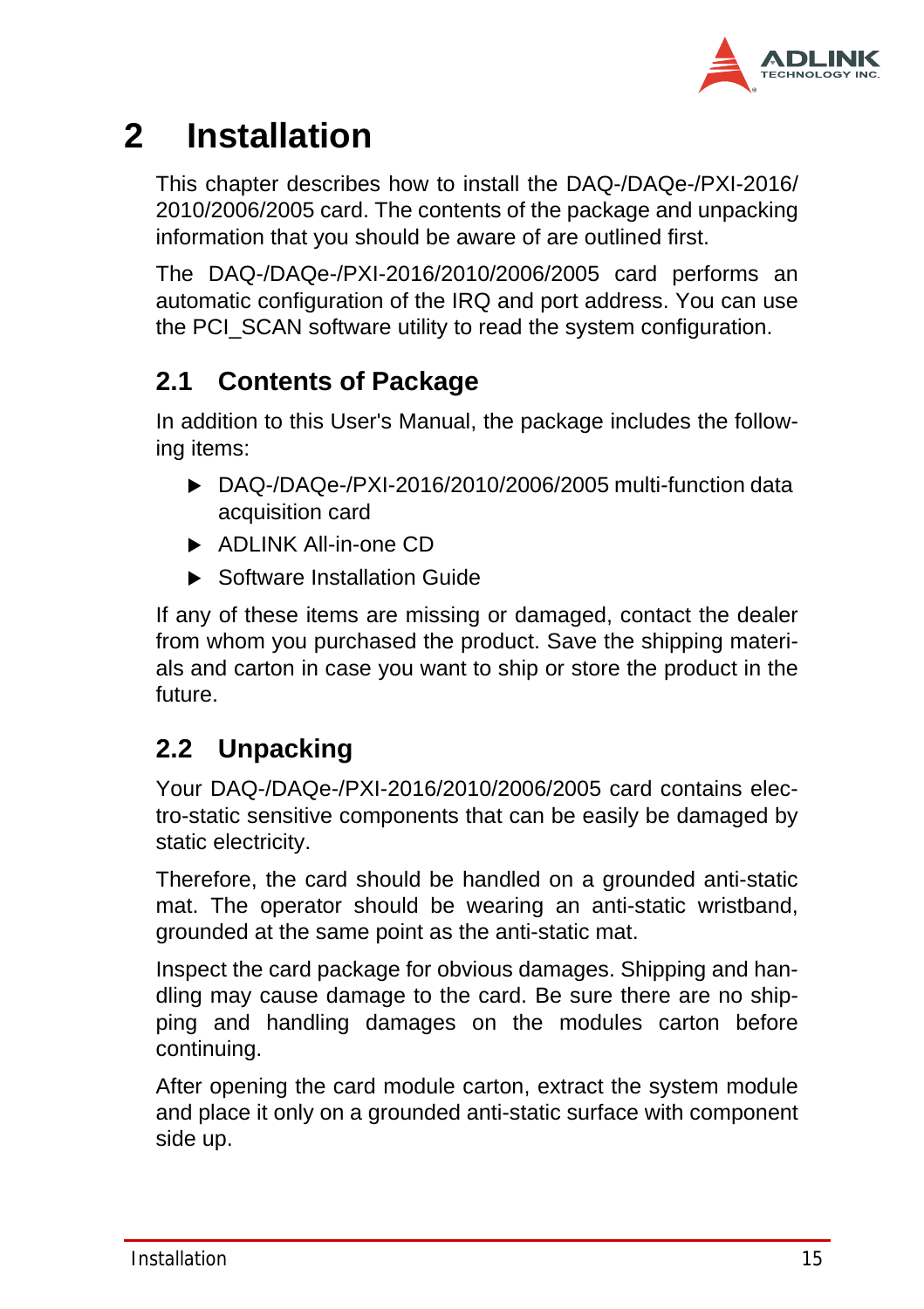# 2 Installation

This chapter describes how to install the DAQ-/DAQe-/PXI-2016/2010/2006/2005 card. The contents of the package and unpacking information that you should be aware of are outlined first.

The DAQ-/DAQe-/PXI-2016/2010/2006/2005 card performs an automatic configuration of the IRQ and port address. You can use the PCI_SCAN software utility to read the system configuration.

## 2.1 Contents of Package

In addition to this User's Manual, the package includes the following items:

- DAQ-/DAQe-/PXI-2016/2010/2006/2005 multi-function data acquisition card
- ADLINK All-in-one CD
- Software Installation Guide

If any of these items are missing or damaged, contact the dealer from whom you purchased the product. Save the shipping materials and carton in case you want to ship or store the product in the future.

## 2.2 Unpacking

Your DAQ-/DAQe-/PXI-2016/2010/2006/2005 card contains electro-static sensitive components that can be easily damaged by static electricity.

Therefore, the card should be handled on a grounded anti-static mat. The operator should be wearing an anti-static wristband, grounded at the same point as the anti-static mat.

Inspect the card package for obvious damages. Shipping and handling may cause damage to the card. Be sure there are no shipping and handling damages on the modules carton before continuing.

After opening the card module carton, extract the system module and place it only on a grounded anti-static surface with component side up.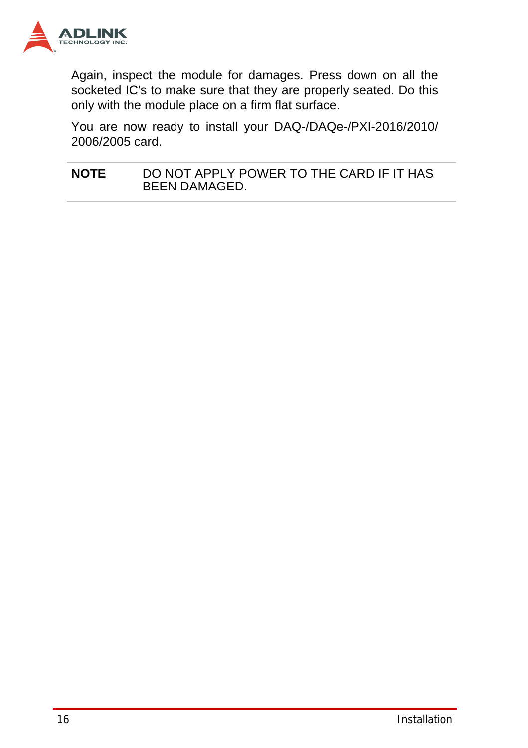Again, inspect the module for damages. Press down on all the socketed IC's to make sure that they are properly seated. Do this only with the module place on a firm flat surface.

You are now ready to install your DAQ-/DAQe-/PXI-2016/2010/2006/2005 card.

| **NOTE** | DO NOT APPLY POWER TO THE CARD IF IT HAS BEEN DAMAGED. |
|---|---|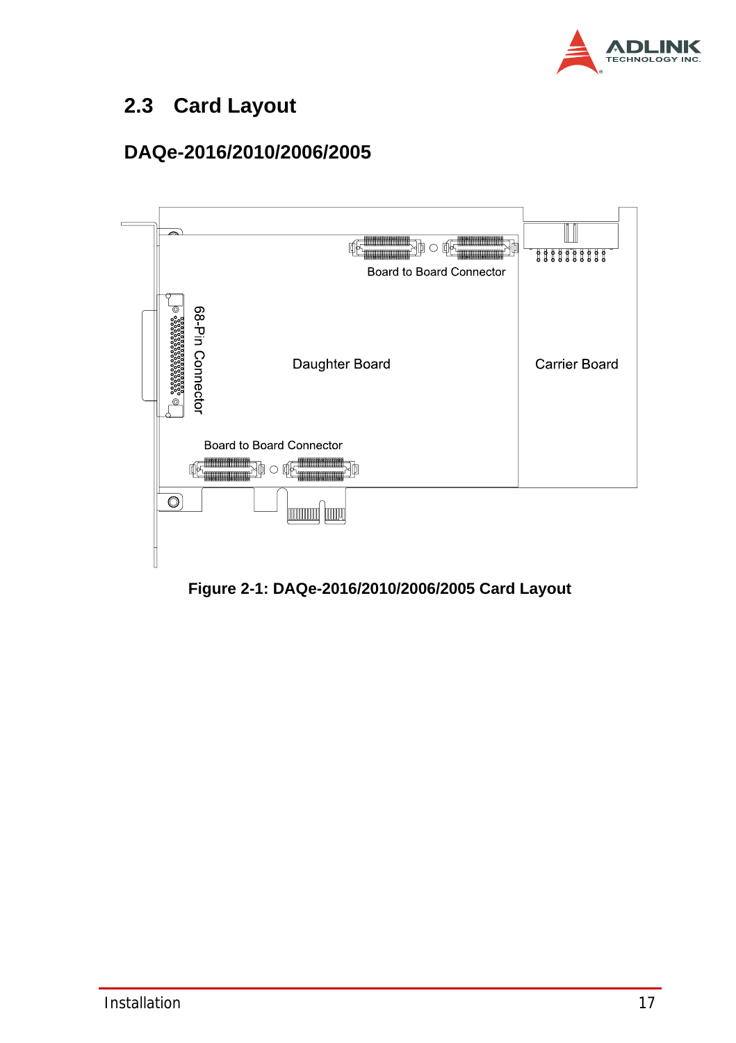## 2.3 Card Layout

### DAQe-2016/2010/2006/2005

Board to Board Connector

68-Pin Connector

Daughter Board

Carrier Board

Board to Board Connector

**Figure 2-1: DAQe-2016/2010/2006/2005 Card Layout**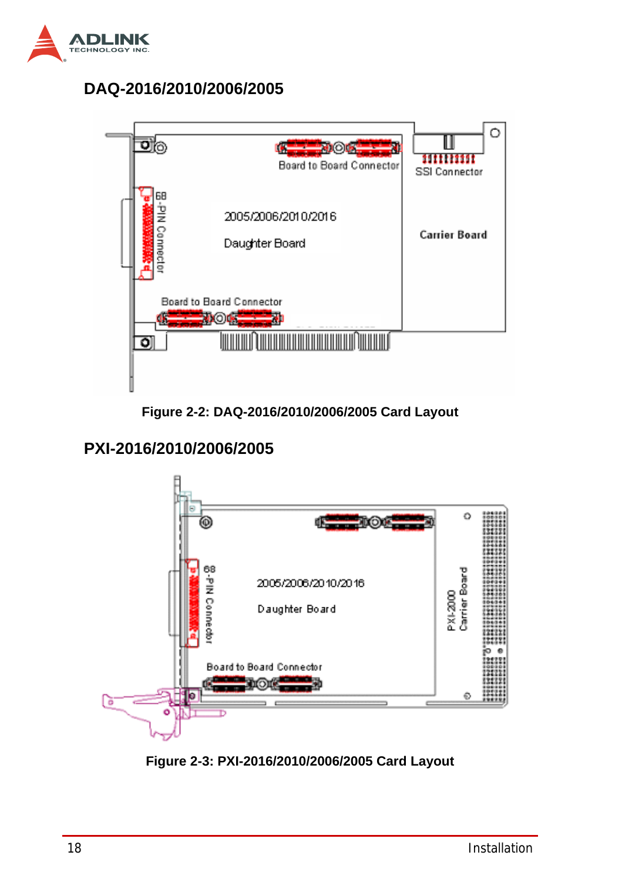### DAQ-2016/2010/2006/2005

Figure 2-2: DAQ-2016/2010/2006/2005 Card Layout

### PXI-2016/2010/2006/2005

Figure 2-3: PXI-2016/2010/2006/2005 Card Layout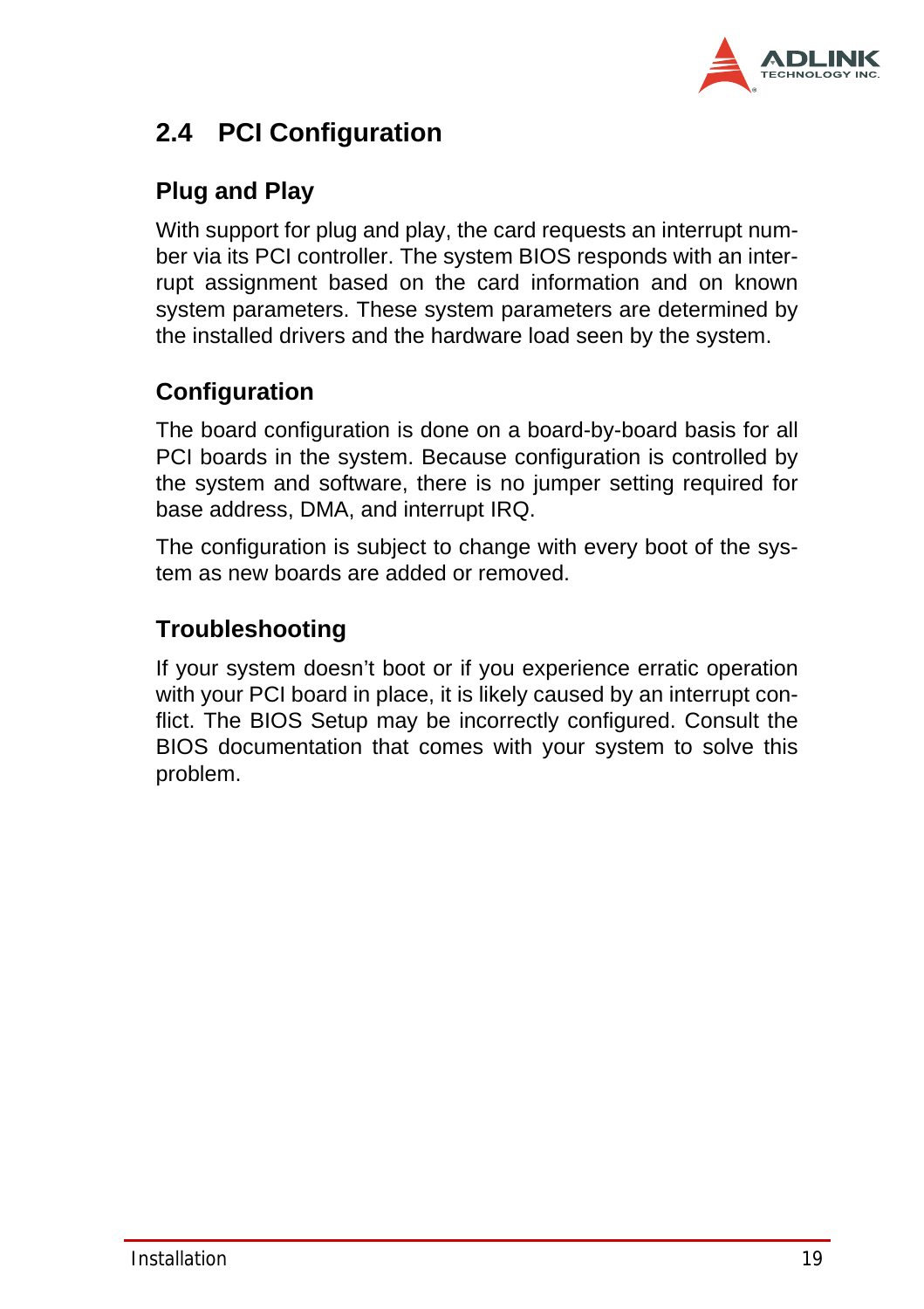## 2.4 PCI Configuration

### Plug and Play

With support for plug and play, the card requests an interrupt number via its PCI controller. The system BIOS responds with an interrupt assignment based on the card information and on known system parameters. These system parameters are determined by the installed drivers and the hardware load seen by the system.

### Configuration

The board configuration is done on a board-by-board basis for all PCI boards in the system. Because configuration is controlled by the system and software, there is no jumper setting required for base address, DMA, and interrupt IRQ.

The configuration is subject to change with every boot of the system as new boards are added or removed.

### Troubleshooting

If your system doesn't boot or if you experience erratic operation with your PCI board in place, it is likely caused by an interrupt conflict. The BIOS Setup may be incorrectly configured. Consult the BIOS documentation that comes with your system to solve this problem.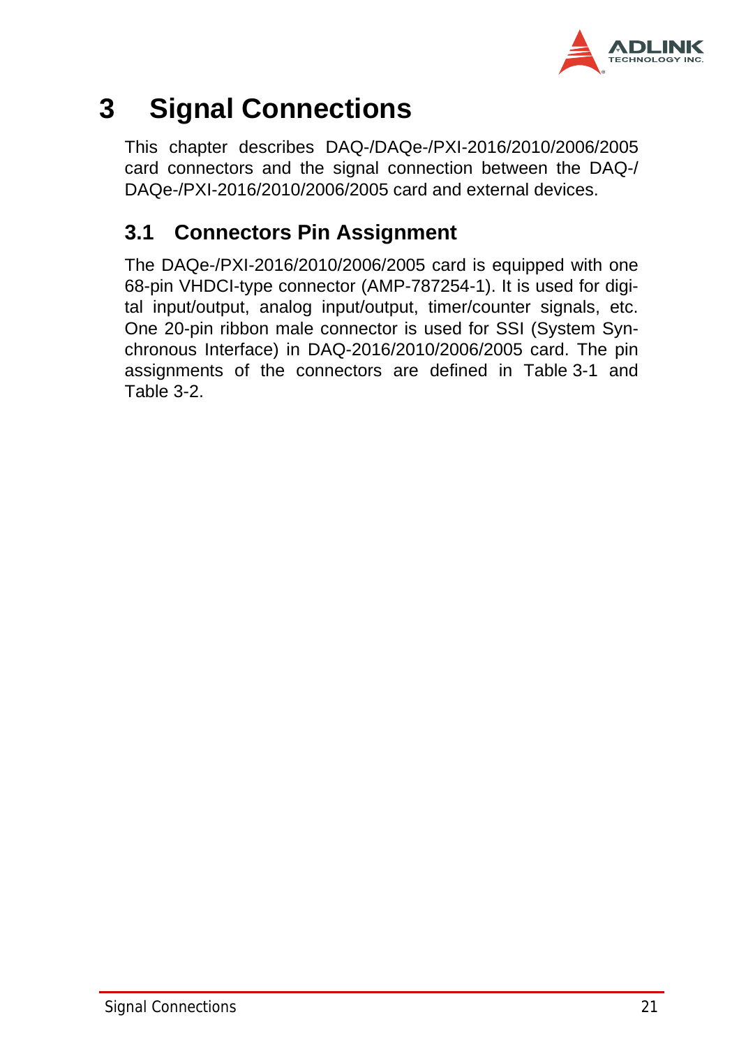# 3 Signal Connections

This chapter describes DAQ-/DAQe-/PXI-2016/2010/2006/2005 card connectors and the signal connection between the DAQ-/DAQe-/PXI-2016/2010/2006/2005 card and external devices.

## 3.1 Connectors Pin Assignment

The DAQe-/PXI-2016/2010/2006/2005 card is equipped with one 68-pin VHDCI-type connector (AMP-787254-1). It is used for digital input/output, analog input/output, timer/counter signals, etc. One 20-pin ribbon male connector is used for SSI (System Synchronous Interface) in DAQ-2016/2010/2006/2005 card. The pin assignments of the connectors are defined in Table 3-1 and Table 3-2.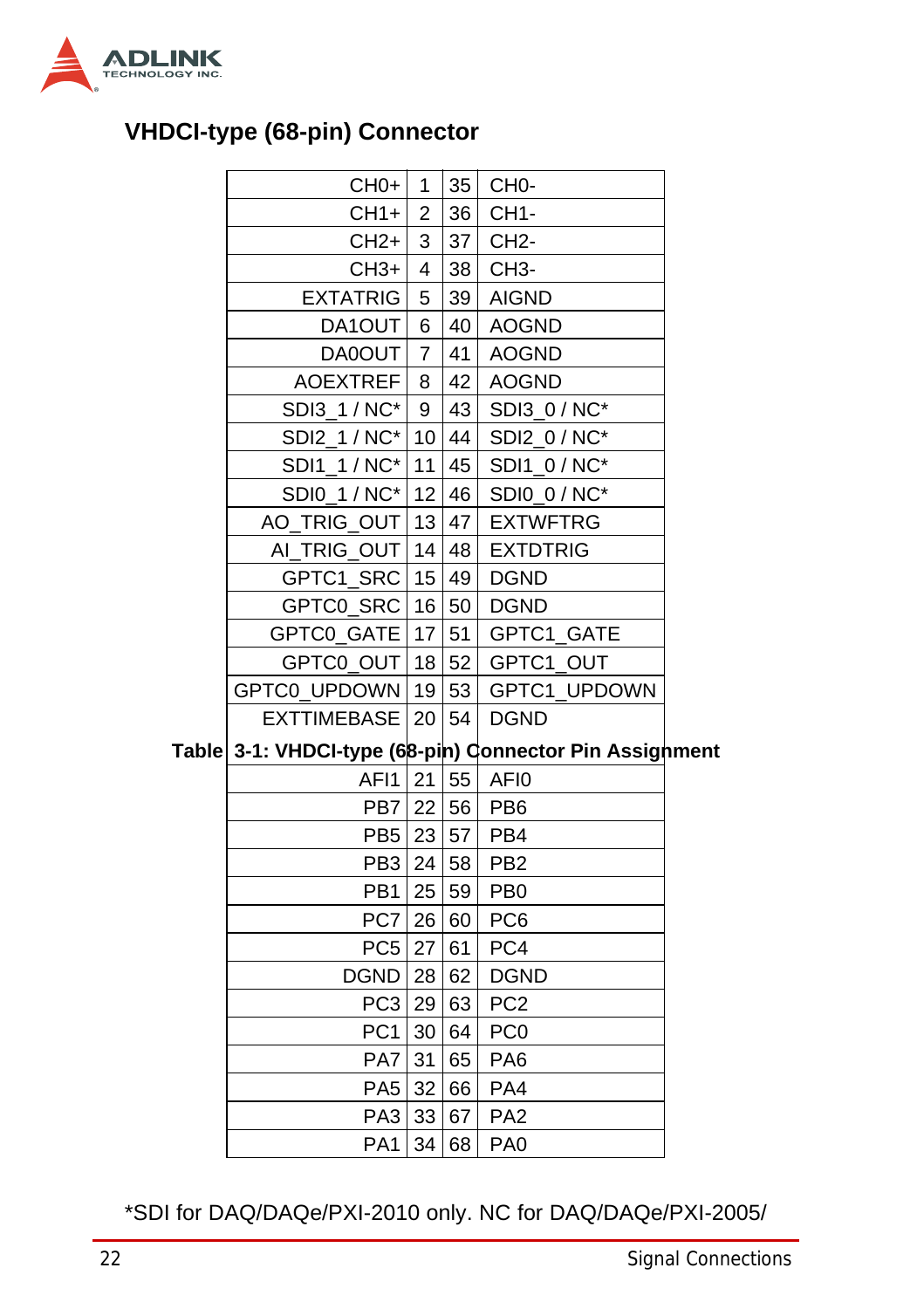### VHDCI-type (68-pin) Connector

| | | | |
|---|---|---|---|
| CH0+ | 1 | 35 | CH0- |
| CH1+ | 2 | 36 | CH1- |
| CH2+ | 3 | 37 | CH2- |
| CH3+ | 4 | 38 | CH3- |
| EXTATRIG | 5 | 39 | AIGND |
| DA1OUT | 6 | 40 | AOGND |
| DA0OUT | 7 | 41 | AOGND |
| AOEXTREF | 8 | 42 | AOGND |
| SDI3_1 / NC* | 9 | 43 | SDI3_0 / NC* |
| SDI2_1 / NC* | 10 | 44 | SDI2_0 / NC* |
| SDI1_1 / NC* | 11 | 45 | SDI1_0 / NC* |
| SDI0_1 / NC* | 12 | 46 | SDI0_0 / NC* |
| AO_TRIG_OUT | 13 | 47 | EXTWFTRG |
| AI_TRIG_OUT | 14 | 48 | EXTDTRIG |
| GPTC1_SRC | 15 | 49 | DGND |
| GPTC0_SRC | 16 | 50 | DGND |
| GPTC0_GATE | 17 | 51 | GPTC1_GATE |
| GPTC0_OUT | 18 | 52 | GPTC1_OUT |
| GPTC0_UPDOWN | 19 | 53 | GPTC1_UPDOWN |
| EXTTIMEBASE | 20 | 54 | DGND |
| AFI1 | 21 | 55 | AFI0 |
| PB7 | 22 | 56 | PB6 |
| PB5 | 23 | 57 | PB4 |
| PB3 | 24 | 58 | PB2 |
| PB1 | 25 | 59 | PB0 |
| PC7 | 26 | 60 | PC6 |
| PC5 | 27 | 61 | PC4 |
| DGND | 28 | 62 | DGND |
| PC3 | 29 | 63 | PC2 |
| PC1 | 30 | 64 | PC0 |
| PA7 | 31 | 65 | PA6 |
| PA5 | 32 | 66 | PA4 |
| PA3 | 33 | 67 | PA2 |
| PA1 | 34 | 68 | PA0 |

**Table 3-1: VHDCI-type (68-pin) Connector Pin Assignment**

*SDI for DAQ/DAQe/PXI-2010 only. NC for DAQ/DAQe/PXI-2005/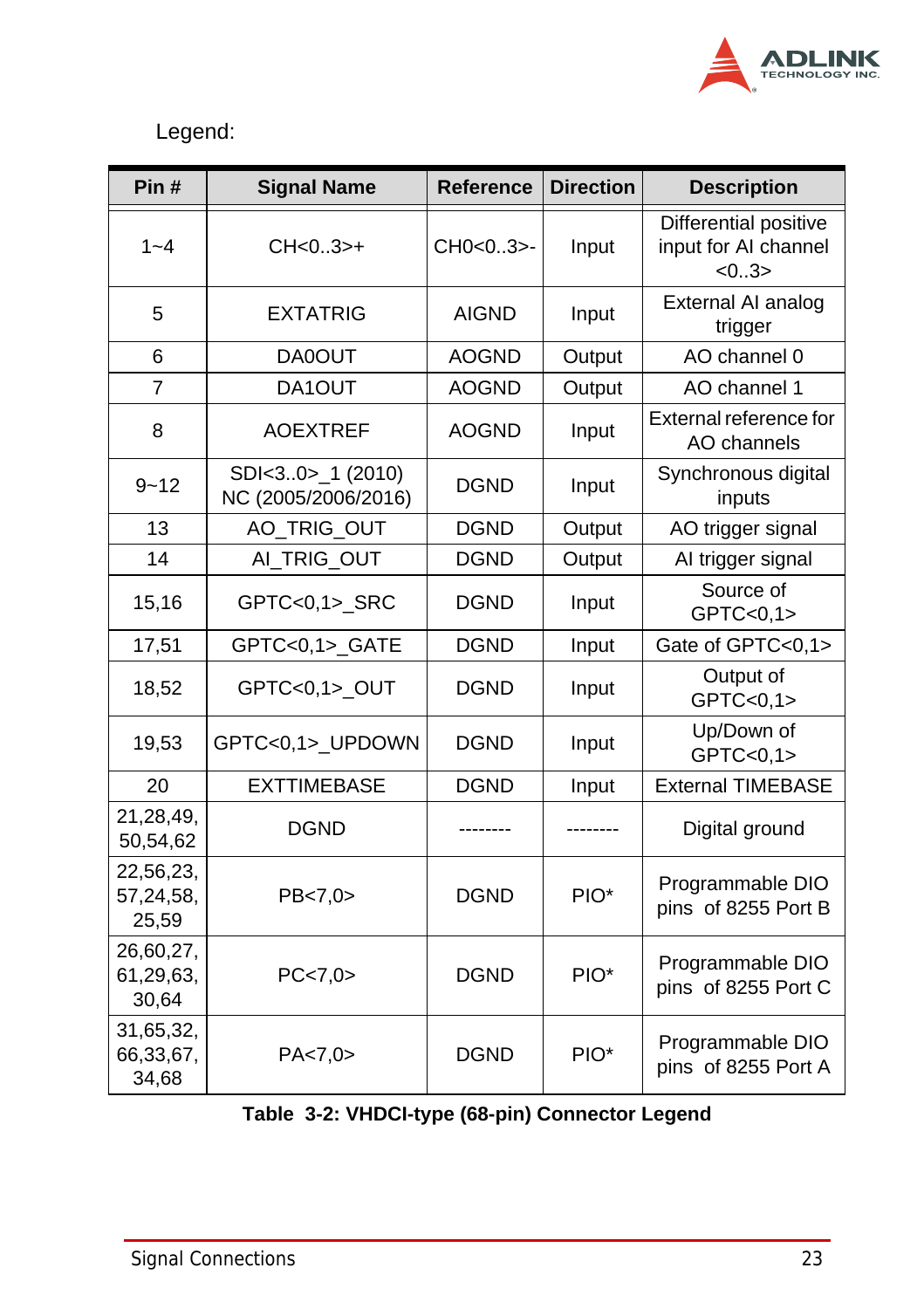Legend:

| Pin # | Signal Name | Reference | Direction | Description |
|---|---|---|---|---|
| 1~4 | CH<0..3>+ | CH0<0..3>- | Input | Differential positive input for AI channel <0..3> |
| 5 | EXTATRIG | AIGND | Input | External AI analog trigger |
| 6 | DA0OUT | AOGND | Output | AO channel 0 |
| 7 | DA1OUT | AOGND | Output | AO channel 1 |
| 8 | AOEXTREF | AOGND | Input | External reference for AO channels |
| 9~12 | SDI<3..0>_1 (2010) NC (2005/2006/2016) | DGND | Input | Synchronous digital inputs |
| 13 | AO_TRIG_OUT | DGND | Output | AO trigger signal |
| 14 | AI_TRIG_OUT | DGND | Output | AI trigger signal |
| 15,16 | GPTC<0,1>_SRC | DGND | Input | Source of GPTC<0,1> |
| 17,51 | GPTC<0,1>_GATE | DGND | Input | Gate of GPTC<0,1> |
| 18,52 | GPTC<0,1>_OUT | DGND | Input | Output of GPTC<0,1> |
| 19,53 | GPTC<0,1>_UPDOWN | DGND | Input | Up/Down of GPTC<0,1> |
| 20 | EXTTIMEBASE | DGND | Input | External TIMEBASE |
| 21,28,49, 50,54,62 | DGND | -------- | -------- | Digital ground |
| 22,56,23, 57,24,58, 25,59 | PB<7,0> | DGND | PIO* | Programmable DIO pins of 8255 Port B |
| 26,60,27, 61,29,63, 30,64 | PC<7,0> | DGND | PIO* | Programmable DIO pins of 8255 Port C |
| 31,65,32, 66,33,67, 34,68 | PA<7,0> | DGND | PIO* | Programmable DIO pins of 8255 Port A |

**Table 3-2: VHDCI-type (68-pin) Connector Legend**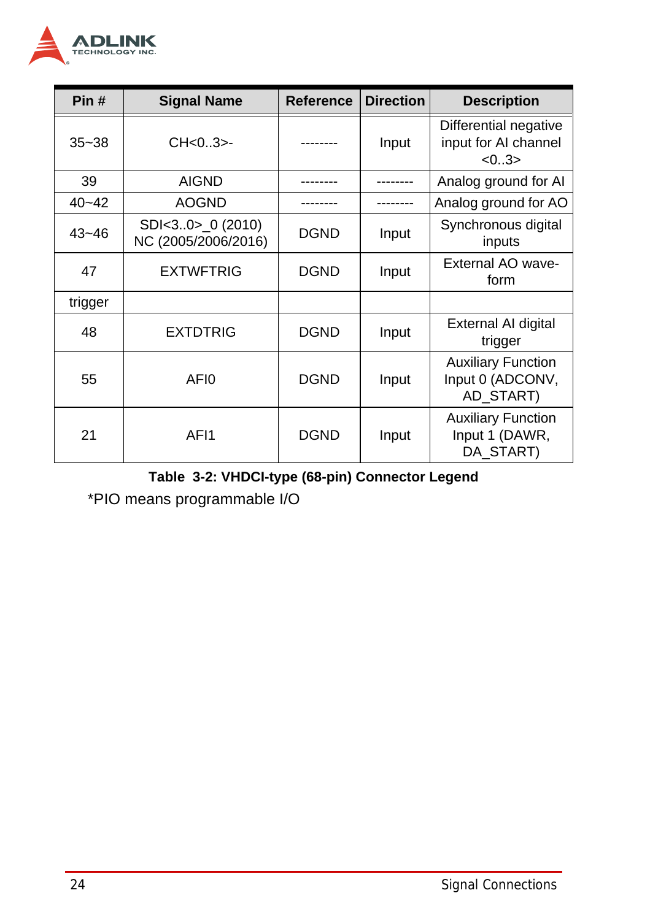| Pin # | Signal Name | Reference | Direction | Description |
|---|---|---|---|---|
| 35~38 | CH<0..3>- | -------- | Input | Differential negative input for AI channel <0..3> |
| 39 | AIGND | -------- | -------- | Analog ground for AI |
| 40~42 | AOGND | -------- | -------- | Analog ground for AO |
| 43~46 | SDI<3..0>_0 (2010) NC (2005/2006/2016) | DGND | Input | Synchronous digital inputs |
| 47 | EXTWFTRIG | DGND | Input | External AO wave-form |
| trigger | | | | |
| 48 | EXTDTRIG | DGND | Input | External AI digital trigger |
| 55 | AFI0 | DGND | Input | Auxiliary Function Input 0 (ADCONV, AD_START) |
| 21 | AFI1 | DGND | Input | Auxiliary Function Input 1 (DAWR, DA_START) |

**Table 3-2: VHDCI-type (68-pin) Connector Legend**

*PIO means programmable I/O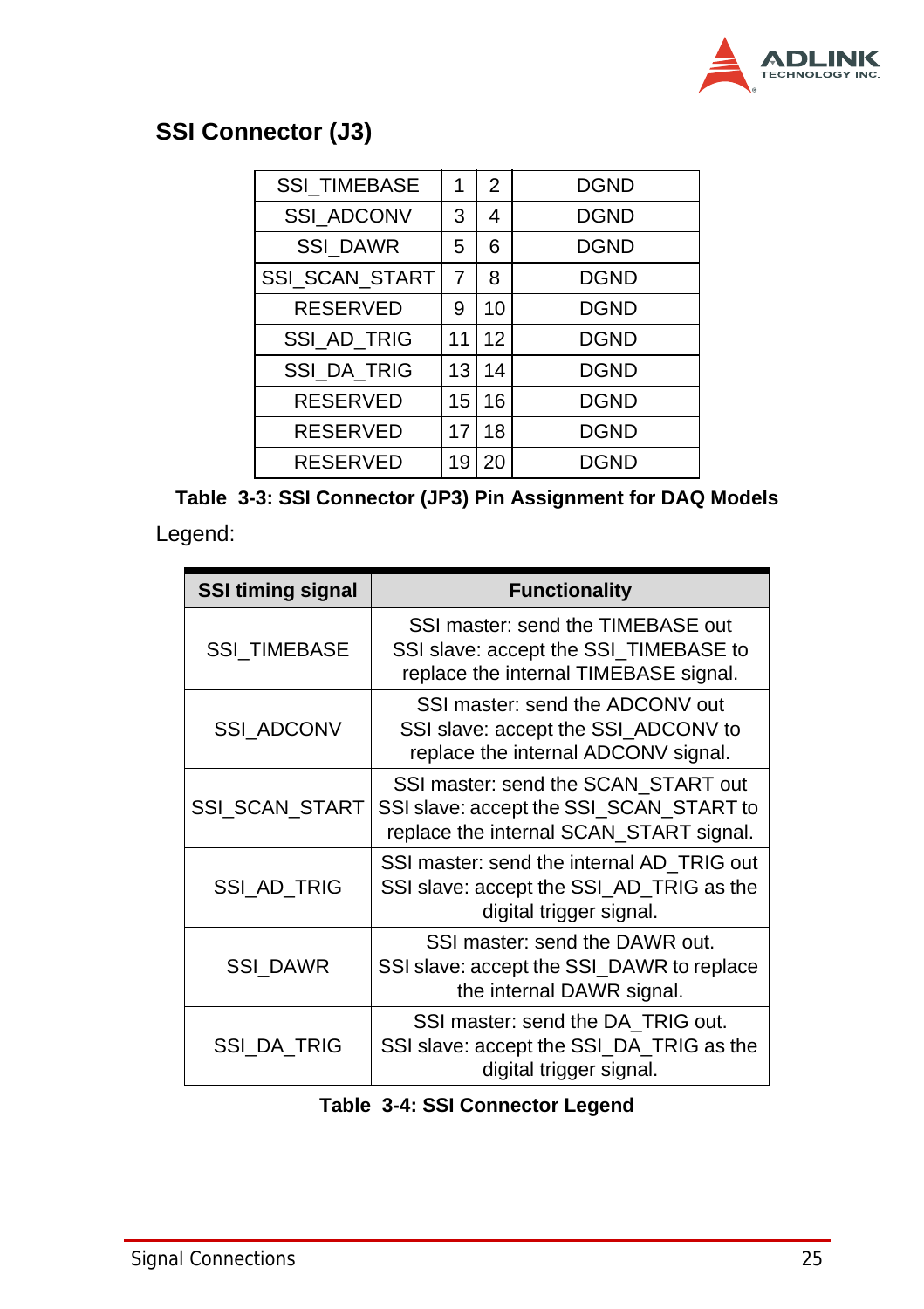## SSI Connector (J3)

| | | | |
|---|---|---|---|
| SSI_TIMEBASE | 1 | 2 | DGND |
| SSI_ADCONV | 3 | 4 | DGND |
| SSI_DAWR | 5 | 6 | DGND |
| SSI_SCAN_START | 7 | 8 | DGND |
| RESERVED | 9 | 10 | DGND |
| SSI_AD_TRIG | 11 | 12 | DGND |
| SSI_DA_TRIG | 13 | 14 | DGND |
| RESERVED | 15 | 16 | DGND |
| RESERVED | 17 | 18 | DGND |
| RESERVED | 19 | 20 | DGND |

**Table 3-3: SSI Connector (JP3) Pin Assignment for DAQ Models**

Legend:

| SSI timing signal | Functionality |
|---|---|
| SSI_TIMEBASE | SSI master: send the TIMEBASE out SSI slave: accept the SSI_TIMEBASE to replace the internal TIMEBASE signal. |
| SSI_ADCONV | SSI master: send the ADCONV out SSI slave: accept the SSI_ADCONV to replace the internal ADCONV signal. |
| SSI_SCAN_START | SSI master: send the SCAN_START out SSI slave: accept the SSI_SCAN_START to replace the internal SCAN_START signal. |
| SSI_AD_TRIG | SSI master: send the internal AD_TRIG out SSI slave: accept the SSI_AD_TRIG as the digital trigger signal. |
| SSI_DAWR | SSI master: send the DAWR out. SSI slave: accept the SSI_DAWR to replace the internal DAWR signal. |
| SSI_DA_TRIG | SSI master: send the DA_TRIG out. SSI slave: accept the SSI_DA_TRIG as the digital trigger signal. |

**Table 3-4: SSI Connector Legend**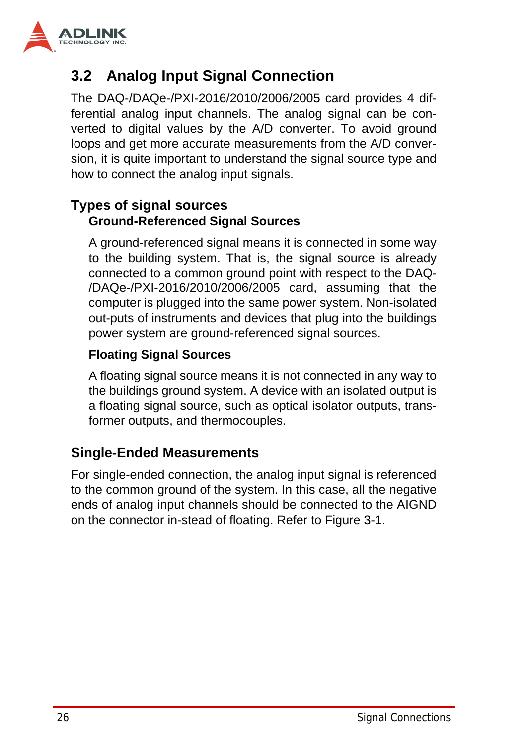## 3.2 Analog Input Signal Connection

The DAQ-/DAQe-/PXI-2016/2010/2006/2005 card provides 4 differential analog input channels. The analog signal can be converted to digital values by the A/D converter. To avoid ground loops and get more accurate measurements from the A/D conversion, it is quite important to understand the signal source type and how to connect the analog input signals.

### Types of signal sources

**Ground-Referenced Signal Sources**

A ground-referenced signal means it is connected in some way to the building system. That is, the signal source is already connected to a common ground point with respect to the DAQ-/DAQe-/PXI-2016/2010/2006/2005 card, assuming that the computer is plugged into the same power system. Non-isolated out-puts of instruments and devices that plug into the buildings power system are ground-referenced signal sources.

**Floating Signal Sources**

A floating signal source means it is not connected in any way to the buildings ground system. A device with an isolated output is a floating signal source, such as optical isolator outputs, transformer outputs, and thermocouples.

### Single-Ended Measurements

For single-ended connection, the analog input signal is referenced to the common ground of the system. In this case, all the negative ends of analog input channels should be connected to the AIGND on the connector in-stead of floating. Refer to Figure 3-1.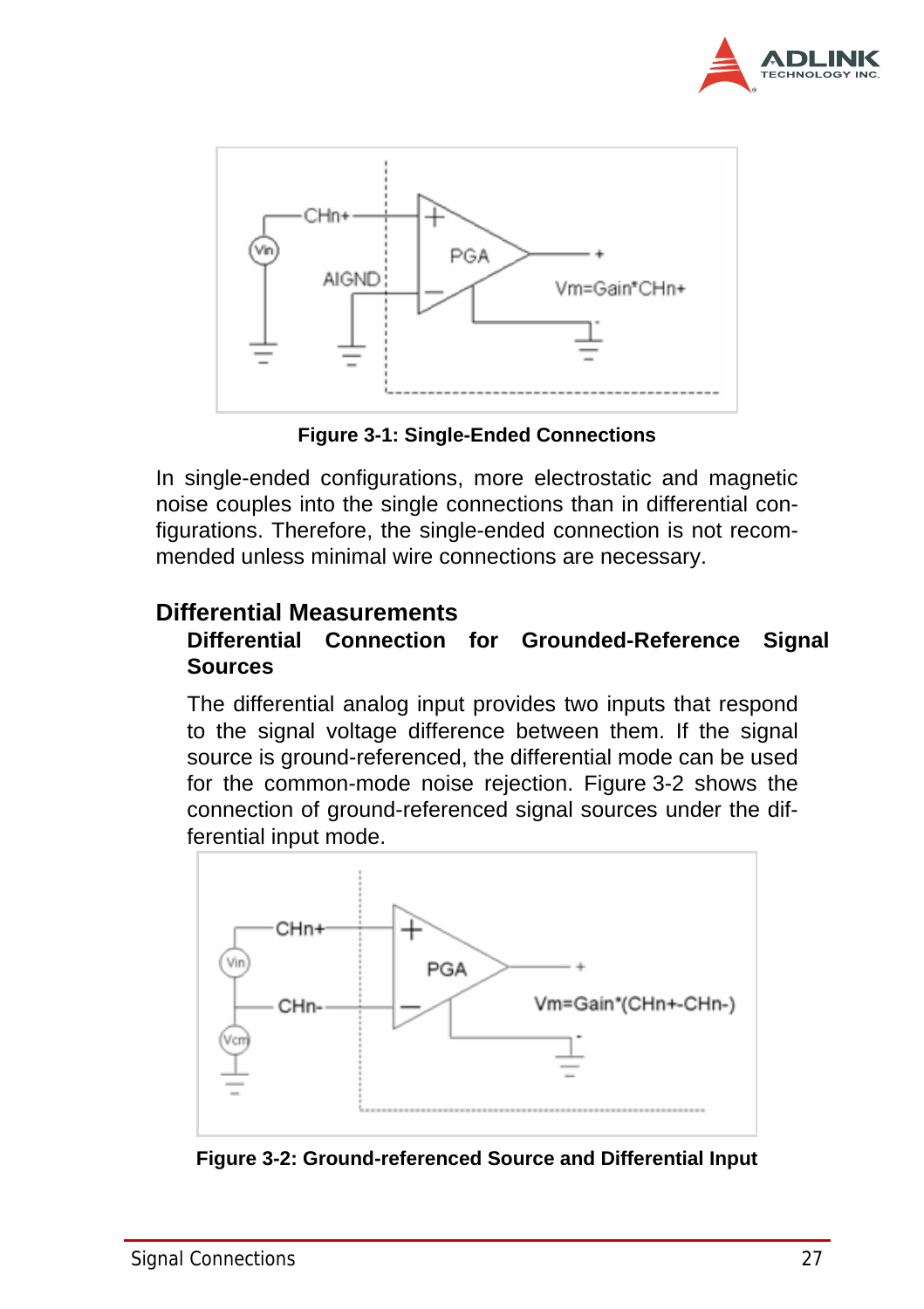Figure 3-1: Single-Ended Connections

In single-ended configurations, more electrostatic and magnetic noise couples into the single connections than in differential configurations. Therefore, the single-ended connection is not recommended unless minimal wire connections are necessary.

## Differential Measurements

### Differential Connection for Grounded-Reference Signal Sources

The differential analog input provides two inputs that respond to the signal voltage difference between them. If the signal source is ground-referenced, the differential mode can be used for the common-mode noise rejection. Figure 3-2 shows the connection of ground-referenced signal sources under the differential input mode.

Figure 3-2: Ground-referenced Source and Differential Input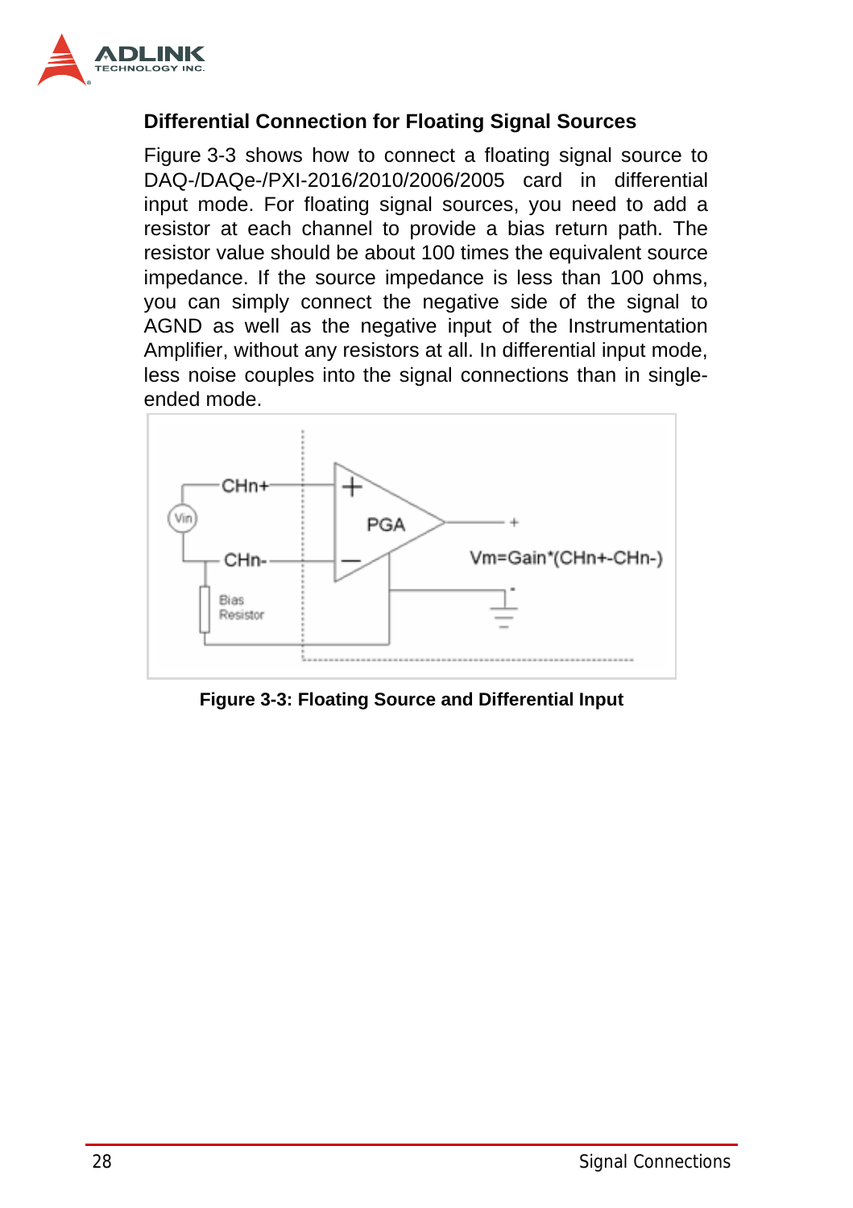### Differential Connection for Floating Signal Sources

Figure 3-3 shows how to connect a floating signal source to DAQ-/DAQe-/PXI-2016/2010/2006/2005 card in differential input mode. For floating signal sources, you need to add a resistor at each channel to provide a bias return path. The resistor value should be about 100 times the equivalent source impedance. If the source impedance is less than 100 ohms, you can simply connect the negative side of the signal to AGND as well as the negative input of the Instrumentation Amplifier, without any resistors at all. In differential input mode, less noise couples into the signal connections than in single-ended mode.

**Figure 3-3: Floating Source and Differential Input**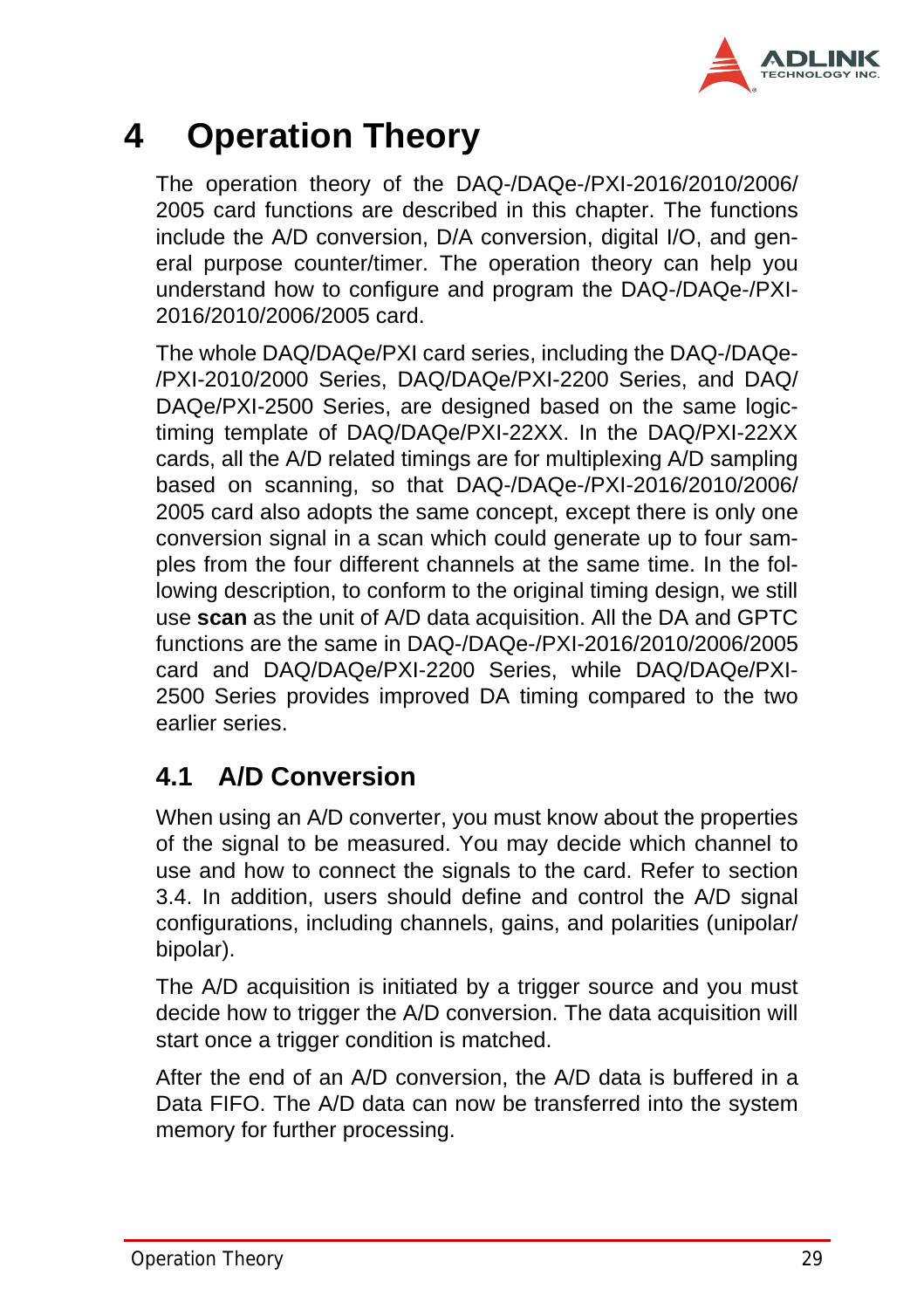# 4 Operation Theory

The operation theory of the DAQ-/DAQe-/PXI-2016/2010/2006/2005 card functions are described in this chapter. The functions include the A/D conversion, D/A conversion, digital I/O, and general purpose counter/timer. The operation theory can help you understand how to configure and program the DAQ-/DAQe-/PXI-2016/2010/2006/2005 card.

The whole DAQ/DAQe/PXI card series, including the DAQ-/DAQe-/PXI-2010/2000 Series, DAQ/DAQe/PXI-2200 Series, and DAQ/DAQe/PXI-2500 Series, are designed based on the same logic-timing template of DAQ/DAQe/PXI-22XX. In the DAQ/PXI-22XX cards, all the A/D related timings are for multiplexing A/D sampling based on scanning, so that DAQ-/DAQe-/PXI-2016/2010/2006/2005 card also adopts the same concept, except there is only one conversion signal in a scan which could generate up to four samples from the four different channels at the same time. In the following description, to conform to the original timing design, we still use **scan** as the unit of A/D data acquisition. All the DA and GPTC functions are the same in DAQ-/DAQe-/PXI-2016/2010/2006/2005 card and DAQ/DAQe/PXI-2200 Series, while DAQ/DAQe/PXI-2500 Series provides improved DA timing compared to the two earlier series.

## 4.1 A/D Conversion

When using an A/D converter, you must know about the properties of the signal to be measured. You may decide which channel to use and how to connect the signals to the card. Refer to section 3.4. In addition, users should define and control the A/D signal configurations, including channels, gains, and polarities (unipolar/bipolar).

The A/D acquisition is initiated by a trigger source and you must decide how to trigger the A/D conversion. The data acquisition will start once a trigger condition is matched.

After the end of an A/D conversion, the A/D data is buffered in a Data FIFO. The A/D data can now be transferred into the system memory for further processing.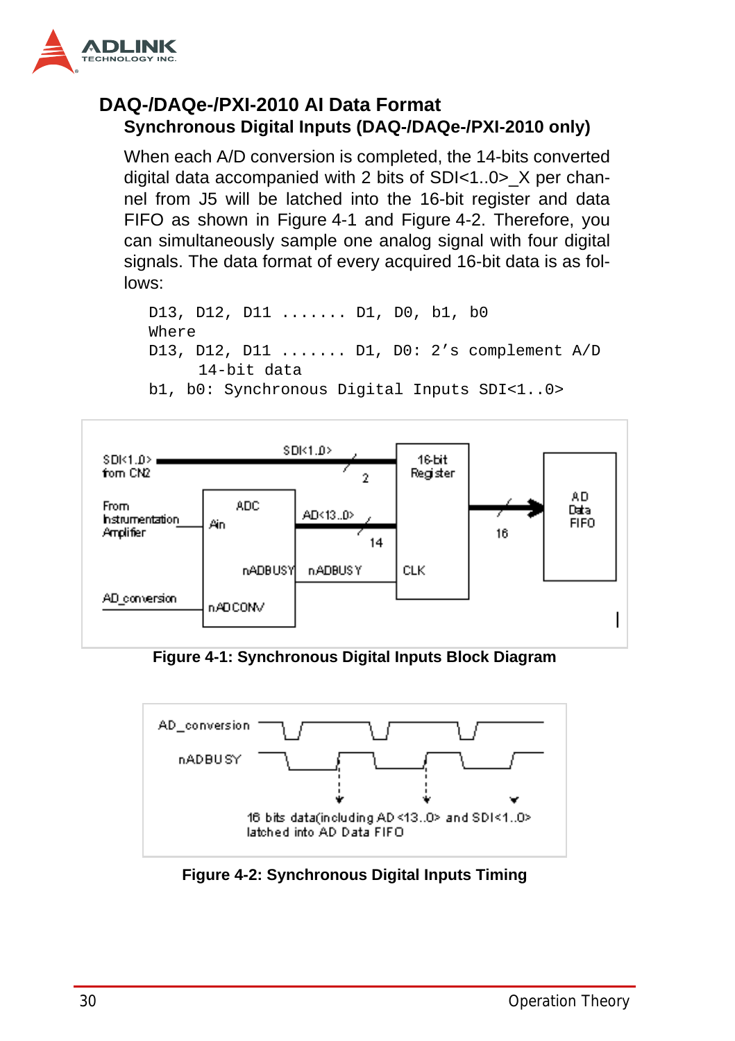## DAQ-/DAQe-/PXI-2010 AI Data Format

### Synchronous Digital Inputs (DAQ-/DAQe-/PXI-2010 only)

When each A/D conversion is completed, the 14-bits converted digital data accompanied with 2 bits of SDI<1..0>_X per channel from J5 will be latched into the 16-bit register and data FIFO as shown in Figure 4-1 and Figure 4-2. Therefore, you can simultaneously sample one analog signal with four digital signals. The data format of every acquired 16-bit data is as follows:

```
D13, D12, D11 ....... D1, D0, b1, b0
Where
D13, D12, D11 ....... D1, D0: 2's complement A/D
     14-bit data
b1, b0: Synchronous Digital Inputs SDI<1..0>
```

**Figure 4-1: Synchronous Digital Inputs Block Diagram**

**Figure 4-2: Synchronous Digital Inputs Timing**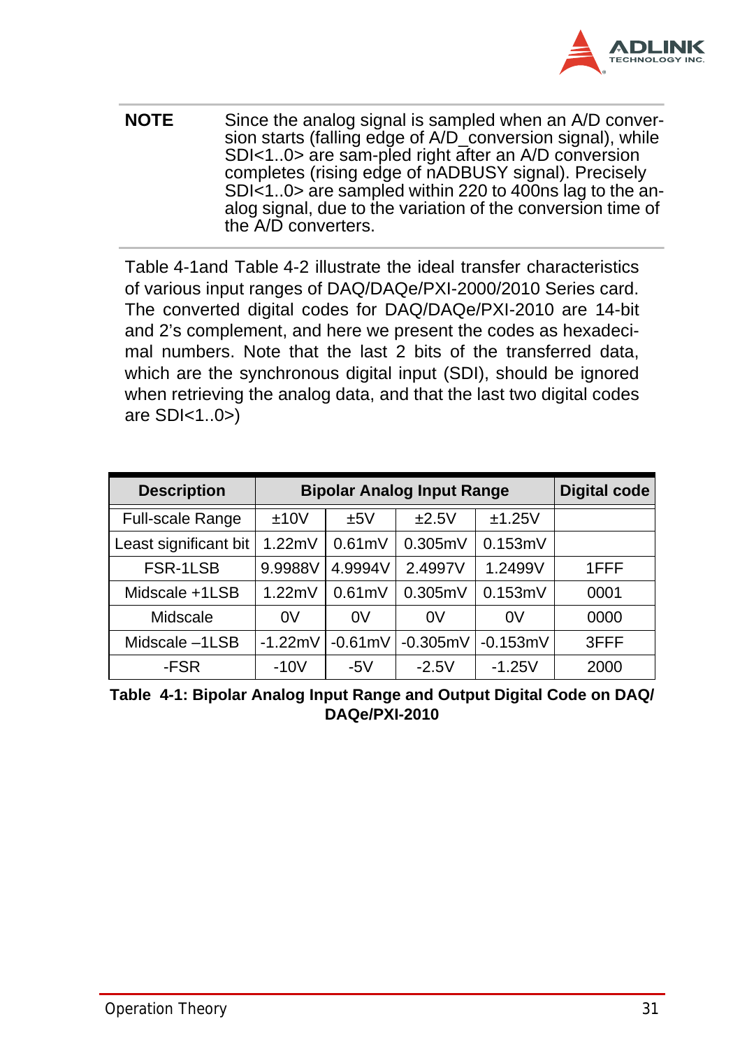**NOTE** Since the analog signal is sampled when an A/D conversion starts (falling edge of A/D_conversion signal), while SDI<1..0> are sam-pled right after an A/D conversion completes (rising edge of nADBUSY signal). Precisely SDI<1..0> are sampled within 220 to 400ns lag to the analog signal, due to the variation of the conversion time of the A/D converters.

Table 4-1and Table 4-2 illustrate the ideal transfer characteristics of various input ranges of DAQ/DAQe/PXI-2000/2010 Series card. The converted digital codes for DAQ/DAQe/PXI-2010 are 14-bit and 2's complement, and here we present the codes as hexadecimal numbers. Note that the last 2 bits of the transferred data, which are the synchronous digital input (SDI), should be ignored when retrieving the analog data, and that the last two digital codes are SDI<1..0>)

| Description | Bipolar Analog Input Range | | | | Digital code |
|---|---|---|---|---|---|
| Full-scale Range | ±10V | ±5V | ±2.5V | ±1.25V | |
| Least significant bit | 1.22mV | 0.61mV | 0.305mV | 0.153mV | |
| FSR-1LSB | 9.9988V | 4.9994V | 2.4997V | 1.2499V | 1FFF |
| Midscale +1LSB | 1.22mV | 0.61mV | 0.305mV | 0.153mV | 0001 |
| Midscale | 0V | 0V | 0V | 0V | 0000 |
| Midscale –1LSB | -1.22mV | -0.61mV | -0.305mV | -0.153mV | 3FFF |
| -FSR | -10V | -5V | -2.5V | -1.25V | 2000 |

**Table 4-1: Bipolar Analog Input Range and Output Digital Code on DAQ/DAQe/PXI-2010**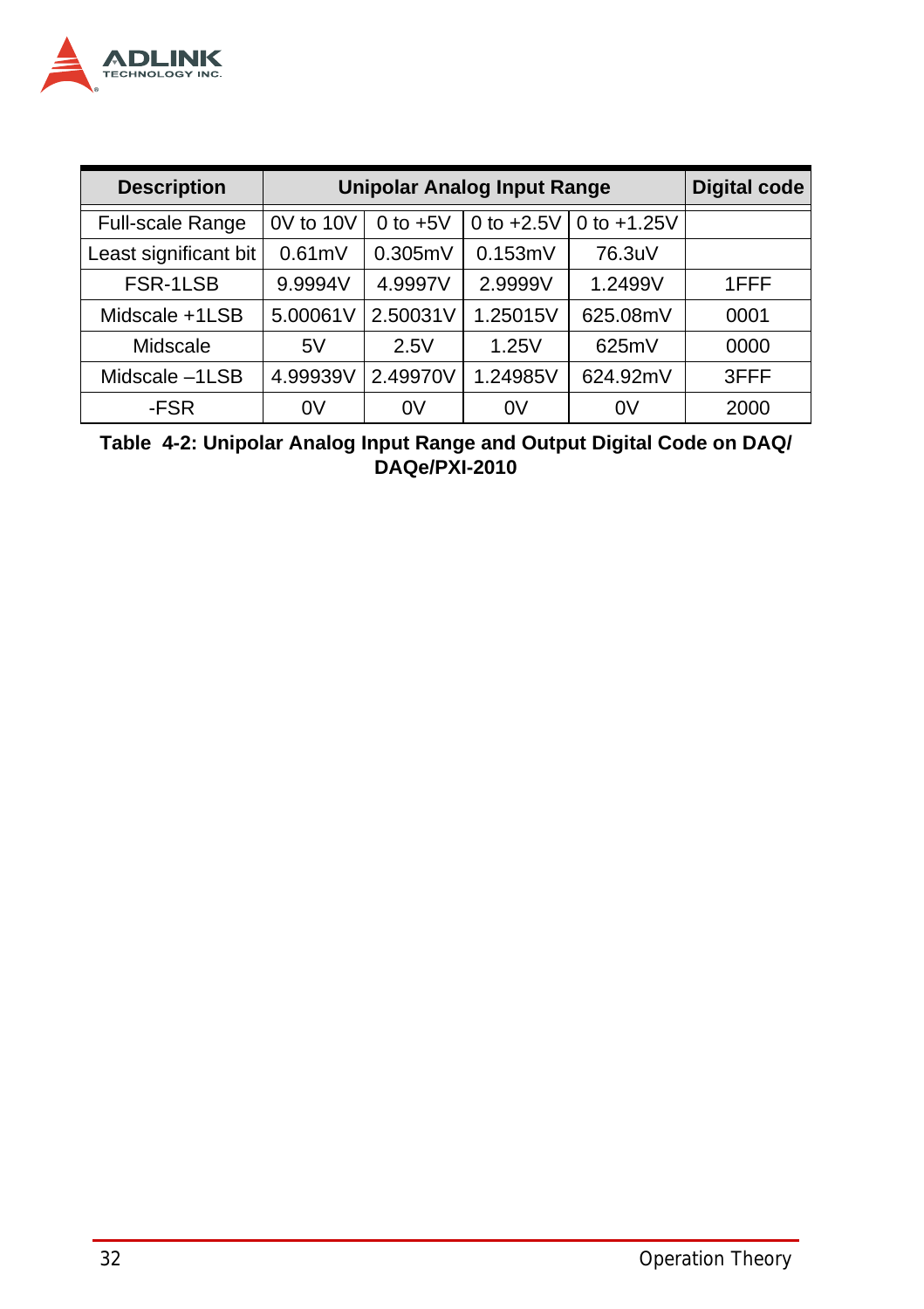| Description | Unipolar Analog Input Range | | | | Digital code |
|---|---|---|---|---|---|
| Full-scale Range | 0V to 10V | 0 to +5V | 0 to +2.5V | 0 to +1.25V | |
| Least significant bit | 0.61mV | 0.305mV | 0.153mV | 76.3uV | |
| FSR-1LSB | 9.9994V | 4.9997V | 2.9999V | 1.2499V | 1FFF |
| Midscale +1LSB | 5.00061V | 2.50031V | 1.25015V | 625.08mV | 0001 |
| Midscale | 5V | 2.5V | 1.25V | 625mV | 0000 |
| Midscale –1LSB | 4.99939V | 2.49970V | 1.24985V | 624.92mV | 3FFF |
| -FSR | 0V | 0V | 0V | 0V | 2000 |

**Table 4-2: Unipolar Analog Input Range and Output Digital Code on DAQ/DAQe/PXI-2010**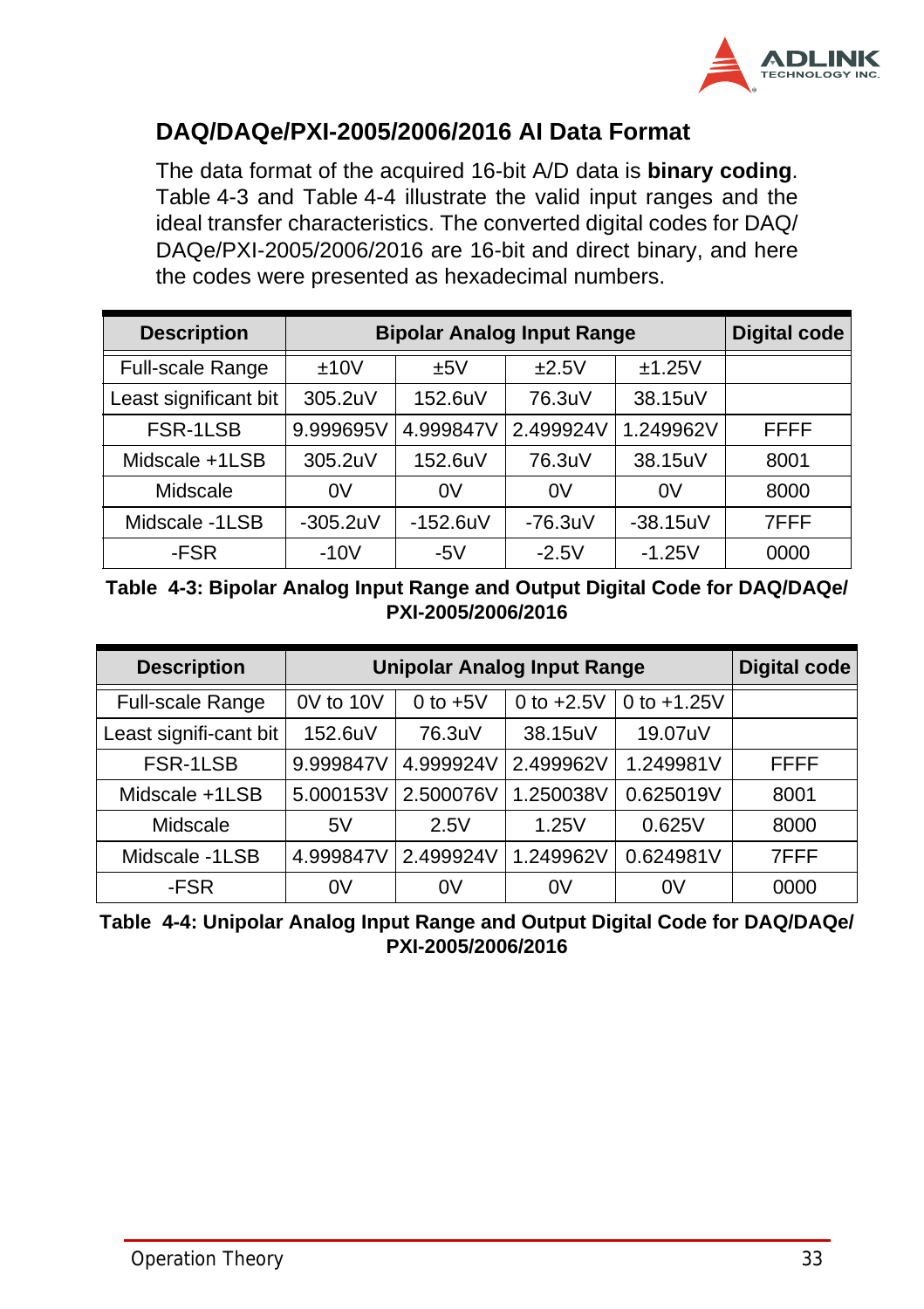## DAQ/DAQe/PXI-2005/2006/2016 AI Data Format

The data format of the acquired 16-bit A/D data is **binary coding**. Table 4-3 and Table 4-4 illustrate the valid input ranges and the ideal transfer characteristics. The converted digital codes for DAQ/DAQe/PXI-2005/2006/2016 are 16-bit and direct binary, and here the codes were presented as hexadecimal numbers.

| Description | Bipolar Analog Input Range | | | | Digital code |
|---|---|---|---|---|---|
| Full-scale Range | ±10V | ±5V | ±2.5V | ±1.25V | |
| Least significant bit | 305.2uV | 152.6uV | 76.3uV | 38.15uV | |
| FSR-1LSB | 9.999695V | 4.999847V | 2.499924V | 1.249962V | FFFF |
| Midscale +1LSB | 305.2uV | 152.6uV | 76.3uV | 38.15uV | 8001 |
| Midscale | 0V | 0V | 0V | 0V | 8000 |
| Midscale -1LSB | -305.2uV | -152.6uV | -76.3uV | -38.15uV | 7FFF |
| -FSR | -10V | -5V | -2.5V | -1.25V | 0000 |

**Table 4-3: Bipolar Analog Input Range and Output Digital Code for DAQ/DAQe/PXI-2005/2006/2016**

| Description | Unipolar Analog Input Range | | | | Digital code |
|---|---|---|---|---|---|
| Full-scale Range | 0V to 10V | 0 to +5V | 0 to +2.5V | 0 to +1.25V | |
| Least signifi-cant bit | 152.6uV | 76.3uV | 38.15uV | 19.07uV | |
| FSR-1LSB | 9.999847V | 4.999924V | 2.499962V | 1.249981V | FFFF |
| Midscale +1LSB | 5.000153V | 2.500076V | 1.250038V | 0.625019V | 8001 |
| Midscale | 5V | 2.5V | 1.25V | 0.625V | 8000 |
| Midscale -1LSB | 4.999847V | 2.499924V | 1.249962V | 0.624981V | 7FFF |
| -FSR | 0V | 0V | 0V | 0V | 0000 |

**Table 4-4: Unipolar Analog Input Range and Output Digital Code for DAQ/DAQe/PXI-2005/2006/2016**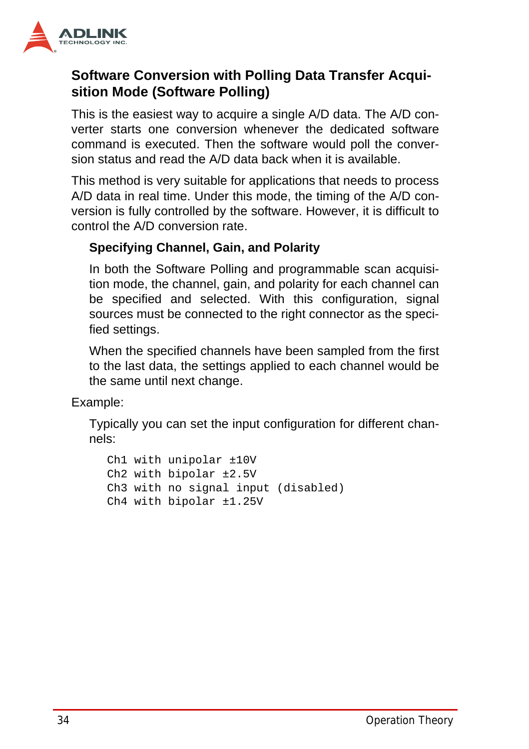### Software Conversion with Polling Data Transfer Acquisition Mode (Software Polling)

This is the easiest way to acquire a single A/D data. The A/D converter starts one conversion whenever the dedicated software command is executed. Then the software would poll the conversion status and read the A/D data back when it is available.

This method is very suitable for applications that needs to process A/D data in real time. Under this mode, the timing of the A/D conversion is fully controlled by the software. However, it is difficult to control the A/D conversion rate.

#### Specifying Channel, Gain, and Polarity

In both the Software Polling and programmable scan acquisition mode, the channel, gain, and polarity for each channel can be specified and selected. With this configuration, signal sources must be connected to the right connector as the specified settings.

When the specified channels have been sampled from the first to the last data, the settings applied to each channel would be the same until next change.

Example:

Typically you can set the input configuration for different channels:

```
Ch1 with unipolar ±10V
Ch2 with bipolar ±2.5V
Ch3 with no signal input (disabled)
Ch4 with bipolar ±1.25V
```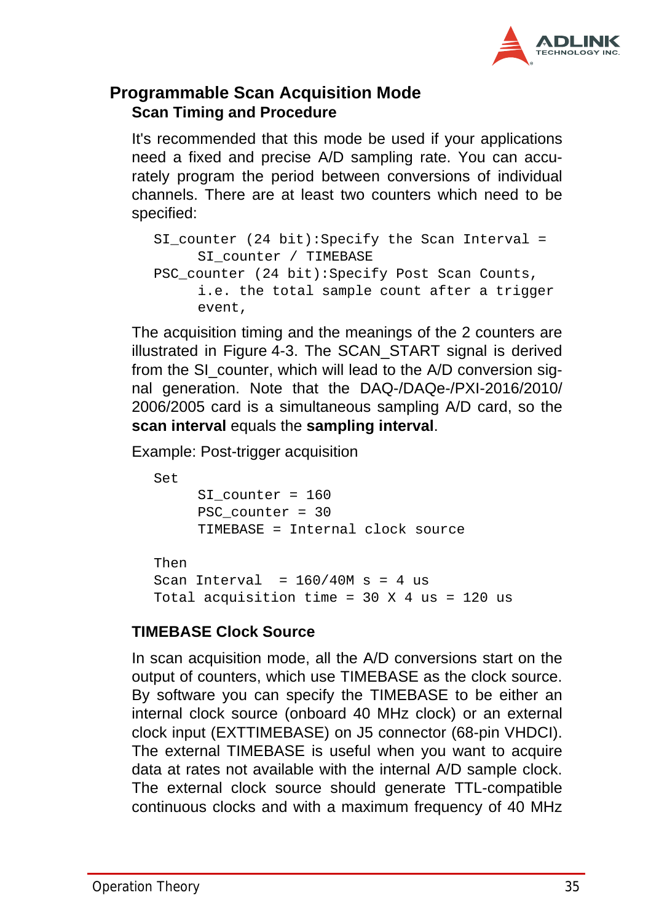## Programmable Scan Acquisition Mode

### Scan Timing and Procedure

It's recommended that this mode be used if your applications need a fixed and precise A/D sampling rate. You can accurately program the period between conversions of individual channels. There are at least two counters which need to be specified:

```
SI_counter (24 bit):Specify the Scan Interval =
     SI_counter / TIMEBASE
PSC_counter (24 bit):Specify Post Scan Counts,
     i.e. the total sample count after a trigger
     event,
```

The acquisition timing and the meanings of the 2 counters are illustrated in Figure 4-3. The SCAN_START signal is derived from the SI_counter, which will lead to the A/D conversion signal generation. Note that the DAQ-/DAQe-/PXI-2016/2010/2006/2005 card is a simultaneous sampling A/D card, so the **scan interval** equals the **sampling interval**.

Example: Post-trigger acquisition

```
Set
     SI_counter = 160
     PSC_counter = 30
     TIMEBASE = Internal clock source

Then
Scan Interval  = 160/40M s = 4 us
Total acquisition time = 30 X 4 us = 120 us
```

### TIMEBASE Clock Source

In scan acquisition mode, all the A/D conversions start on the output of counters, which use TIMEBASE as the clock source. By software you can specify the TIMEBASE to be either an internal clock source (onboard 40 MHz clock) or an external clock input (EXTTIMEBASE) on J5 connector (68-pin VHDCI). The external TIMEBASE is useful when you want to acquire data at rates not available with the internal A/D sample clock. The external clock source should generate TTL-compatible continuous clocks and with a maximum frequency of 40 MHz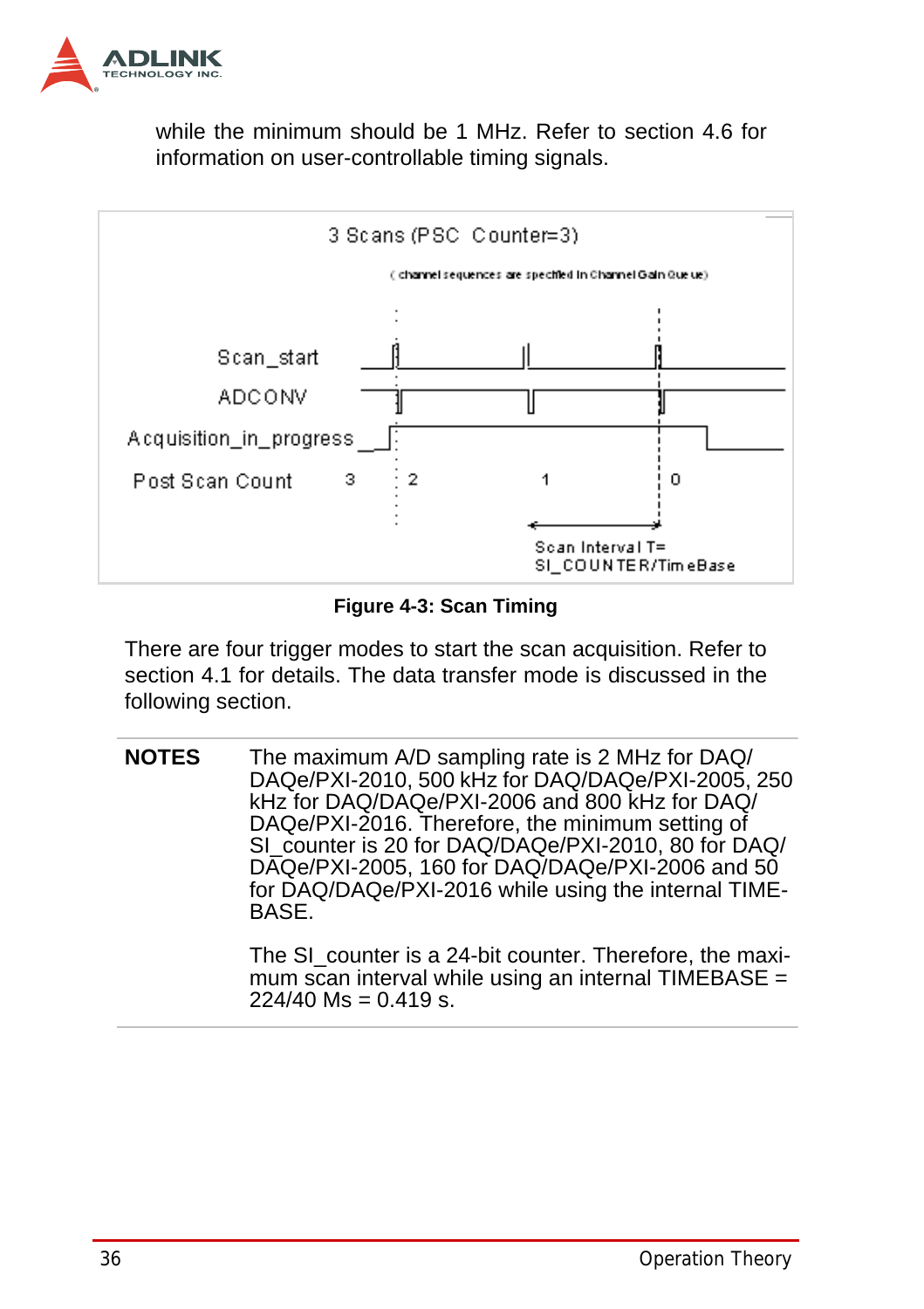while the minimum should be 1 MHz. Refer to section 4.6 for information on user-controllable timing signals.

3 Scans (PSC Counter=3)

(channel sequences are specified in Channel Gain Queue)

Scan_start

ADCONV

Acquisition_in_progress

Post Scan Count 3 2 1 0

Scan Interval T= SI_COUNTER/TimeBase

**Figure 4-3: Scan Timing**

There are four trigger modes to start the scan acquisition. Refer to section 4.1 for details. The data transfer mode is discussed in the following section.

**NOTES** The maximum A/D sampling rate is 2 MHz for DAQ/DAQe/PXI-2010, 500 kHz for DAQ/DAQe/PXI-2005, 250 kHz for DAQ/DAQe/PXI-2006 and 800 kHz for DAQ/DAQe/PXI-2016. Therefore, the minimum setting of SI_counter is 20 for DAQ/DAQe/PXI-2010, 80 for DAQ/DAQe/PXI-2005, 160 for DAQ/DAQe/PXI-2006 and 50 for DAQ/DAQe/PXI-2016 while using the internal TIMEBASE.

The SI_counter is a 24-bit counter. Therefore, the maximum scan interval while using an internal TIMEBASE = 224/40 Ms = 0.419 s.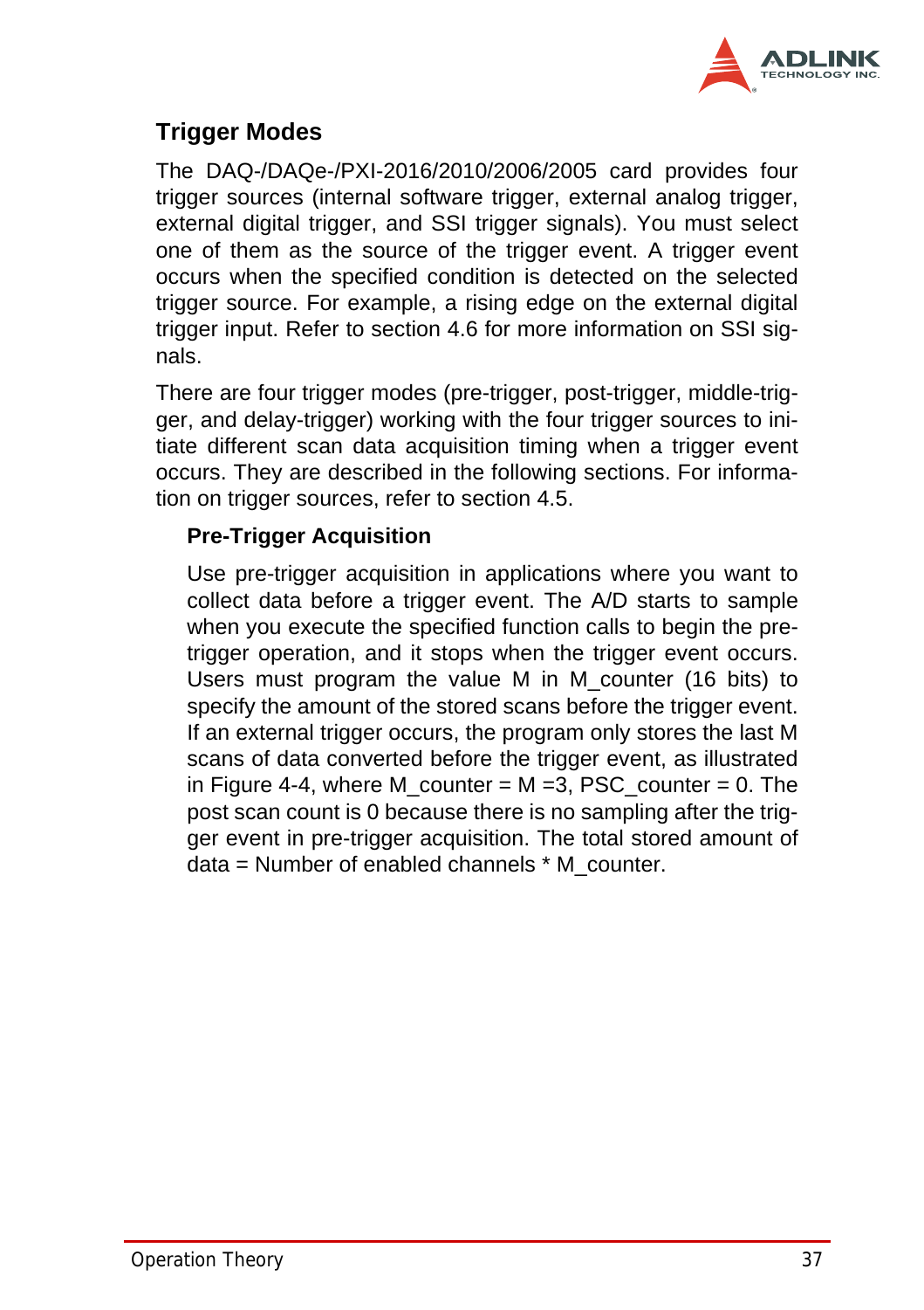### Trigger Modes

The DAQ-/DAQe-/PXI-2016/2010/2006/2005 card provides four trigger sources (internal software trigger, external analog trigger, external digital trigger, and SSI trigger signals). You must select one of them as the source of the trigger event. A trigger event occurs when the specified condition is detected on the selected trigger source. For example, a rising edge on the external digital trigger input. Refer to section 4.6 for more information on SSI signals.

There are four trigger modes (pre-trigger, post-trigger, middle-trigger, and delay-trigger) working with the four trigger sources to initiate different scan data acquisition timing when a trigger event occurs. They are described in the following sections. For information on trigger sources, refer to section 4.5.

#### Pre-Trigger Acquisition

Use pre-trigger acquisition in applications where you want to collect data before a trigger event. The A/D starts to sample when you execute the specified function calls to begin the pre-trigger operation, and it stops when the trigger event occurs. Users must program the value M in M_counter (16 bits) to specify the amount of the stored scans before the trigger event. If an external trigger occurs, the program only stores the last M scans of data converted before the trigger event, as illustrated in Figure 4-4, where M_counter = M =3, PSC_counter = 0. The post scan count is 0 because there is no sampling after the trigger event in pre-trigger acquisition. The total stored amount of data = Number of enabled channels * M_counter.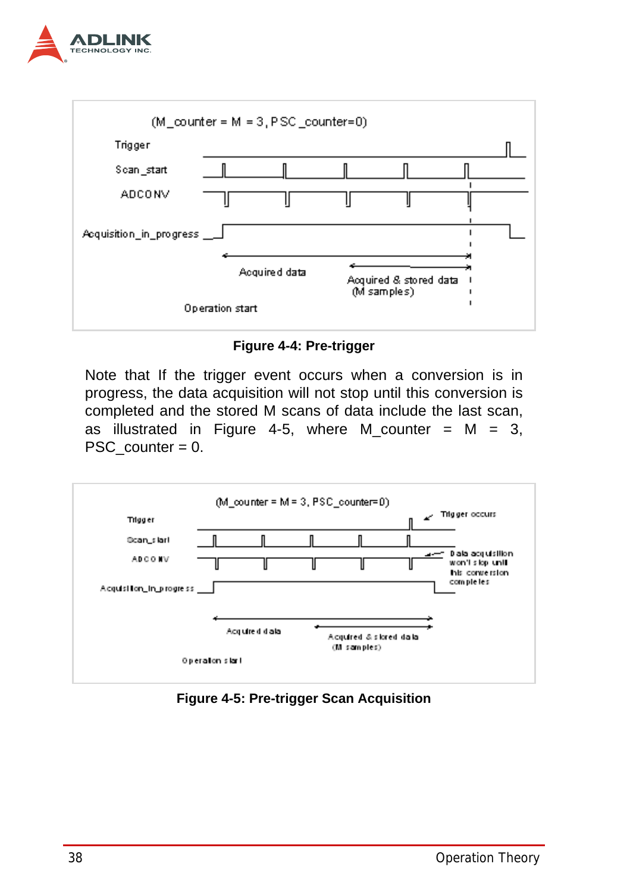**Figure 4-4: Pre-trigger**

Note that If the trigger event occurs when a conversion is in progress, the data acquisition will not stop until this conversion is completed and the stored M scans of data include the last scan, as illustrated in Figure 4-5, where M_counter = M = 3, PSC_counter = 0.

**Figure 4-5: Pre-trigger Scan Acquisition**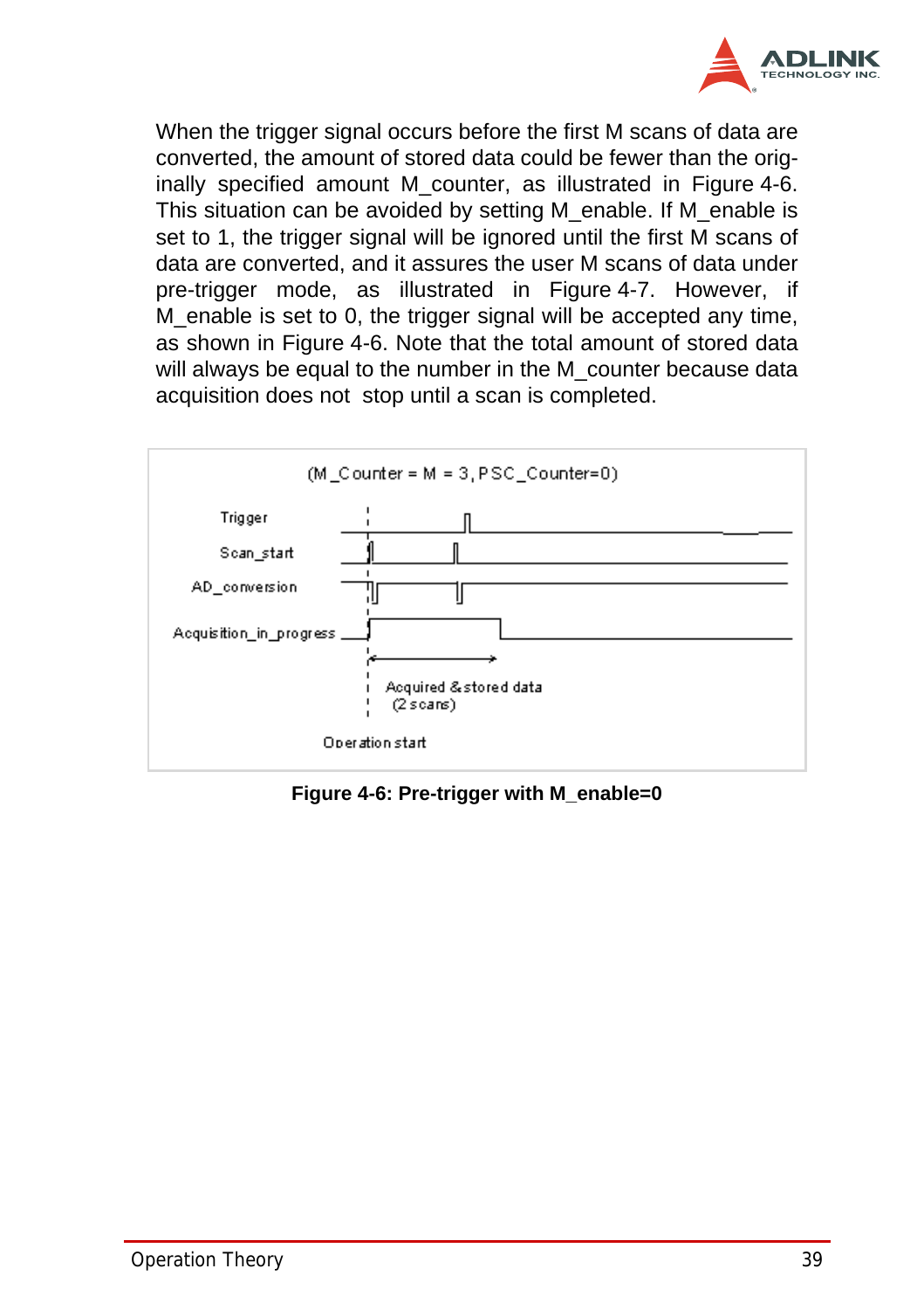When the trigger signal occurs before the first M scans of data are converted, the amount of stored data could be fewer than the originally specified amount M_counter, as illustrated in Figure 4-6. This situation can be avoided by setting M_enable. If M_enable is set to 1, the trigger signal will be ignored until the first M scans of data are converted, and it assures the user M scans of data under pre-trigger mode, as illustrated in Figure 4-7. However, if M_enable is set to 0, the trigger signal will be accepted any time, as shown in Figure 4-6. Note that the total amount of stored data will always be equal to the number in the M_counter because data acquisition does not stop until a scan is completed.

(M_Counter = M = 3, PSC_Counter=0)

Trigger

Scan_start

AD_conversion

Acquisition_in_progress

Acquired & stored data (2 scans)

Operation start

**Figure 4-6: Pre-trigger with M_enable=0**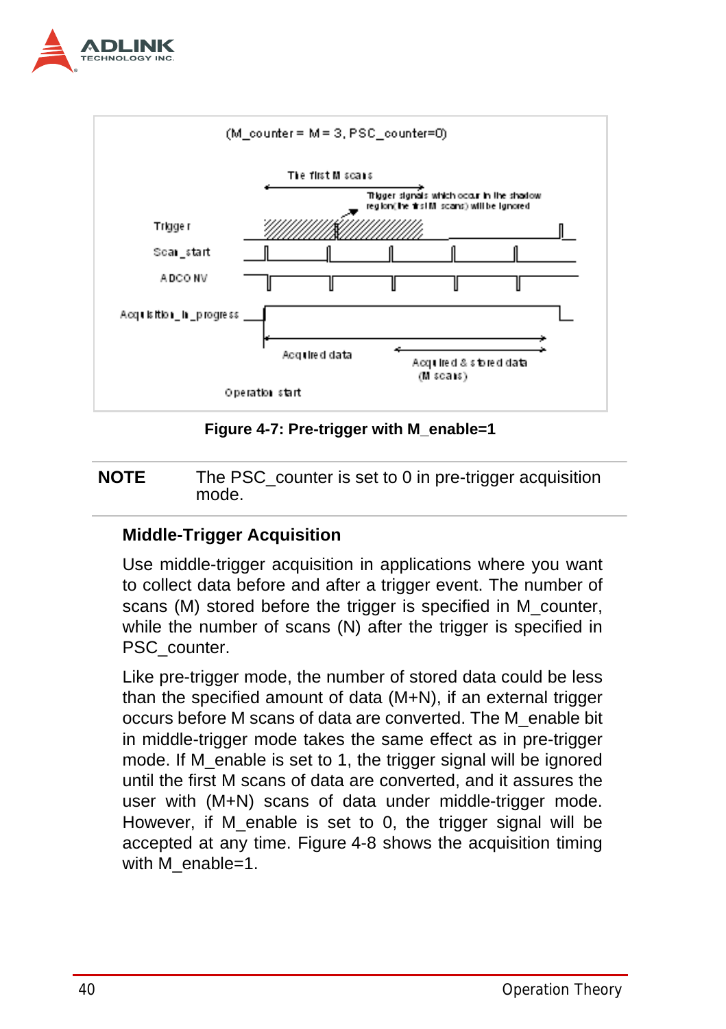(M_counter = M = 3, PSC_counter=0)

The first M scans

Trigger signals which occur in the shadow region(the first M scans) will be ignored

Trigger

Scan_start

ADCONV

Acquisition_in_progress

Acquired data

Acquired & stored data (M scans)

Operation start

**Figure 4-7: Pre-trigger with M_enable=1**

**NOTE** The PSC_counter is set to 0 in pre-trigger acquisition mode.

### Middle-Trigger Acquisition

Use middle-trigger acquisition in applications where you want to collect data before and after a trigger event. The number of scans (M) stored before the trigger is specified in M_counter, while the number of scans (N) after the trigger is specified in PSC_counter.

Like pre-trigger mode, the number of stored data could be less than the specified amount of data (M+N), if an external trigger occurs before M scans of data are converted. The M_enable bit in middle-trigger mode takes the same effect as in pre-trigger mode. If M_enable is set to 1, the trigger signal will be ignored until the first M scans of data are converted, and it assures the user with (M+N) scans of data under middle-trigger mode. However, if M_enable is set to 0, the trigger signal will be accepted at any time. Figure 4-8 shows the acquisition timing with M_enable=1.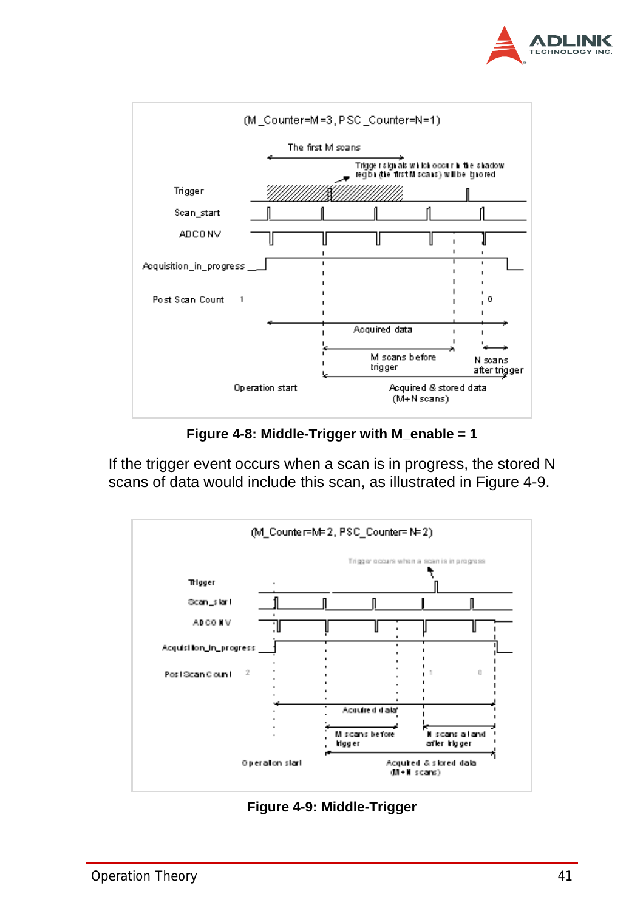(M_Counter=M=3, PSC_Counter=N=1)

The first M scans

Trigger signals which occur in the shadow region (the first M scans) will be ignored

Trigger

Scan_start

ADCONV

Acquisition_in_progress

Post Scan Count 1 0

Acquired data

M scans before trigger

N scans after trigger

Operation start

Acquired & stored data (M+N scans)

**Figure 4-8: Middle-Trigger with M_enable = 1**

If the trigger event occurs when a scan is in progress, the stored N scans of data would include this scan, as illustrated in Figure 4-9.

(M_Counter=M=2, PSC_Counter=N=2)

Trigger occurs when a scan is in progress

Trigger

Scan_start

ADCONV

Acquisition_in_progress

Post Scan Count 2 1 0

Acquired data

M scans before trigger

N scans at and after trigger

Operation start

Acquired & stored data (M+N scans)

**Figure 4-9: Middle-Trigger**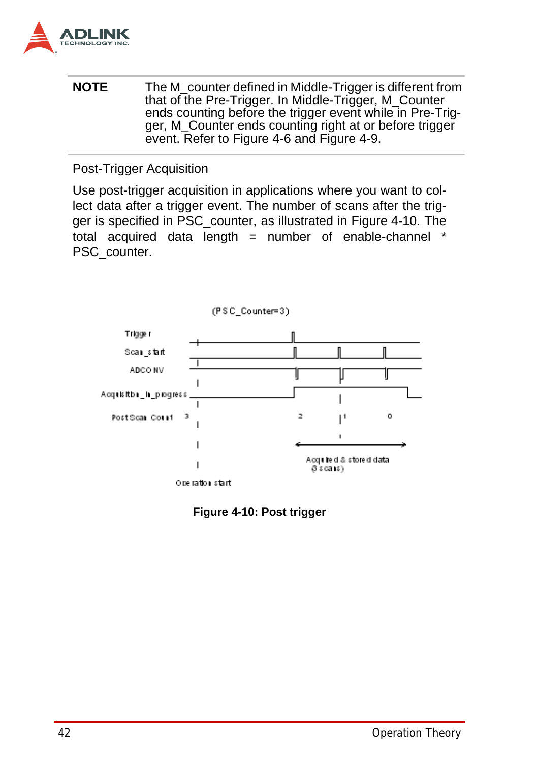**NOTE** The M_counter defined in Middle-Trigger is different from that of the Pre-Trigger. In Middle-Trigger, M_Counter ends counting before the trigger event while in Pre-Trigger, M_Counter ends counting right at or before trigger event. Refer to Figure 4-6 and Figure 4-9.

Post-Trigger Acquisition

Use post-trigger acquisition in applications where you want to collect data after a trigger event. The number of scans after the trigger is specified in PSC_counter, as illustrated in Figure 4-10. The total acquired data length = number of enable-channel * PSC_counter.

(PSC_Counter=3)

Trigger
Scan_start
ADCONV
Acquisition_in_progress
PostScan Count 3 2 1 0
Acquired & stored data (3 scans)
Operation start

**Figure 4-10: Post trigger**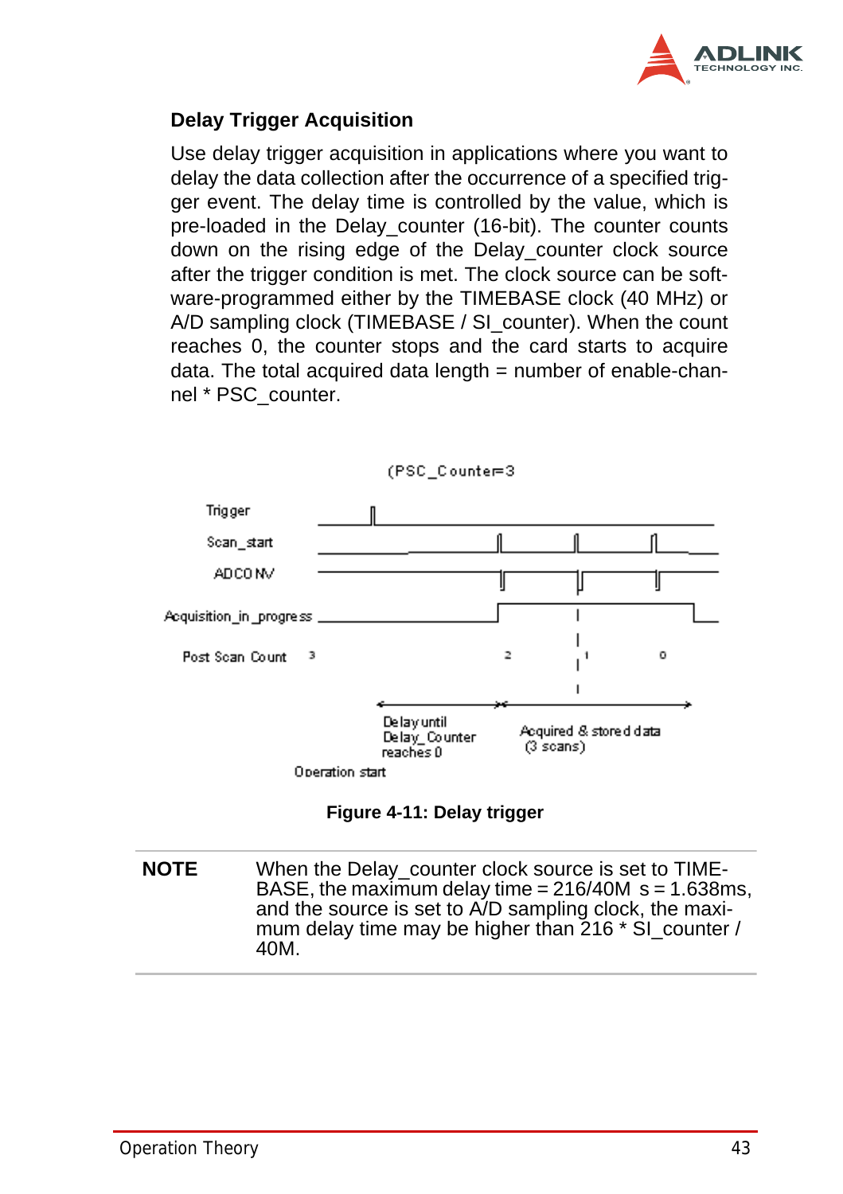### Delay Trigger Acquisition

Use delay trigger acquisition in applications where you want to delay the data collection after the occurrence of a specified trigger event. The delay time is controlled by the value, which is pre-loaded in the Delay_counter (16-bit). The counter counts down on the rising edge of the Delay_counter clock source after the trigger condition is met. The clock source can be software-programmed either by the TIMEBASE clock (40 MHz) or A/D sampling clock (TIMEBASE / SI_counter). When the count reaches 0, the counter stops and the card starts to acquire data. The total acquired data length = number of enable-channel * PSC_counter.

(PSC_Counter=3

Trigger

Scan_start

ADCONV

Acquisition_in_progress

Post Scan Count 3 2 1 0

Delay until Delay_Counter reaches 0

Acquired & stored data (3 scans)

Operation start

**Figure 4-11: Delay trigger**

---

**NOTE** When the Delay_counter clock source is set to TIMEBASE, the maximum delay time = 216/40M s = 1.638ms, and the source is set to A/D sampling clock, the maximum delay time may be higher than 216 * SI_counter / 40M.

---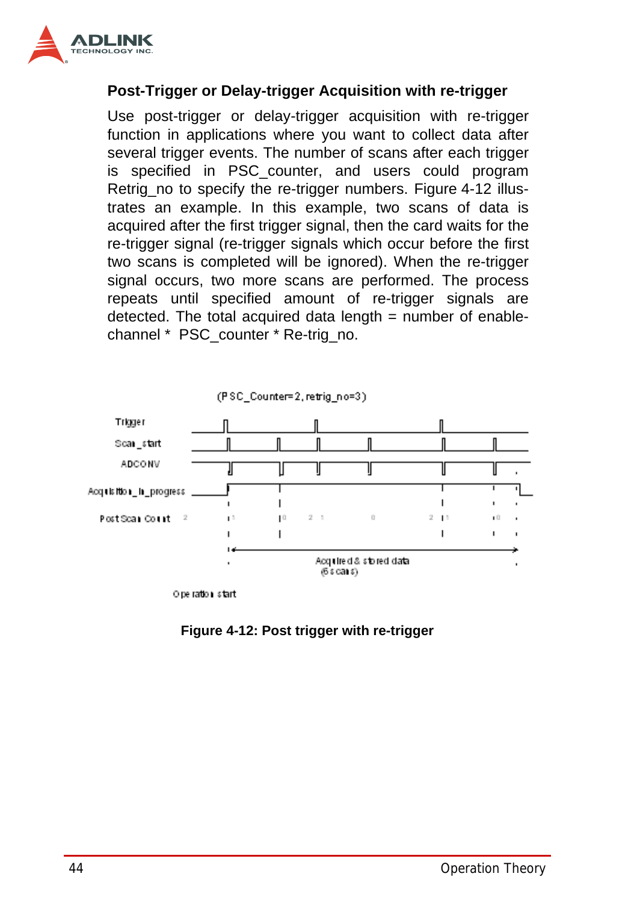### Post-Trigger or Delay-trigger Acquisition with re-trigger

Use post-trigger or delay-trigger acquisition with re-trigger function in applications where you want to collect data after several trigger events. The number of scans after each trigger is specified in PSC_counter, and users could program Retrig_no to specify the re-trigger numbers. Figure 4-12 illustrates an example. In this example, two scans of data is acquired after the first trigger signal, then the card waits for the re-trigger signal (re-trigger signals which occur before the first two scans is completed will be ignored). When the re-trigger signal occurs, two more scans are performed. The process repeats until specified amount of re-trigger signals are detected. The total acquired data length = number of enable-channel * PSC_counter * Re-trig_no.

Figure 4-12: Post trigger with re-trigger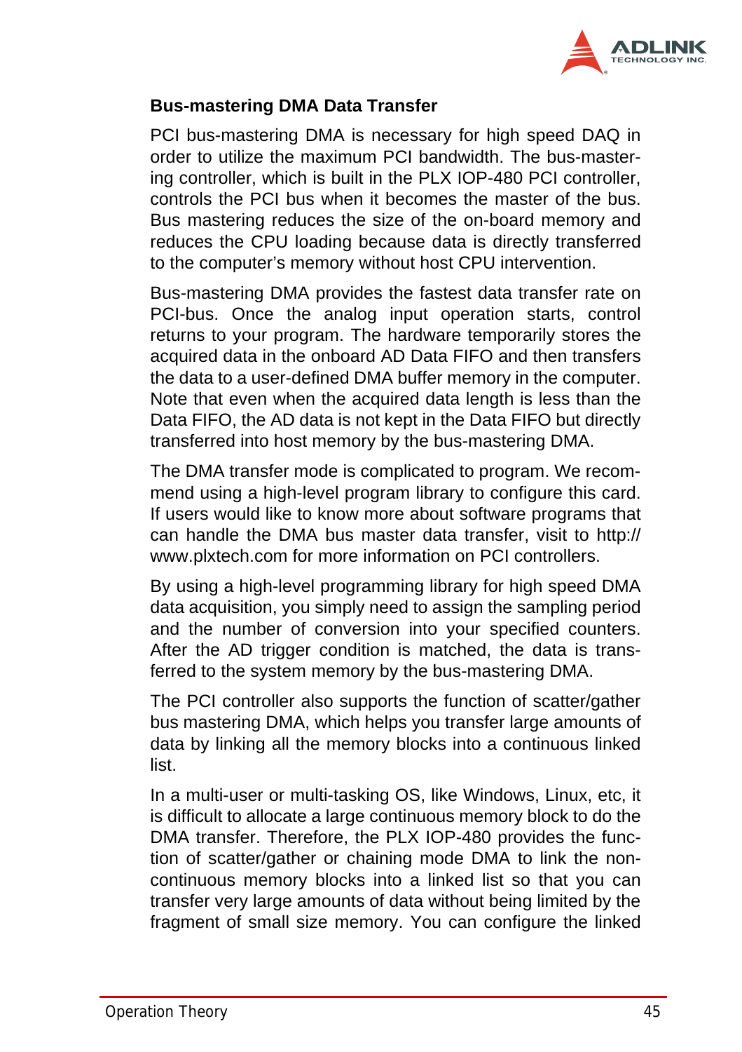### Bus-mastering DMA Data Transfer

PCI bus-mastering DMA is necessary for high speed DAQ in order to utilize the maximum PCI bandwidth. The bus-mastering controller, which is built in the PLX IOP-480 PCI controller, controls the PCI bus when it becomes the master of the bus. Bus mastering reduces the size of the on-board memory and reduces the CPU loading because data is directly transferred to the computer's memory without host CPU intervention.

Bus-mastering DMA provides the fastest data transfer rate on PCI-bus. Once the analog input operation starts, control returns to your program. The hardware temporarily stores the acquired data in the onboard AD Data FIFO and then transfers the data to a user-defined DMA buffer memory in the computer. Note that even when the acquired data length is less than the Data FIFO, the AD data is not kept in the Data FIFO but directly transferred into host memory by the bus-mastering DMA.

The DMA transfer mode is complicated to program. We recommend using a high-level program library to configure this card. If users would like to know more about software programs that can handle the DMA bus master data transfer, visit to http://www.plxtech.com for more information on PCI controllers.

By using a high-level programming library for high speed DMA data acquisition, you simply need to assign the sampling period and the number of conversion into your specified counters. After the AD trigger condition is matched, the data is transferred to the system memory by the bus-mastering DMA.

The PCI controller also supports the function of scatter/gather bus mastering DMA, which helps you transfer large amounts of data by linking all the memory blocks into a continuous linked list.

In a multi-user or multi-tasking OS, like Windows, Linux, etc, it is difficult to allocate a large continuous memory block to do the DMA transfer. Therefore, the PLX IOP-480 provides the function of scatter/gather or chaining mode DMA to link the non-continuous memory blocks into a linked list so that you can transfer very large amounts of data without being limited by the fragment of small size memory. You can configure the linked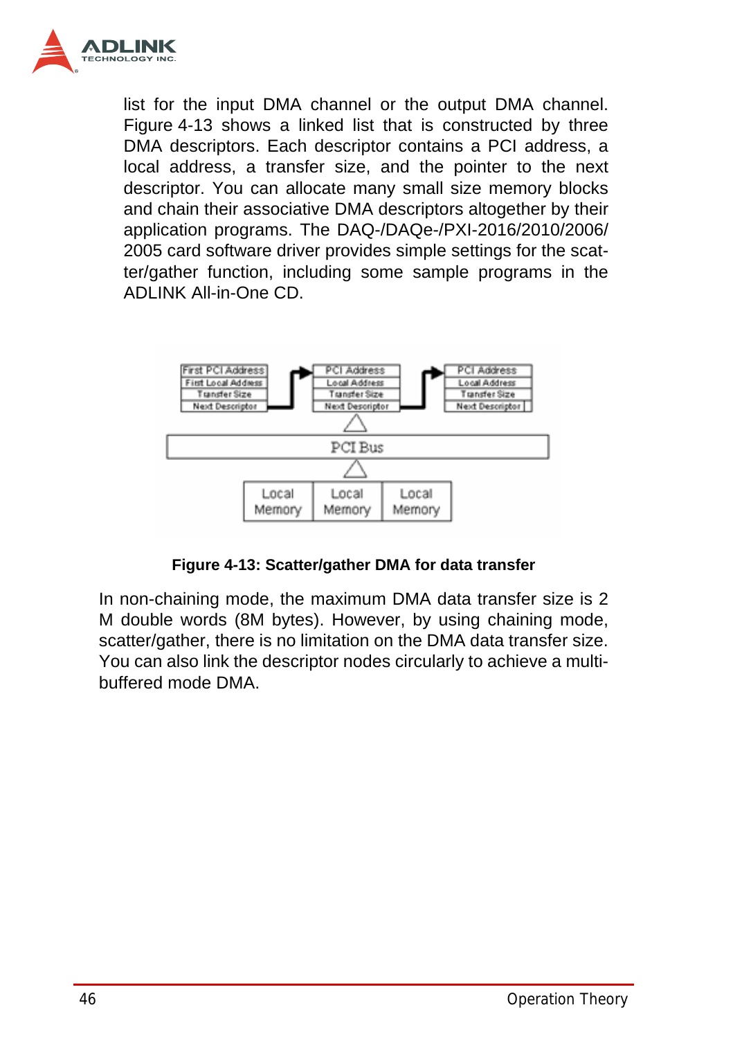list for the input DMA channel or the output DMA channel. Figure 4-13 shows a linked list that is constructed by three DMA descriptors. Each descriptor contains a PCI address, a local address, a transfer size, and the pointer to the next descriptor. You can allocate many small size memory blocks and chain their associative DMA descriptors altogether by their application programs. The DAQ-/DAQe-/PXI-2016/2010/2006/2005 card software driver provides simple settings for the scatter/gather function, including some sample programs in the ADLINK All-in-One CD.

**Figure 4-13: Scatter/gather DMA for data transfer**

In non-chaining mode, the maximum DMA data transfer size is 2 M double words (8M bytes). However, by using chaining mode, scatter/gather, there is no limitation on the DMA data transfer size. You can also link the descriptor nodes circularly to achieve a multi-buffered mode DMA.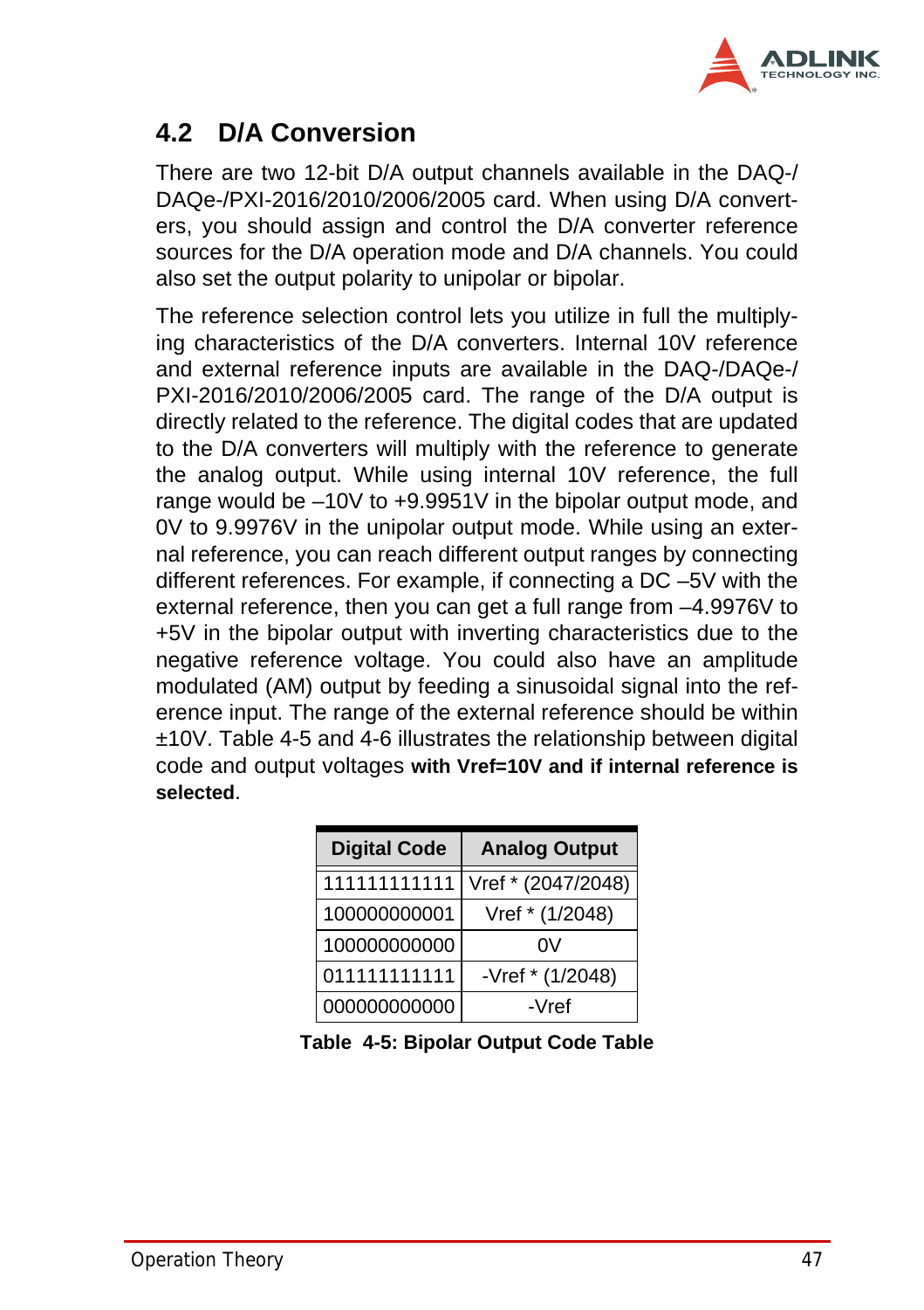## 4.2 D/A Conversion

There are two 12-bit D/A output channels available in the DAQ-/DAQe-/PXI-2016/2010/2006/2005 card. When using D/A converters, you should assign and control the D/A converter reference sources for the D/A operation mode and D/A channels. You could also set the output polarity to unipolar or bipolar.

The reference selection control lets you utilize in full the multiplying characteristics of the D/A converters. Internal 10V reference and external reference inputs are available in the DAQ-/DAQe-/PXI-2016/2010/2006/2005 card. The range of the D/A output is directly related to the reference. The digital codes that are updated to the D/A converters will multiply with the reference to generate the analog output. While using internal 10V reference, the full range would be –10V to +9.9951V in the bipolar output mode, and 0V to 9.9976V in the unipolar output mode. While using an external reference, you can reach different output ranges by connecting different references. For example, if connecting a DC –5V with the external reference, then you can get a full range from –4.9976V to +5V in the bipolar output with inverting characteristics due to the negative reference voltage. You could also have an amplitude modulated (AM) output by feeding a sinusoidal signal into the reference input. The range of the external reference should be within ±10V. Table 4-5 and 4-6 illustrates the relationship between digital code and output voltages **with Vref=10V and if internal reference is selected**.

| Digital Code | Analog Output |
|---|---|
| 111111111111 | Vref * (2047/2048) |
| 100000000001 | Vref * (1/2048) |
| 100000000000 | 0V |
| 011111111111 | -Vref * (1/2048) |
| 000000000000 | -Vref |

**Table 4-5: Bipolar Output Code Table**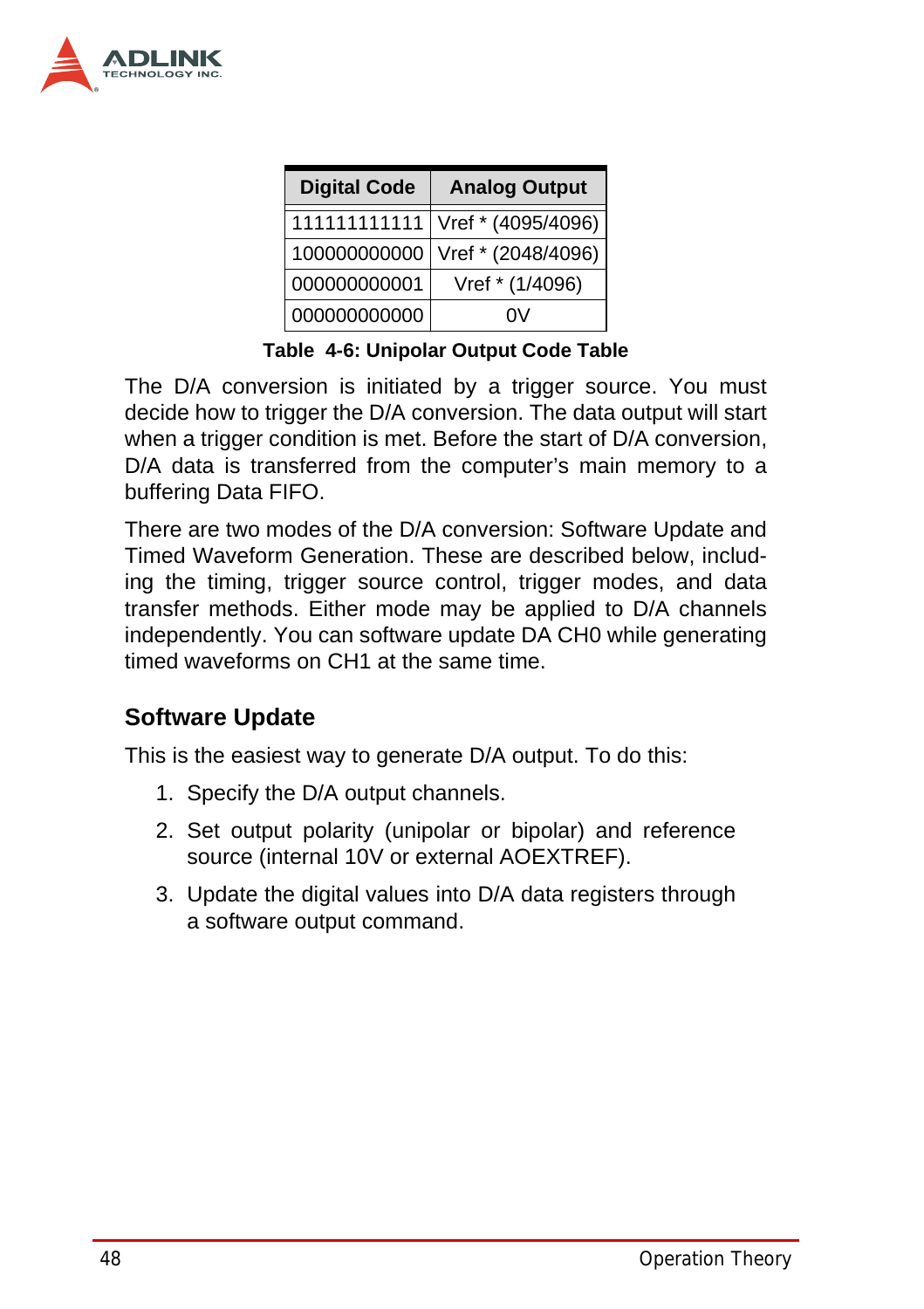| Digital Code | Analog Output |
| --- | --- |
| 111111111111 | Vref * (4095/4096) |
| 100000000000 | Vref * (2048/4096) |
| 000000000001 | Vref * (1/4096) |
| 000000000000 | 0V |

**Table 4-6: Unipolar Output Code Table**

The D/A conversion is initiated by a trigger source. You must decide how to trigger the D/A conversion. The data output will start when a trigger condition is met. Before the start of D/A conversion, D/A data is transferred from the computer's main memory to a buffering Data FIFO.

There are two modes of the D/A conversion: Software Update and Timed Waveform Generation. These are described below, including the timing, trigger source control, trigger modes, and data transfer methods. Either mode may be applied to D/A channels independently. You can software update DA CH0 while generating timed waveforms on CH1 at the same time.

### Software Update

This is the easiest way to generate D/A output. To do this:

1. Specify the D/A output channels.
2. Set output polarity (unipolar or bipolar) and reference source (internal 10V or external AOEXTREF).
3. Update the digital values into D/A data registers through a software output command.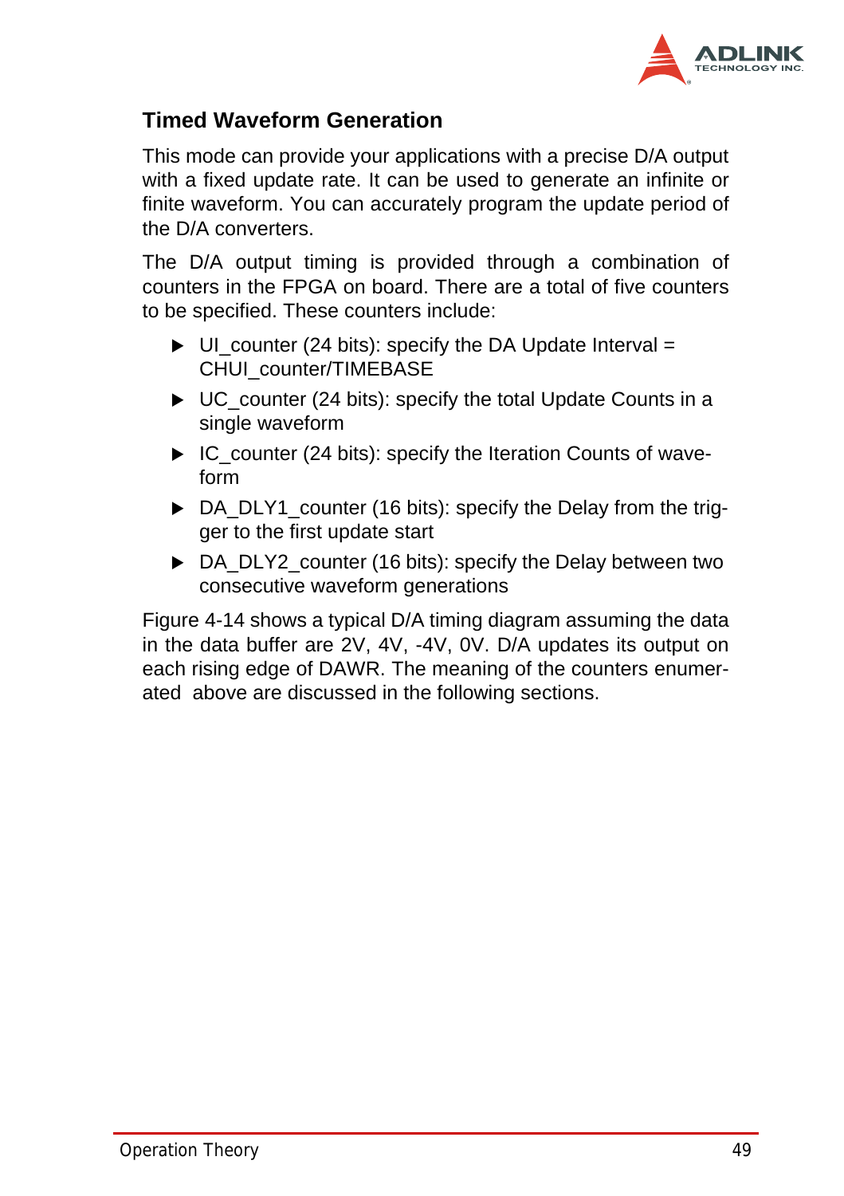### Timed Waveform Generation

This mode can provide your applications with a precise D/A output with a fixed update rate. It can be used to generate an infinite or finite waveform. You can accurately program the update period of the D/A converters.

The D/A output timing is provided through a combination of counters in the FPGA on board. There are a total of five counters to be specified. These counters include:

- UI_counter (24 bits): specify the DA Update Interval = CHUI_counter/TIMEBASE
- UC_counter (24 bits): specify the total Update Counts in a single waveform
- IC_counter (24 bits): specify the Iteration Counts of waveform
- DA_DLY1_counter (16 bits): specify the Delay from the trigger to the first update start
- DA_DLY2_counter (16 bits): specify the Delay between two consecutive waveform generations

Figure 4-14 shows a typical D/A timing diagram assuming the data in the data buffer are 2V, 4V, -4V, 0V. D/A updates its output on each rising edge of DAWR. The meaning of the counters enumerated above are discussed in the following sections.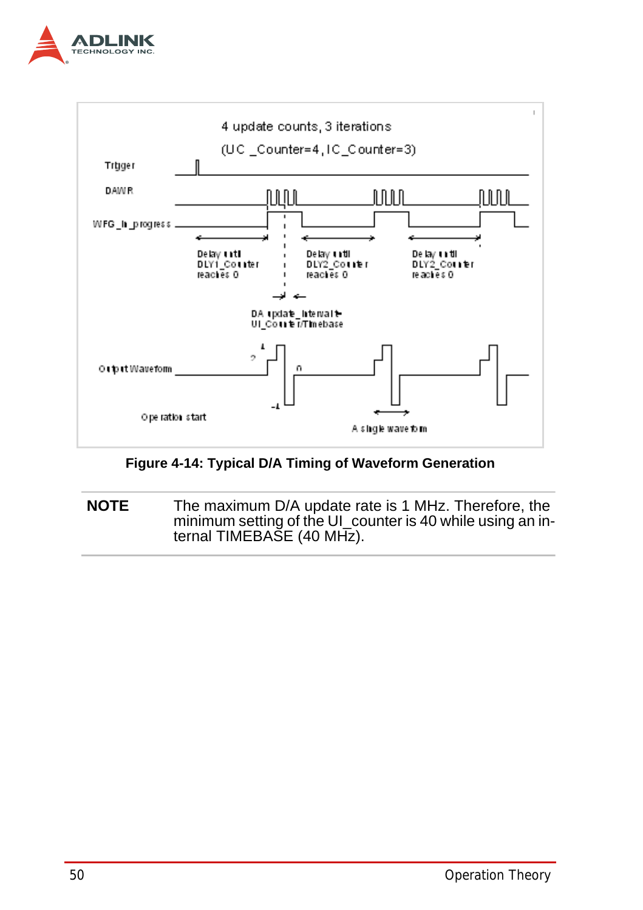Figure 4-14: Typical D/A Timing of Waveform Generation

**NOTE** The maximum D/A update rate is 1 MHz. Therefore, the minimum setting of the UI_counter is 40 while using an internal TIMEBASE (40 MHz).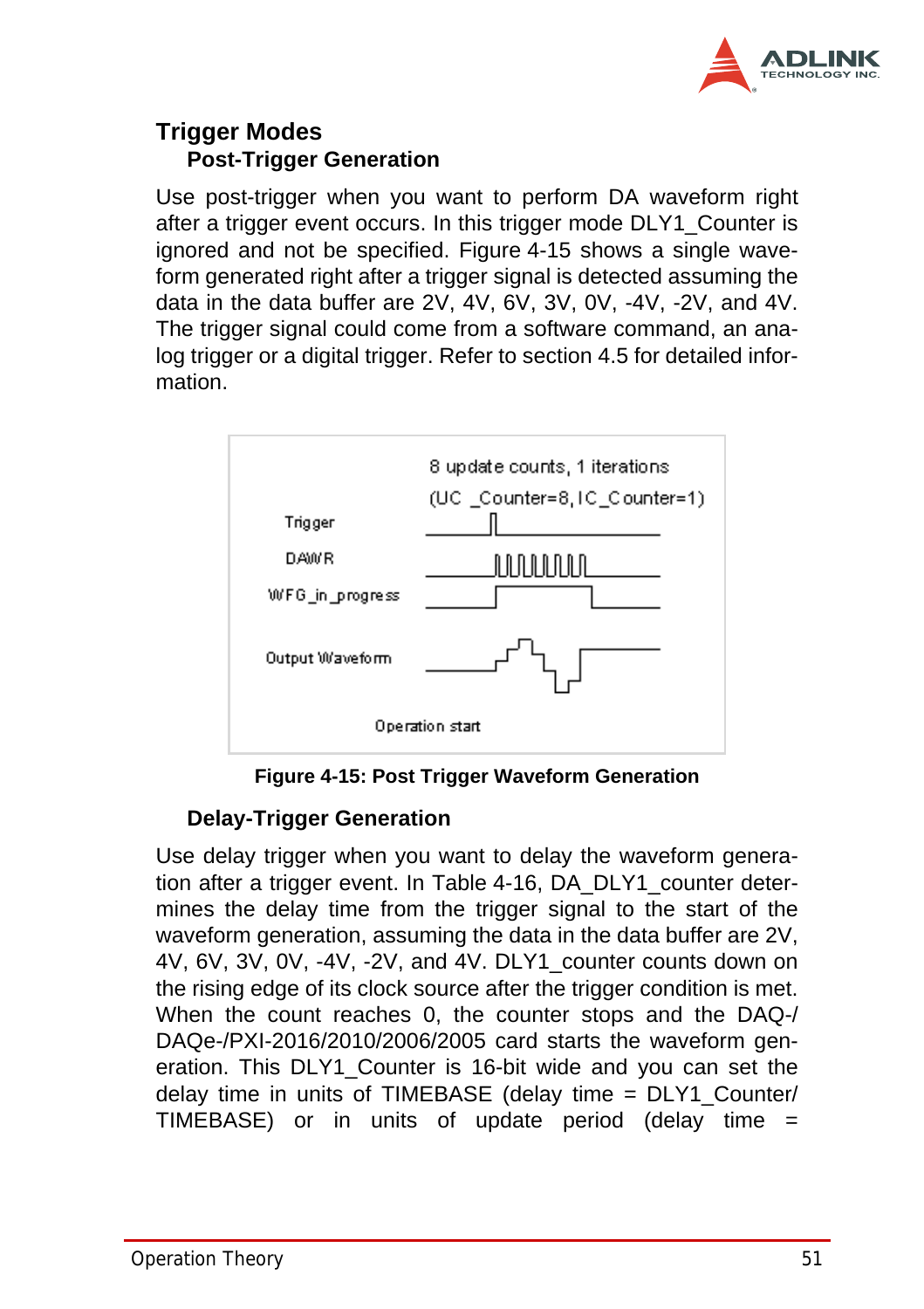## Trigger Modes

### Post-Trigger Generation

Use post-trigger when you want to perform DA waveform right after a trigger event occurs. In this trigger mode DLY1_Counter is ignored and not be specified. Figure 4-15 shows a single waveform generated right after a trigger signal is detected assuming the data in the data buffer are 2V, 4V, 6V, 3V, 0V, -4V, -2V, and 4V. The trigger signal could come from a software command, an analog trigger or a digital trigger. Refer to section 4.5 for detailed information.

8 update counts, 1 iterations
(UC_Counter=8, IC_Counter=1)

Trigger

DAWR

WFG_in_progress

Output Waveform

Operation start

**Figure 4-15: Post Trigger Waveform Generation**

### Delay-Trigger Generation

Use delay trigger when you want to delay the waveform generation after a trigger event. In Table 4-16, DA_DLY1_counter determines the delay time from the trigger signal to the start of the waveform generation, assuming the data in the data buffer are 2V, 4V, 6V, 3V, 0V, -4V, -2V, and 4V. DLY1_counter counts down on the rising edge of its clock source after the trigger condition is met. When the count reaches 0, the counter stops and the DAQ-/DAQe-/PXI-2016/2010/2006/2005 card starts the waveform generation. This DLY1_Counter is 16-bit wide and you can set the delay time in units of TIMEBASE (delay time = DLY1_Counter/TIMEBASE) or in units of update period (delay time =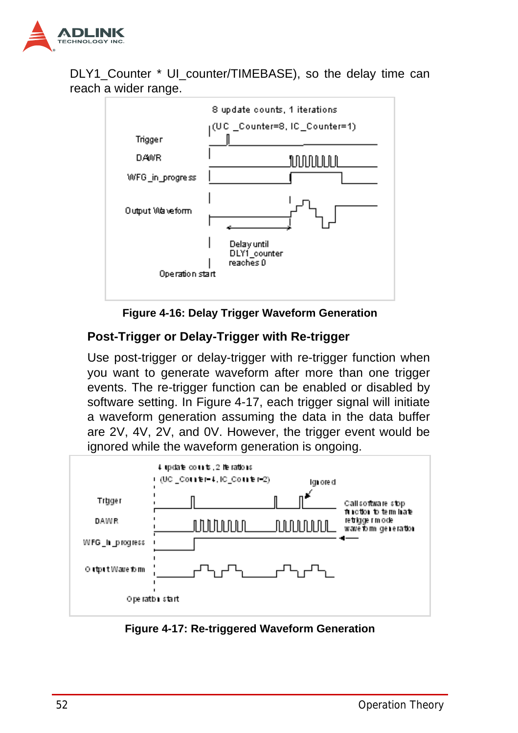DLY1_Counter * UI_counter/TIMEBASE), so the delay time can reach a wider range.

**Figure 4-16: Delay Trigger Waveform Generation**

### Post-Trigger or Delay-Trigger with Re-trigger

Use post-trigger or delay-trigger with re-trigger function when you want to generate waveform after more than one trigger events. The re-trigger function can be enabled or disabled by software setting. In Figure 4-17, each trigger signal will initiate a waveform generation assuming the data in the data buffer are 2V, 4V, 2V, and 0V. However, the trigger event would be ignored while the waveform generation is ongoing.

**Figure 4-17: Re-triggered Waveform Generation**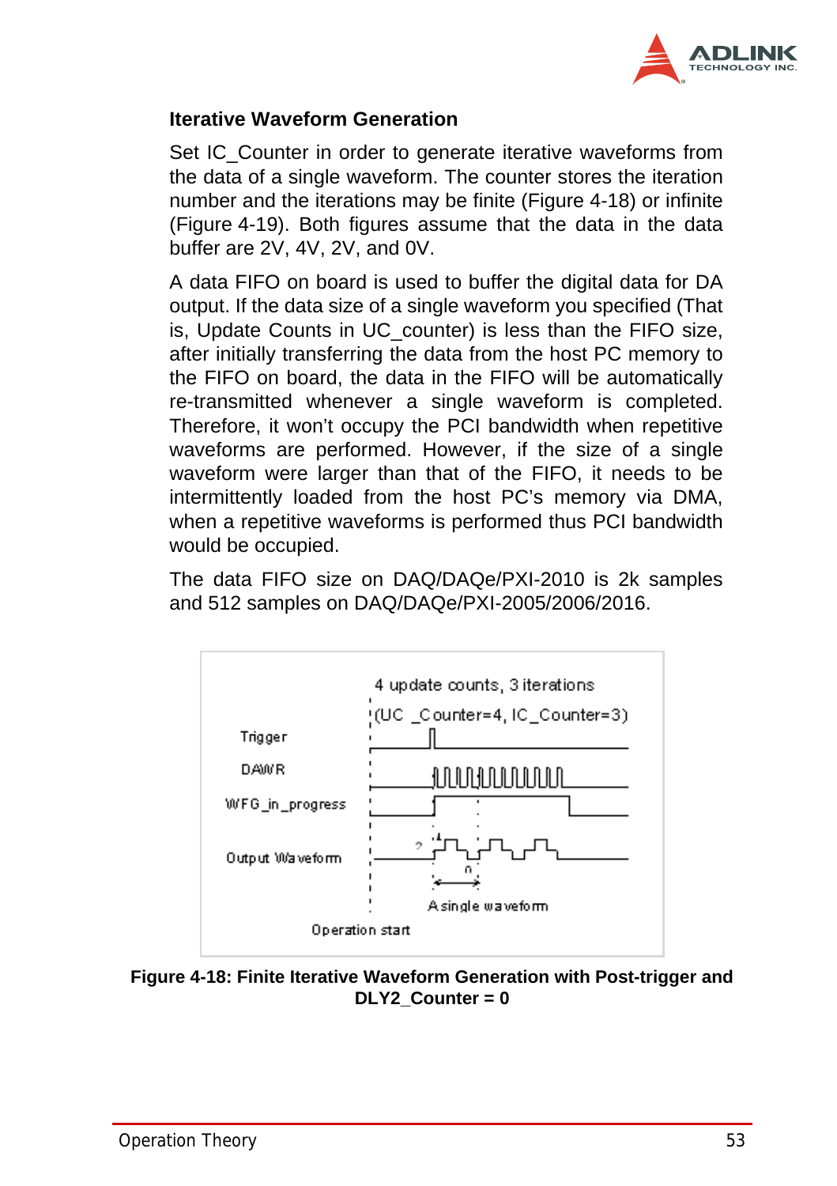### Iterative Waveform Generation

Set IC_Counter in order to generate iterative waveforms from the data of a single waveform. The counter stores the iteration number and the iterations may be finite (Figure 4-18) or infinite (Figure 4-19). Both figures assume that the data in the data buffer are 2V, 4V, 2V, and 0V.

A data FIFO on board is used to buffer the digital data for DA output. If the data size of a single waveform you specified (That is, Update Counts in UC_counter) is less than the FIFO size, after initially transferring the data from the host PC memory to the FIFO on board, the data in the FIFO will be automatically re-transmitted whenever a single waveform is completed. Therefore, it won't occupy the PCI bandwidth when repetitive waveforms are performed. However, if the size of a single waveform were larger than that of the FIFO, it needs to be intermittently loaded from the host PC's memory via DMA, when a repetitive waveforms is performed thus PCI bandwidth would be occupied.

The data FIFO size on DAQ/DAQe/PXI-2010 is 2k samples and 512 samples on DAQ/DAQe/PXI-2005/2006/2016.

**Figure 4-18: Finite Iterative Waveform Generation with Post-trigger and DLY2_Counter = 0**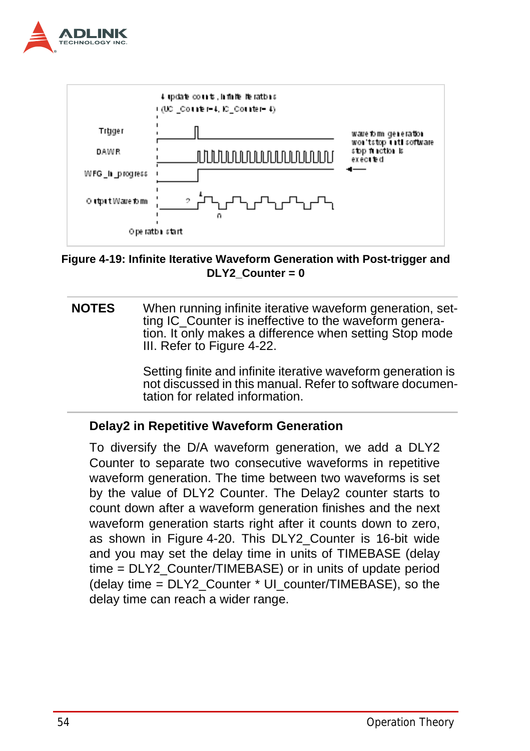4 update counts, Infinite iterations
(UC_Counter=4, IC_Counter=4)

Trigger

DAWR

WFG_In_progress

Output Waveform

Operation start

waveform generation won't stop until software stop function is executed

Figure 4-19: Infinite Iterative Waveform Generation with Post-trigger and DLY2_Counter = 0

**NOTES** When running infinite iterative waveform generation, setting IC_Counter is ineffective to the waveform generation. It only makes a difference when setting Stop mode III. Refer to Figure 4-22.

Setting finite and infinite iterative waveform generation is not discussed in this manual. Refer to software documentation for related information.

### Delay2 in Repetitive Waveform Generation

To diversify the D/A waveform generation, we add a DLY2 Counter to separate two consecutive waveforms in repetitive waveform generation. The time between two waveforms is set by the value of DLY2 Counter. The Delay2 counter starts to count down after a waveform generation finishes and the next waveform generation starts right after it counts down to zero, as shown in Figure 4-20. This DLY2_Counter is 16-bit wide and you may set the delay time in units of TIMEBASE (delay time = DLY2_Counter/TIMEBASE) or in units of update period (delay time = DLY2_Counter * UI_counter/TIMEBASE), so the delay time can reach a wider range.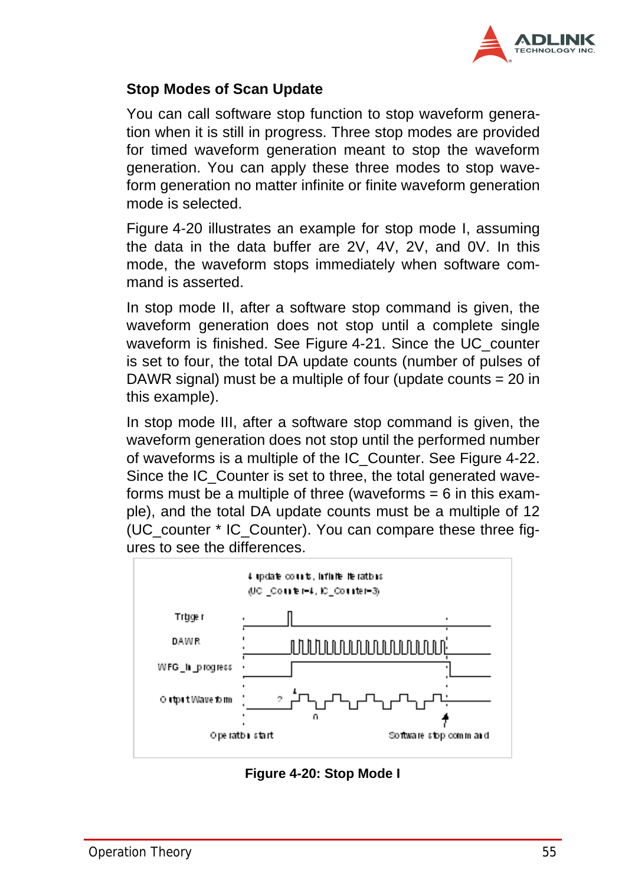### Stop Modes of Scan Update

You can call software stop function to stop waveform generation when it is still in progress. Three stop modes are provided for timed waveform generation meant to stop the waveform generation. You can apply these three modes to stop waveform generation no matter infinite or finite waveform generation mode is selected.

Figure 4-20 illustrates an example for stop mode I, assuming the data in the data buffer are 2V, 4V, 2V, and 0V. In this mode, the waveform stops immediately when software command is asserted.

In stop mode II, after a software stop command is given, the waveform generation does not stop until a complete single waveform is finished. See Figure 4-21. Since the UC_counter is set to four, the total DA update counts (number of pulses of DAWR signal) must be a multiple of four (update counts = 20 in this example).

In stop mode III, after a software stop command is given, the waveform generation does not stop until the performed number of waveforms is a multiple of the IC_Counter. See Figure 4-22. Since the IC_Counter is set to three, the total generated waveforms must be a multiple of three (waveforms = 6 in this example), and the total DA update counts must be a multiple of 12 (UC_counter * IC_Counter). You can compare these three figures to see the differences.

4 update counts, Infinite iterations
(UC_Counter=4, IC_Counter=3)

Trigger
DAWR
WFG_In_progress
Output Waveform

Operation start    Software stop command

**Figure 4-20: Stop Mode I**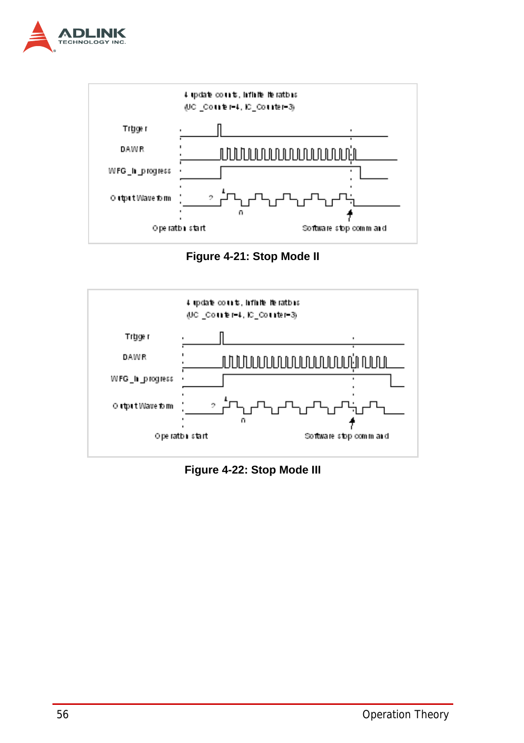Figure 4-21: Stop Mode II

Figure 4-22: Stop Mode III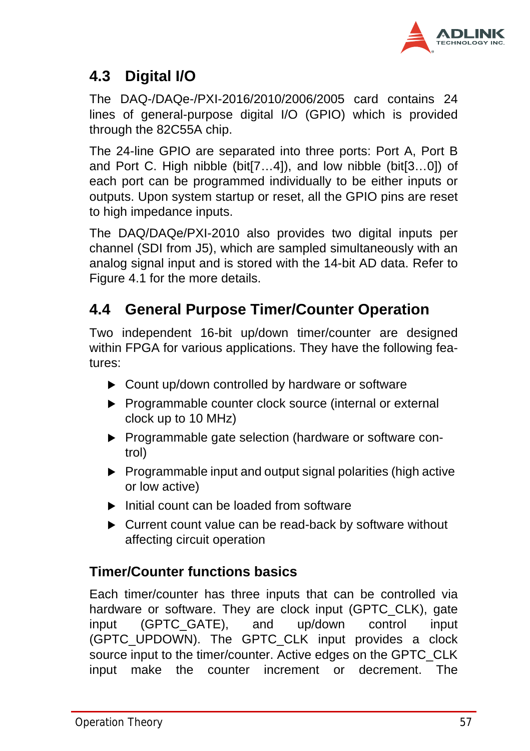## 4.3 Digital I/O

The DAQ-/DAQe-/PXI-2016/2010/2006/2005 card contains 24 lines of general-purpose digital I/O (GPIO) which is provided through the 82C55A chip.

The 24-line GPIO are separated into three ports: Port A, Port B and Port C. High nibble (bit[7…4]), and low nibble (bit[3…0]) of each port can be programmed individually to be either inputs or outputs. Upon system startup or reset, all the GPIO pins are reset to high impedance inputs.

The DAQ/DAQe/PXI-2010 also provides two digital inputs per channel (SDI from J5), which are sampled simultaneously with an analog signal input and is stored with the 14-bit AD data. Refer to Figure 4.1 for the more details.

## 4.4 General Purpose Timer/Counter Operation

Two independent 16-bit up/down timer/counter are designed within FPGA for various applications. They have the following features:

- Count up/down controlled by hardware or software
- Programmable counter clock source (internal or external clock up to 10 MHz)
- Programmable gate selection (hardware or software control)
- Programmable input and output signal polarities (high active or low active)
- Initial count can be loaded from software
- Current count value can be read-back by software without affecting circuit operation

### Timer/Counter functions basics

Each timer/counter has three inputs that can be controlled via hardware or software. They are clock input (GPTC_CLK), gate input (GPTC_GATE), and up/down control input (GPTC_UPDOWN). The GPTC_CLK input provides a clock source input to the timer/counter. Active edges on the GPTC_CLK input make the counter increment or decrement. The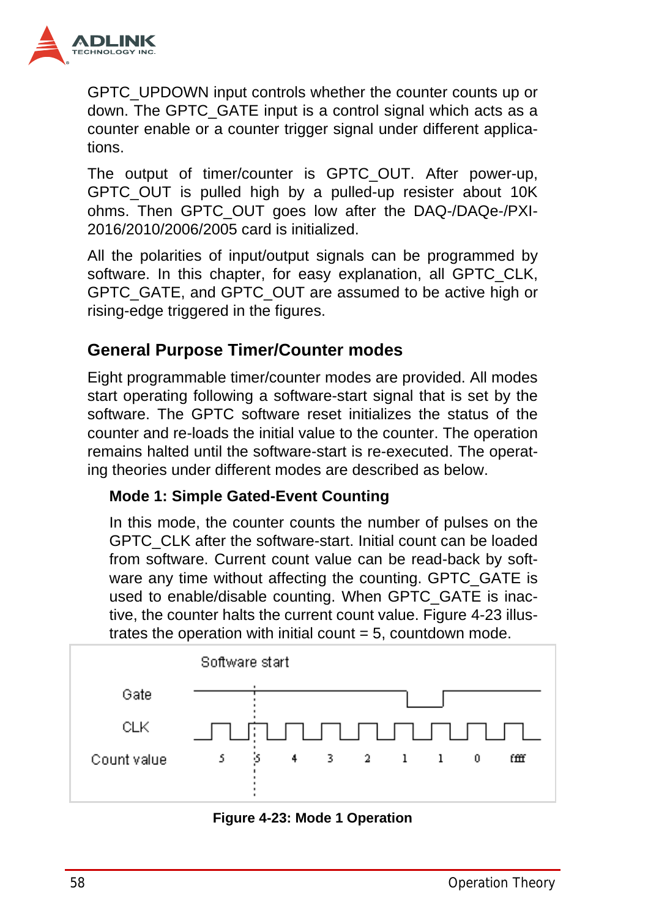GPTC_UPDOWN input controls whether the counter counts up or down. The GPTC_GATE input is a control signal which acts as a counter enable or a counter trigger signal under different applications.

The output of timer/counter is GPTC_OUT. After power-up, GPTC_OUT is pulled high by a pulled-up resister about 10K ohms. Then GPTC_OUT goes low after the DAQ-/DAQe-/PXI-2016/2010/2006/2005 card is initialized.

All the polarities of input/output signals can be programmed by software. In this chapter, for easy explanation, all GPTC_CLK, GPTC_GATE, and GPTC_OUT are assumed to be active high or rising-edge triggered in the figures.

## General Purpose Timer/Counter modes

Eight programmable timer/counter modes are provided. All modes start operating following a software-start signal that is set by the software. The GPTC software reset initializes the status of the counter and re-loads the initial value to the counter. The operation remains halted until the software-start is re-executed. The operating theories under different modes are described as below.

### Mode 1: Simple Gated-Event Counting

In this mode, the counter counts the number of pulses on the GPTC_CLK after the software-start. Initial count can be loaded from software. Current count value can be read-back by software any time without affecting the counting. GPTC_GATE is used to enable/disable counting. When GPTC_GATE is inactive, the counter halts the current count value. Figure 4-23 illustrates the operation with initial count = 5, countdown mode.

Software start

Gate

CLK

Count value 5 5 4 3 2 1 1 0 ffff

**Figure 4-23: Mode 1 Operation**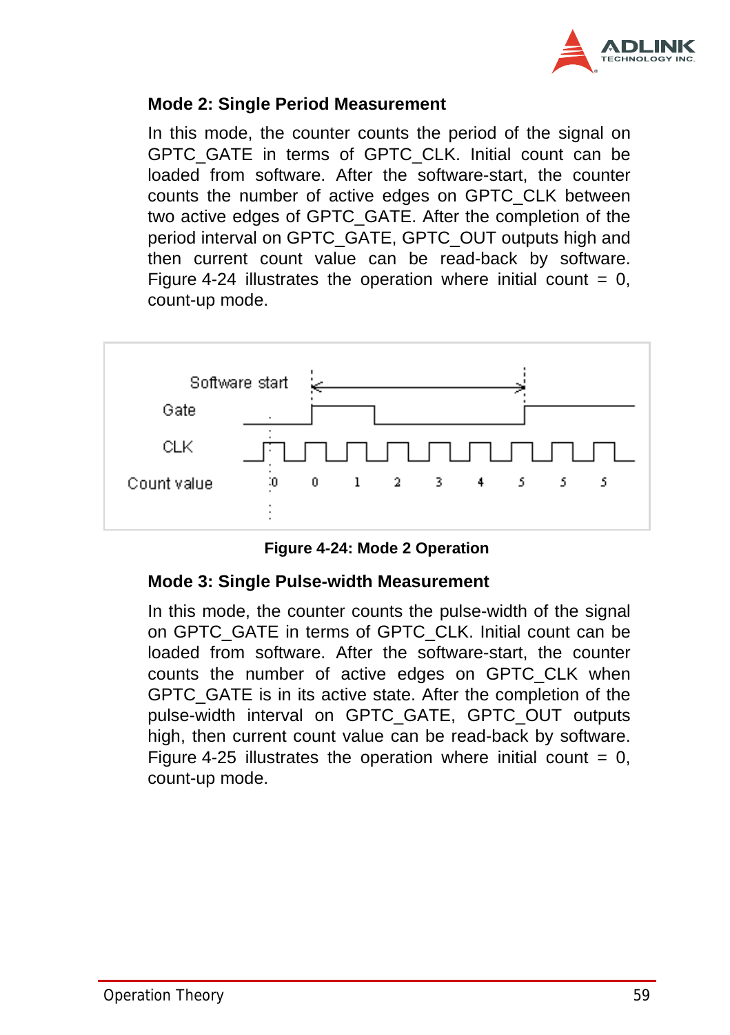### Mode 2: Single Period Measurement

In this mode, the counter counts the period of the signal on GPTC_GATE in terms of GPTC_CLK. Initial count can be loaded from software. After the software-start, the counter counts the number of active edges on GPTC_CLK between two active edges of GPTC_GATE. After the completion of the period interval on GPTC_GATE, GPTC_OUT outputs high and then current count value can be read-back by software. Figure 4-24 illustrates the operation where initial count = 0, count-up mode.

Figure 4-24: Mode 2 Operation

### Mode 3: Single Pulse-width Measurement

In this mode, the counter counts the pulse-width of the signal on GPTC_GATE in terms of GPTC_CLK. Initial count can be loaded from software. After the software-start, the counter counts the number of active edges on GPTC_CLK when GPTC_GATE is in its active state. After the completion of the pulse-width interval on GPTC_GATE, GPTC_OUT outputs high, then current count value can be read-back by software. Figure 4-25 illustrates the operation where initial count = 0, count-up mode.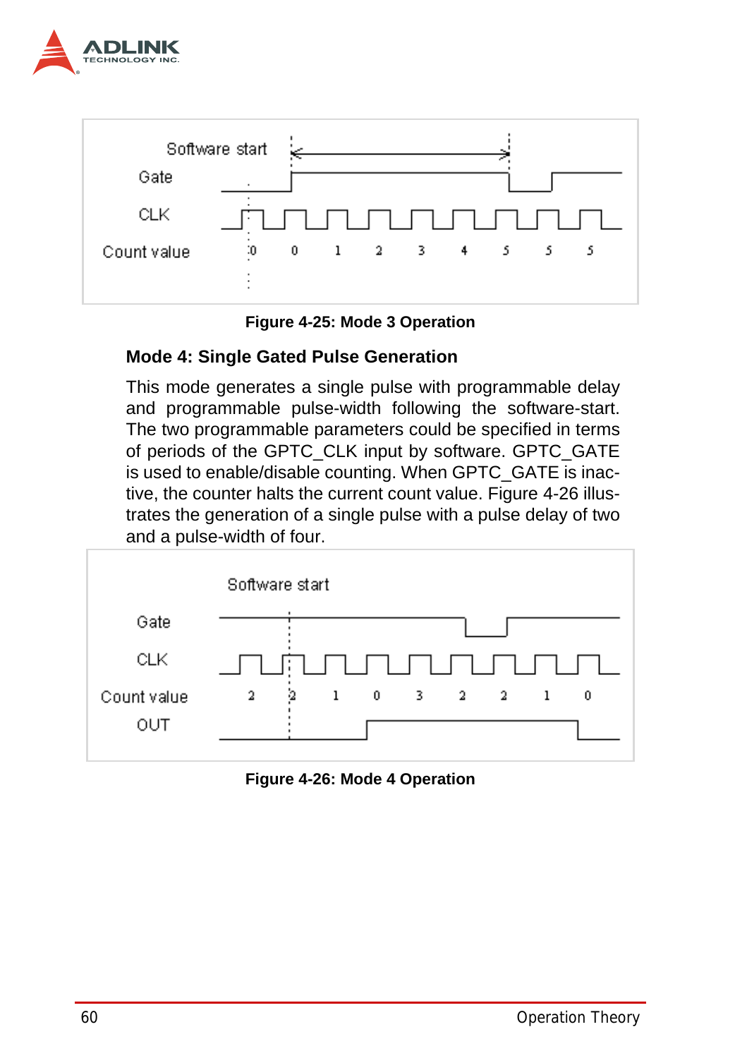Figure 4-25: Mode 3 Operation

### Mode 4: Single Gated Pulse Generation

This mode generates a single pulse with programmable delay and programmable pulse-width following the software-start. The two programmable parameters could be specified in terms of periods of the GPTC_CLK input by software. GPTC_GATE is used to enable/disable counting. When GPTC_GATE is inactive, the counter halts the current count value. Figure 4-26 illustrates the generation of a single pulse with a pulse delay of two and a pulse-width of four.

Figure 4-26: Mode 4 Operation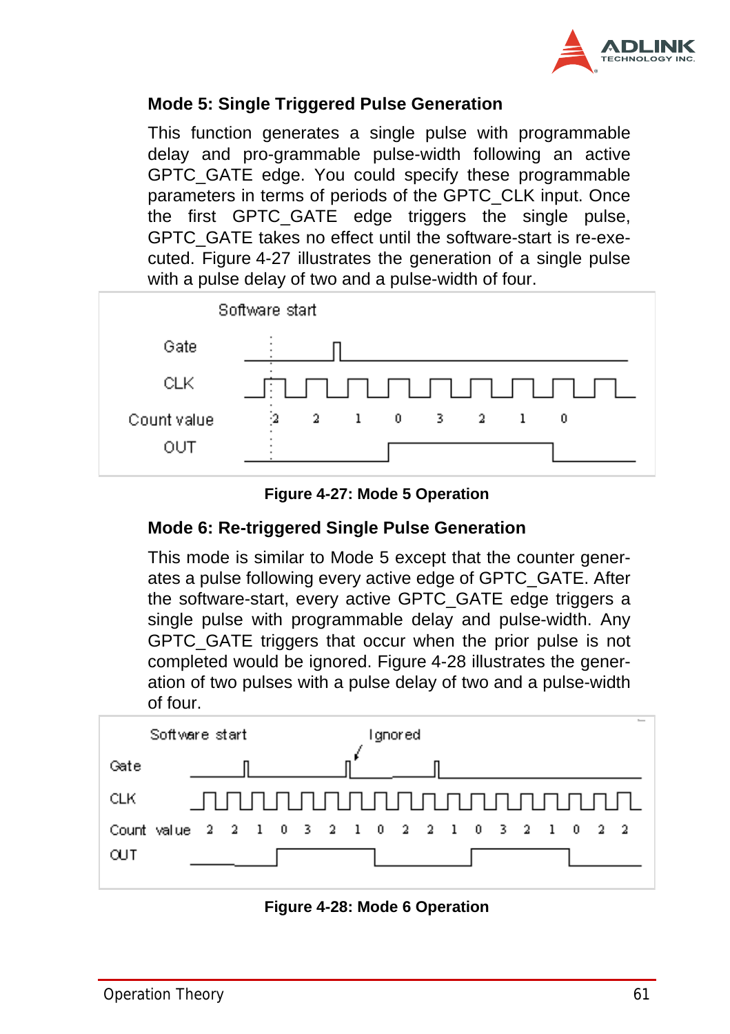### Mode 5: Single Triggered Pulse Generation

This function generates a single pulse with programmable delay and pro-grammable pulse-width following an active GPTC_GATE edge. You could specify these programmable parameters in terms of periods of the GPTC_CLK input. Once the first GPTC_GATE edge triggers the single pulse, GPTC_GATE takes no effect until the software-start is re-exe-cuted. Figure 4-27 illustrates the generation of a single pulse with a pulse delay of two and a pulse-width of four.

Figure 4-27: Mode 5 Operation

### Mode 6: Re-triggered Single Pulse Generation

This mode is similar to Mode 5 except that the counter gener-ates a pulse following every active edge of GPTC_GATE. After the software-start, every active GPTC_GATE edge triggers a single pulse with programmable delay and pulse-width. Any GPTC_GATE triggers that occur when the prior pulse is not completed would be ignored. Figure 4-28 illustrates the gener-ation of two pulses with a pulse delay of two and a pulse-width of four.

Figure 4-28: Mode 6 Operation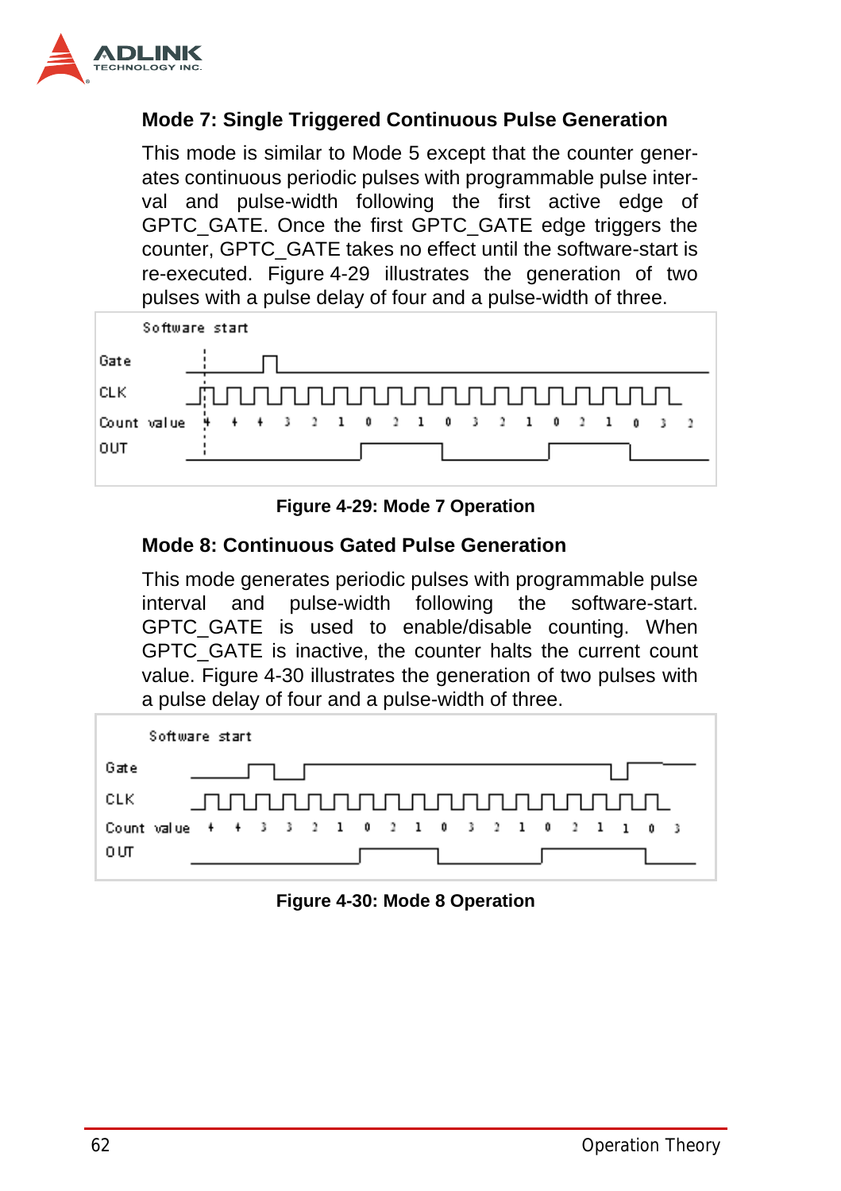### Mode 7: Single Triggered Continuous Pulse Generation

This mode is similar to Mode 5 except that the counter generates continuous periodic pulses with programmable pulse interval and pulse-width following the first active edge of GPTC_GATE. Once the first GPTC_GATE edge triggers the counter, GPTC_GATE takes no effect until the software-start is re-executed. Figure 4-29 illustrates the generation of two pulses with a pulse delay of four and a pulse-width of three.

**Figure 4-29: Mode 7 Operation**

### Mode 8: Continuous Gated Pulse Generation

This mode generates periodic pulses with programmable pulse interval and pulse-width following the software-start. GPTC_GATE is used to enable/disable counting. When GPTC_GATE is inactive, the counter halts the current count value. Figure 4-30 illustrates the generation of two pulses with a pulse delay of four and a pulse-width of three.

**Figure 4-30: Mode 8 Operation**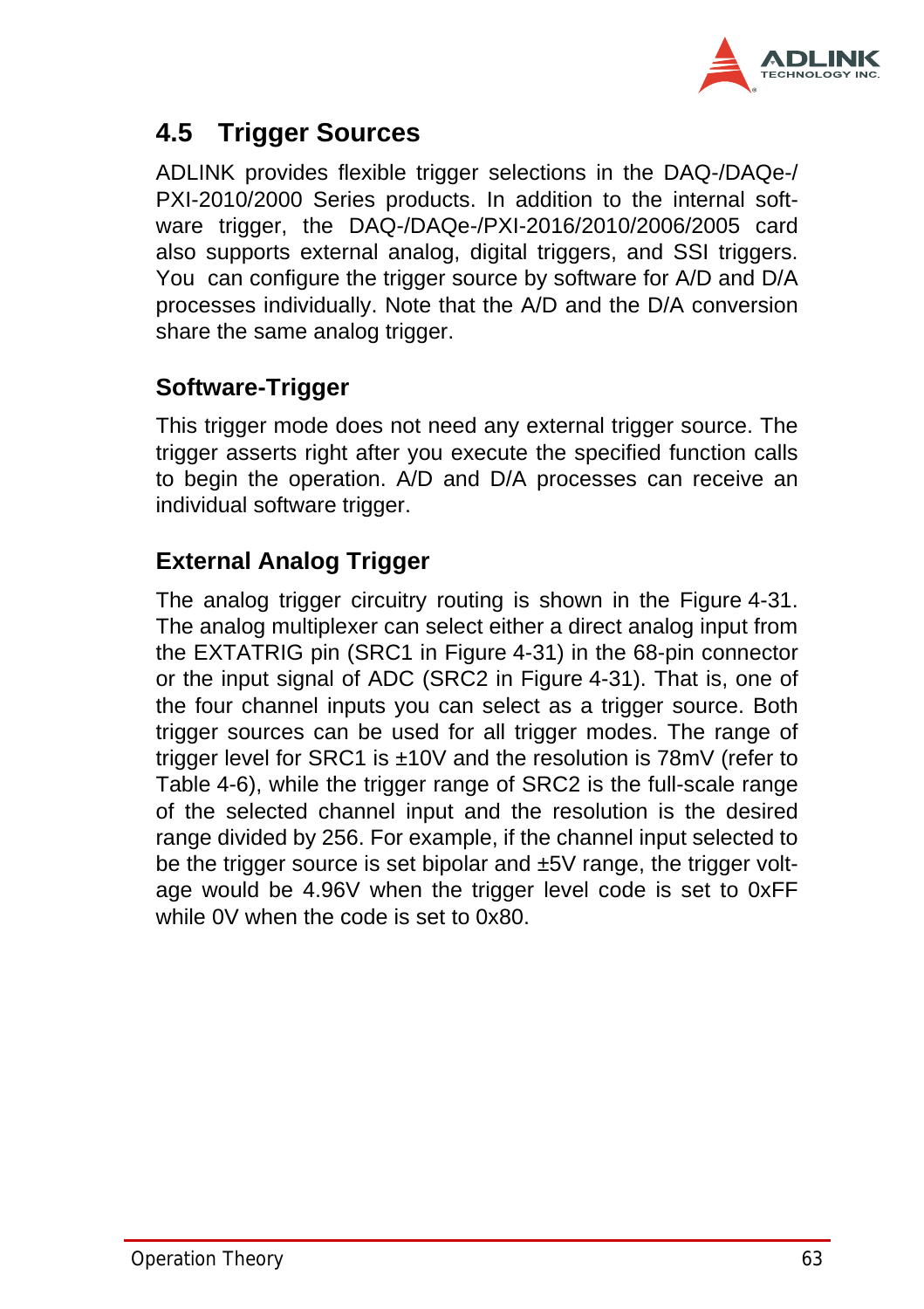## 4.5 Trigger Sources

ADLINK provides flexible trigger selections in the DAQ-/DAQe-/PXI-2010/2000 Series products. In addition to the internal software trigger, the DAQ-/DAQe-/PXI-2016/2010/2006/2005 card also supports external analog, digital triggers, and SSI triggers. You can configure the trigger source by software for A/D and D/A processes individually. Note that the A/D and the D/A conversion share the same analog trigger.

### Software-Trigger

This trigger mode does not need any external trigger source. The trigger asserts right after you execute the specified function calls to begin the operation. A/D and D/A processes can receive an individual software trigger.

### External Analog Trigger

The analog trigger circuitry routing is shown in the Figure 4-31. The analog multiplexer can select either a direct analog input from the EXTATRIG pin (SRC1 in Figure 4-31) in the 68-pin connector or the input signal of ADC (SRC2 in Figure 4-31). That is, one of the four channel inputs you can select as a trigger source. Both trigger sources can be used for all trigger modes. The range of trigger level for SRC1 is ±10V and the resolution is 78mV (refer to Table 4-6), while the trigger range of SRC2 is the full-scale range of the selected channel input and the resolution is the desired range divided by 256. For example, if the channel input selected to be the trigger source is set bipolar and ±5V range, the trigger voltage would be 4.96V when the trigger level code is set to 0xFF while 0V when the code is set to 0x80.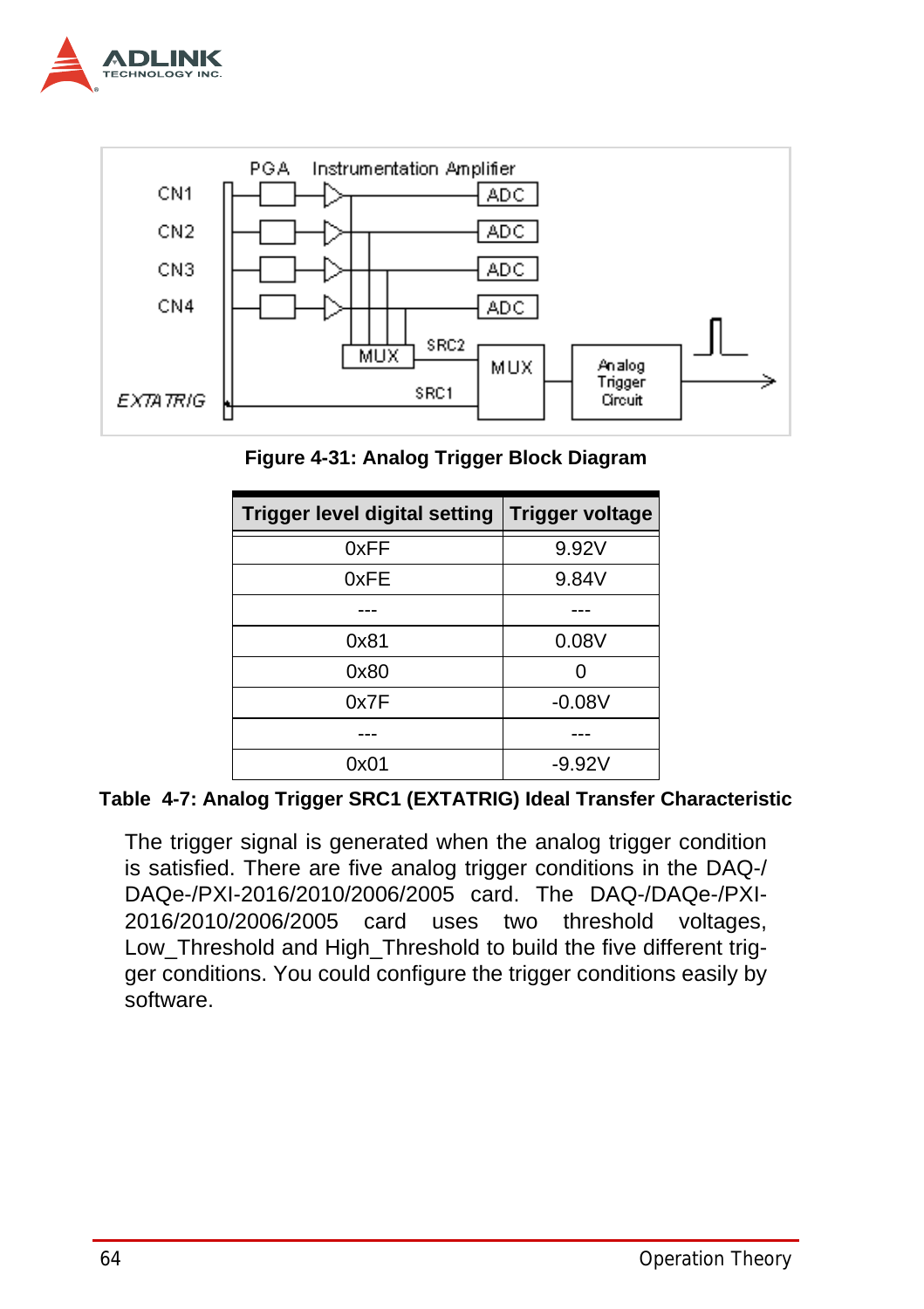Figure 4-31: Analog Trigger Block Diagram

| Trigger level digital setting | Trigger voltage |
|---|---|
| 0xFF | 9.92V |
| 0xFE | 9.84V |
| --- | --- |
| 0x81 | 0.08V |
| 0x80 | 0 |
| 0x7F | -0.08V |
| --- | --- |
| 0x01 | -9.92V |

**Table 4-7: Analog Trigger SRC1 (EXTATRIG) Ideal Transfer Characteristic**

The trigger signal is generated when the analog trigger condition is satisfied. There are five analog trigger conditions in the DAQ-/DAQe-/PXI-2016/2010/2006/2005 card. The DAQ-/DAQe-/PXI-2016/2010/2006/2005 card uses two threshold voltages, Low_Threshold and High_Threshold to build the five different trigger conditions. You could configure the trigger conditions easily by software.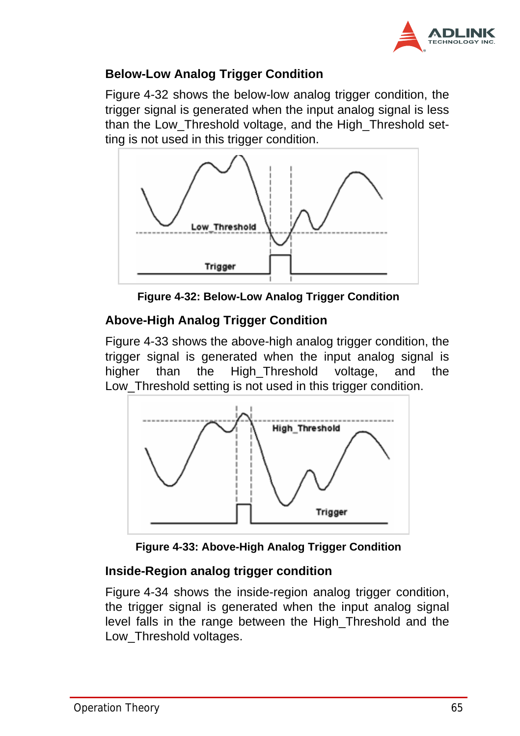### Below-Low Analog Trigger Condition

Figure 4-32 shows the below-low analog trigger condition, the trigger signal is generated when the input analog signal is less than the Low_Threshold voltage, and the High_Threshold setting is not used in this trigger condition.

**Figure 4-32: Below-Low Analog Trigger Condition**

### Above-High Analog Trigger Condition

Figure 4-33 shows the above-high analog trigger condition, the trigger signal is generated when the input analog signal is higher than the High_Threshold voltage, and the Low_Threshold setting is not used in this trigger condition.

**Figure 4-33: Above-High Analog Trigger Condition**

### Inside-Region analog trigger condition

Figure 4-34 shows the inside-region analog trigger condition, the trigger signal is generated when the input analog signal level falls in the range between the High_Threshold and the Low_Threshold voltages.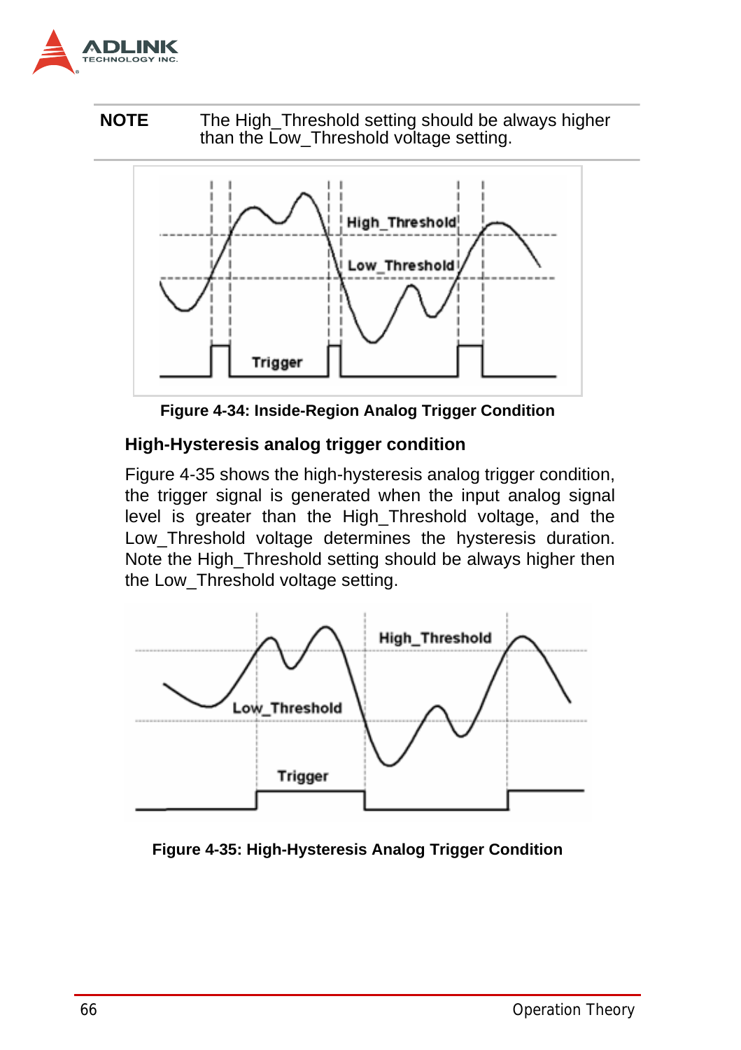**NOTE** The High_Threshold setting should be always higher than the Low_Threshold voltage setting.

Figure 4-34: Inside-Region Analog Trigger Condition

### High-Hysteresis analog trigger condition

Figure 4-35 shows the high-hysteresis analog trigger condition, the trigger signal is generated when the input analog signal level is greater than the High_Threshold voltage, and the Low_Threshold voltage determines the hysteresis duration. Note the High_Threshold setting should be always higher then the Low_Threshold voltage setting.

Figure 4-35: High-Hysteresis Analog Trigger Condition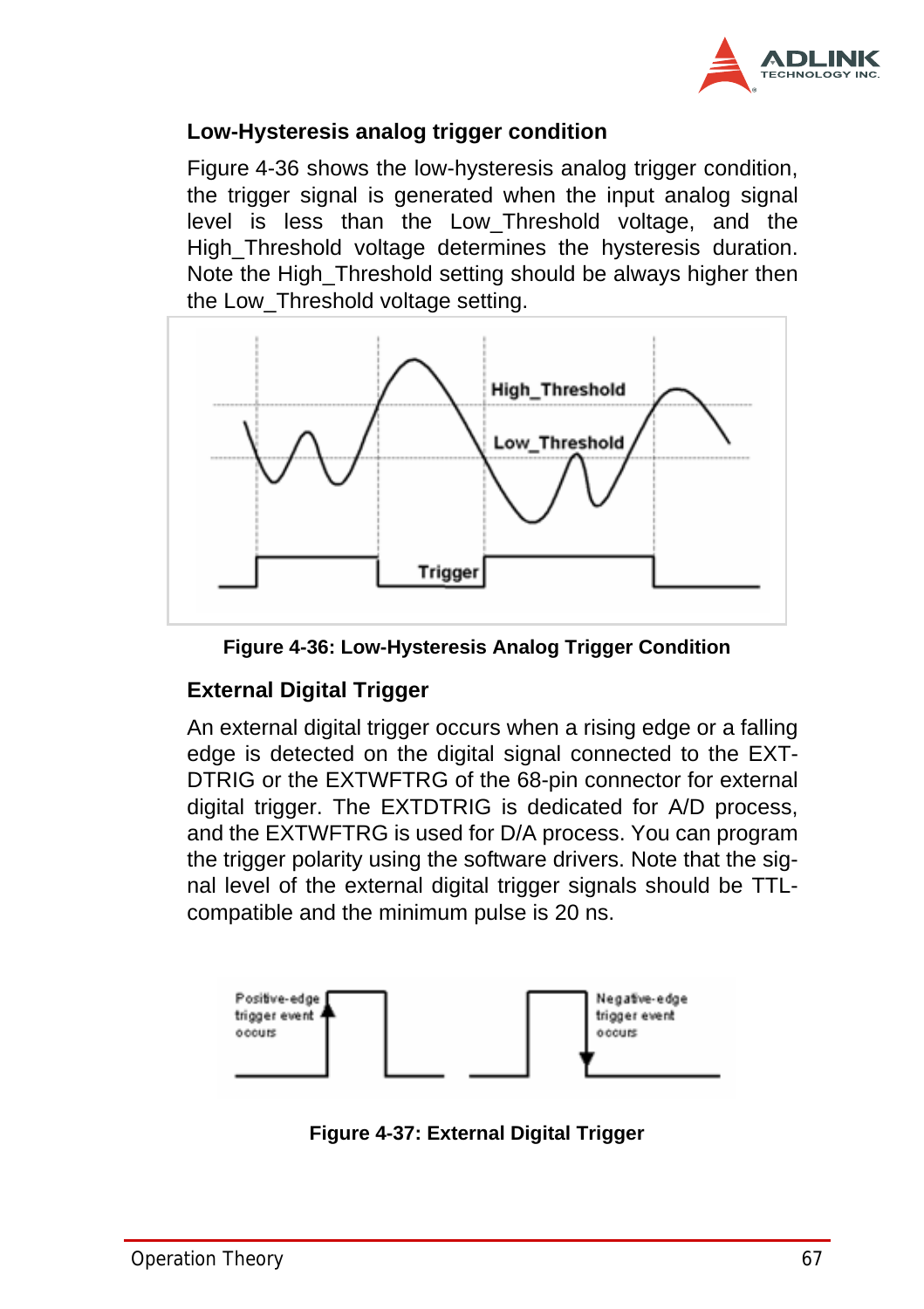### Low-Hysteresis analog trigger condition

Figure 4-36 shows the low-hysteresis analog trigger condition, the trigger signal is generated when the input analog signal level is less than the Low_Threshold voltage, and the High_Threshold voltage determines the hysteresis duration. Note the High_Threshold setting should be always higher then the Low_Threshold voltage setting.

**Figure 4-36: Low-Hysteresis Analog Trigger Condition**

### External Digital Trigger

An external digital trigger occurs when a rising edge or a falling edge is detected on the digital signal connected to the EXT-DTRIG or the EXTWFTRG of the 68-pin connector for external digital trigger. The EXTDTRIG is dedicated for A/D process, and the EXTWFTRG is used for D/A process. You can program the trigger polarity using the software drivers. Note that the signal level of the external digital trigger signals should be TTL-compatible and the minimum pulse is 20 ns.

**Figure 4-37: External Digital Trigger**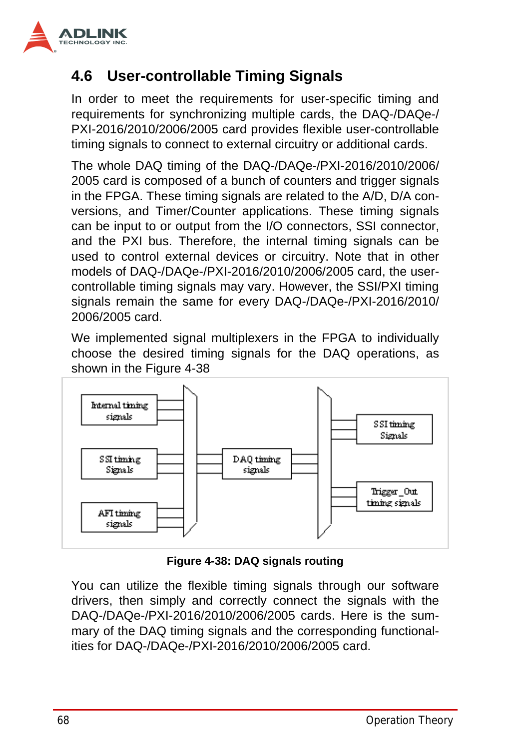## 4.6 User-controllable Timing Signals

In order to meet the requirements for user-specific timing and requirements for synchronizing multiple cards, the DAQ-/DAQe-/PXI-2016/2010/2006/2005 card provides flexible user-controllable timing signals to connect to external circuitry or additional cards.

The whole DAQ timing of the DAQ-/DAQe-/PXI-2016/2010/2006/2005 card is composed of a bunch of counters and trigger signals in the FPGA. These timing signals are related to the A/D, D/A conversions, and Timer/Counter applications. These timing signals can be input to or output from the I/O connectors, SSI connector, and the PXI bus. Therefore, the internal timing signals can be used to control external devices or circuitry. Note that in other models of DAQ-/DAQe-/PXI-2016/2010/2006/2005 card, the user-controllable timing signals may vary. However, the SSI/PXI timing signals remain the same for every DAQ-/DAQe-/PXI-2016/2010/2006/2005 card.

We implemented signal multiplexers in the FPGA to individually choose the desired timing signals for the DAQ operations, as shown in the Figure 4-38

Figure 4-38: DAQ signals routing

You can utilize the flexible timing signals through our software drivers, then simply and correctly connect the signals with the DAQ-/DAQe-/PXI-2016/2010/2006/2005 cards. Here is the summary of the DAQ timing signals and the corresponding functionalities for DAQ-/DAQe-/PXI-2016/2010/2006/2005 card.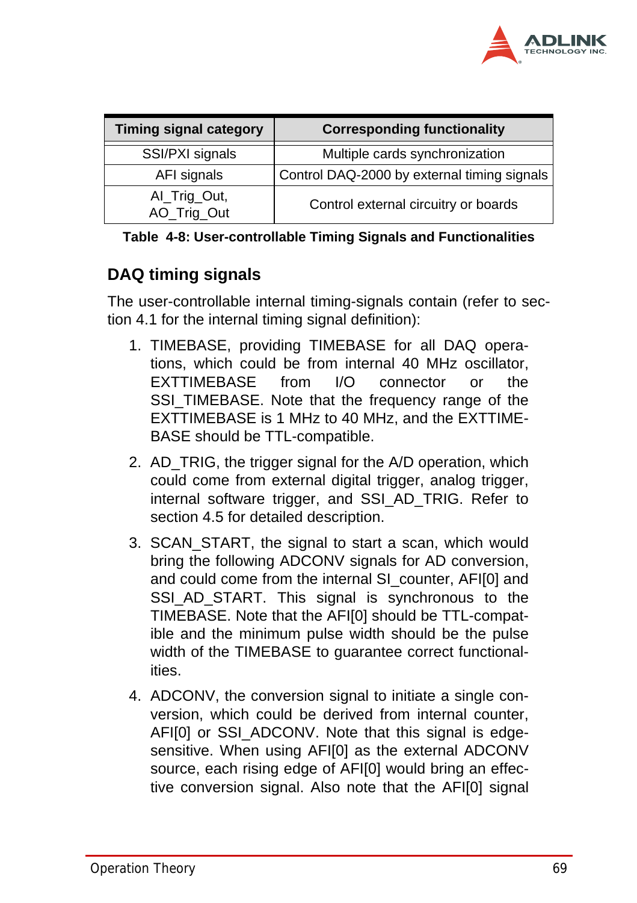| Timing signal category | Corresponding functionality |
| --- | --- |
| SSI/PXI signals | Multiple cards synchronization |
| AFI signals | Control DAQ-2000 by external timing signals |
| AI_Trig_Out, AO_Trig_Out | Control external circuitry or boards |

**Table 4-8: User-controllable Timing Signals and Functionalities**

### DAQ timing signals

The user-controllable internal timing-signals contain (refer to section 4.1 for the internal timing signal definition):

1. TIMEBASE, providing TIMEBASE for all DAQ operations, which could be from internal 40 MHz oscillator, EXTTIMEBASE from I/O connector or the SSI_TIMEBASE. Note that the frequency range of the EXTTIMEBASE is 1 MHz to 40 MHz, and the EXTTIMEBASE should be TTL-compatible.
2. AD_TRIG, the trigger signal for the A/D operation, which could come from external digital trigger, analog trigger, internal software trigger, and SSI_AD_TRIG. Refer to section 4.5 for detailed description.
3. SCAN_START, the signal to start a scan, which would bring the following ADCONV signals for AD conversion, and could come from the internal SI_counter, AFI[0] and SSI_AD_START. This signal is synchronous to the TIMEBASE. Note that the AFI[0] should be TTL-compatible and the minimum pulse width should be the pulse width of the TIMEBASE to guarantee correct functionalities.
4. ADCONV, the conversion signal to initiate a single conversion, which could be derived from internal counter, AFI[0] or SSI_ADCONV. Note that this signal is edge-sensitive. When using AFI[0] as the external ADCONV source, each rising edge of AFI[0] would bring an effective conversion signal. Also note that the AFI[0] signal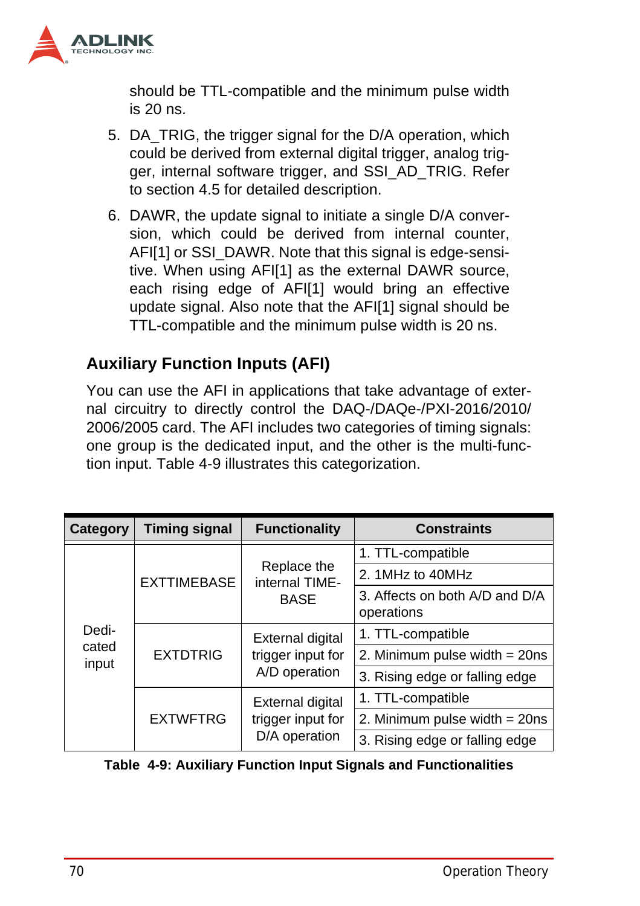should be TTL-compatible and the minimum pulse width is 20 ns.

5. DA_TRIG, the trigger signal for the D/A operation, which could be derived from external digital trigger, analog trigger, internal software trigger, and SSI_AD_TRIG. Refer to section 4.5 for detailed description.
6. DAWR, the update signal to initiate a single D/A conversion, which could be derived from internal counter, AFI[1] or SSI_DAWR. Note that this signal is edge-sensitive. When using AFI[1] as the external DAWR source, each rising edge of AFI[1] would bring an effective update signal. Also note that the AFI[1] signal should be TTL-compatible and the minimum pulse width is 20 ns.

### Auxiliary Function Inputs (AFI)

You can use the AFI in applications that take advantage of external circuitry to directly control the DAQ-/DAQe-/PXI-2016/2010/2006/2005 card. The AFI includes two categories of timing signals: one group is the dedicated input, and the other is the multi-function input. Table 4-9 illustrates this categorization.

| Category | Timing signal | Functionality | Constraints |
|---|---|---|---|
| Dedicated input | EXTTIMEBASE | Replace the internal TIMEBASE | 1. TTL-compatible |
| | | | 2. 1MHz to 40MHz |
| | | | 3. Affects on both A/D and D/A operations |
| | EXTDTRIG | External digital trigger input for A/D operation | 1. TTL-compatible |
| | | | 2. Minimum pulse width = 20ns |
| | | | 3. Rising edge or falling edge |
| | EXTWFTRG | External digital trigger input for D/A operation | 1. TTL-compatible |
| | | | 2. Minimum pulse width = 20ns |
| | | | 3. Rising edge or falling edge |

**Table 4-9: Auxiliary Function Input Signals and Functionalities**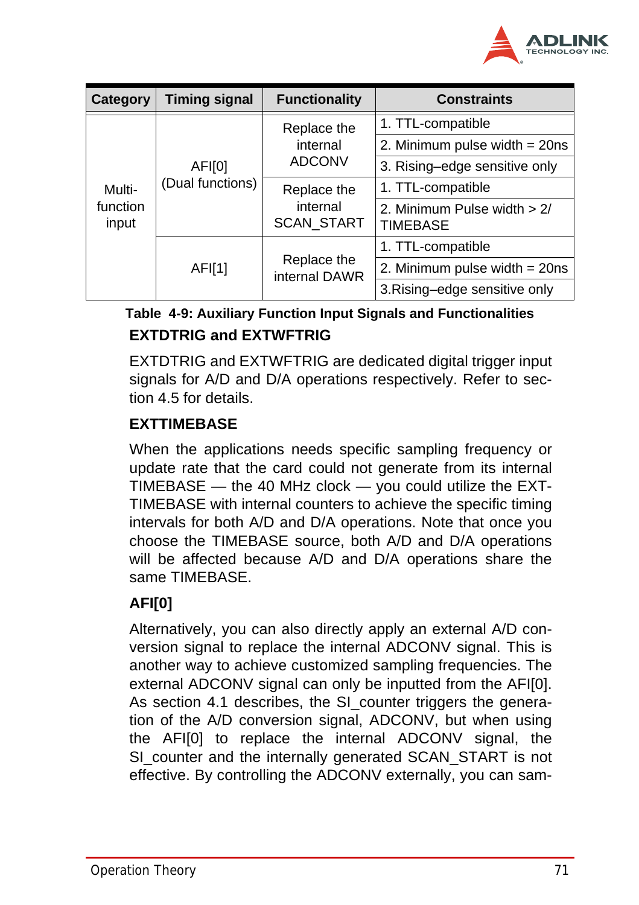| Category | Timing signal | Functionality | Constraints |
|---|---|---|---|
| Multi-function input | AFI[0] (Dual functions) | Replace the internal ADCONV | 1. TTL-compatible |
| | | | 2. Minimum pulse width = 20ns |
| | | | 3. Rising–edge sensitive only |
| | | Replace the internal SCAN_START | 1. TTL-compatible |
| | | | 2. Minimum Pulse width > 2/ TIMEBASE |
| | AFI[1] | Replace the internal DAWR | 1. TTL-compatible |
| | | | 2. Minimum pulse width = 20ns |
| | | | 3.Rising–edge sensitive only |

**Table 4-9: Auxiliary Function Input Signals and Functionalities**

### EXTDTRIG and EXTWFTRIG

EXTDTRIG and EXTWFTRIG are dedicated digital trigger input signals for A/D and D/A operations respectively. Refer to section 4.5 for details.

### EXTTIMEBASE

When the applications needs specific sampling frequency or update rate that the card could not generate from its internal TIMEBASE — the 40 MHz clock — you could utilize the EXTTIMEBASE with internal counters to achieve the specific timing intervals for both A/D and D/A operations. Note that once you choose the TIMEBASE source, both A/D and D/A operations will be affected because A/D and D/A operations share the same TIMEBASE.

### AFI[0]

Alternatively, you can also directly apply an external A/D conversion signal to replace the internal ADCONV signal. This is another way to achieve customized sampling frequencies. The external ADCONV signal can only be inputted from the AFI[0]. As section 4.1 describes, the SI_counter triggers the generation of the A/D conversion signal, ADCONV, but when using the AFI[0] to replace the internal ADCONV signal, the SI_counter and the internally generated SCAN_START is not effective. By controlling the ADCONV externally, you can sam-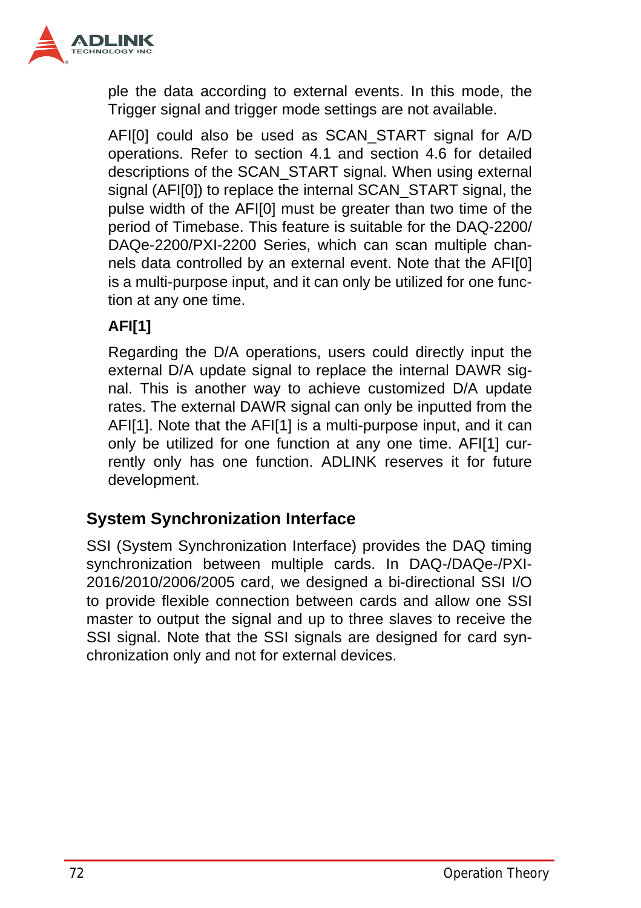ple the data according to external events. In this mode, the Trigger signal and trigger mode settings are not available.

AFI[0] could also be used as SCAN_START signal for A/D operations. Refer to section 4.1 and section 4.6 for detailed descriptions of the SCAN_START signal. When using external signal (AFI[0]) to replace the internal SCAN_START signal, the pulse width of the AFI[0] must be greater than two time of the period of Timebase. This feature is suitable for the DAQ-2200/DAQe-2200/PXI-2200 Series, which can scan multiple channels data controlled by an external event. Note that the AFI[0] is a multi-purpose input, and it can only be utilized for one function at any one time.

**AFI[1]**

Regarding the D/A operations, users could directly input the external D/A update signal to replace the internal DAWR signal. This is another way to achieve customized D/A update rates. The external DAWR signal can only be inputted from the AFI[1]. Note that the AFI[1] is a multi-purpose input, and it can only be utilized for one function at any one time. AFI[1] currently only has one function. ADLINK reserves it for future development.

### System Synchronization Interface

SSI (System Synchronization Interface) provides the DAQ timing synchronization between multiple cards. In DAQ-/DAQe-/PXI-2016/2010/2006/2005 card, we designed a bi-directional SSI I/O to provide flexible connection between cards and allow one SSI master to output the signal and up to three slaves to receive the SSI signal. Note that the SSI signals are designed for card synchronization only and not for external devices.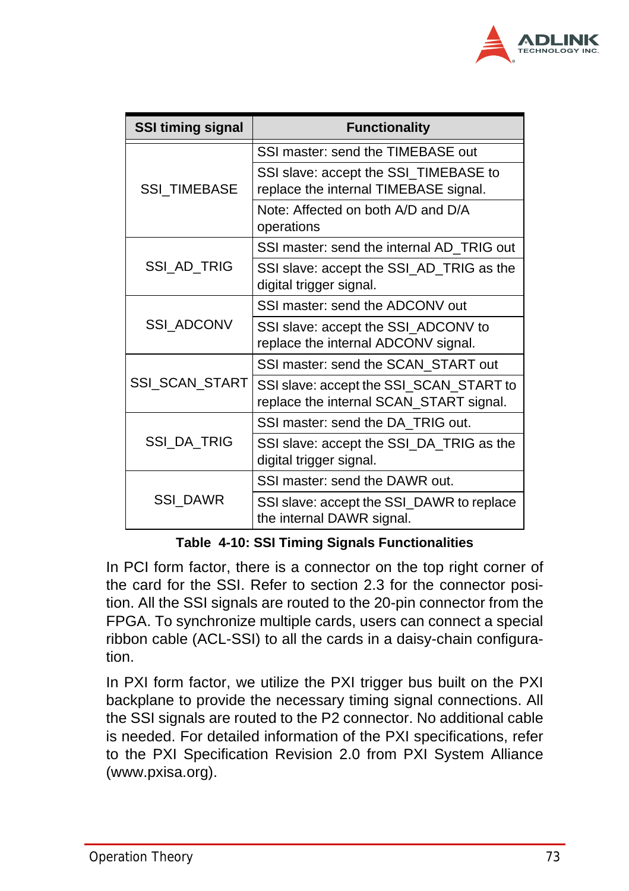| SSI timing signal | Functionality |
|---|---|
| SSI_TIMEBASE | SSI master: send the TIMEBASE out |
| | SSI slave: accept the SSI_TIMEBASE to replace the internal TIMEBASE signal. |
| | Note: Affected on both A/D and D/A operations |
| SSI_AD_TRIG | SSI master: send the internal AD_TRIG out |
| | SSI slave: accept the SSI_AD_TRIG as the digital trigger signal. |
| SSI_ADCONV | SSI master: send the ADCONV out |
| | SSI slave: accept the SSI_ADCONV to replace the internal ADCONV signal. |
| SSI_SCAN_START | SSI master: send the SCAN_START out |
| | SSI slave: accept the SSI_SCAN_START to replace the internal SCAN_START signal. |
| SSI_DA_TRIG | SSI master: send the DA_TRIG out. |
| | SSI slave: accept the SSI_DA_TRIG as the digital trigger signal. |
| SSI_DAWR | SSI master: send the DAWR out. |
| | SSI slave: accept the SSI_DAWR to replace the internal DAWR signal. |

**Table 4-10: SSI Timing Signals Functionalities**

In PCI form factor, there is a connector on the top right corner of the card for the SSI. Refer to section 2.3 for the connector position. All the SSI signals are routed to the 20-pin connector from the FPGA. To synchronize multiple cards, users can connect a special ribbon cable (ACL-SSI) to all the cards in a daisy-chain configuration.

In PXI form factor, we utilize the PXI trigger bus built on the PXI backplane to provide the necessary timing signal connections. All the SSI signals are routed to the P2 connector. No additional cable is needed. For detailed information of the PXI specifications, refer to the PXI Specification Revision 2.0 from PXI System Alliance (www.pxisa.org).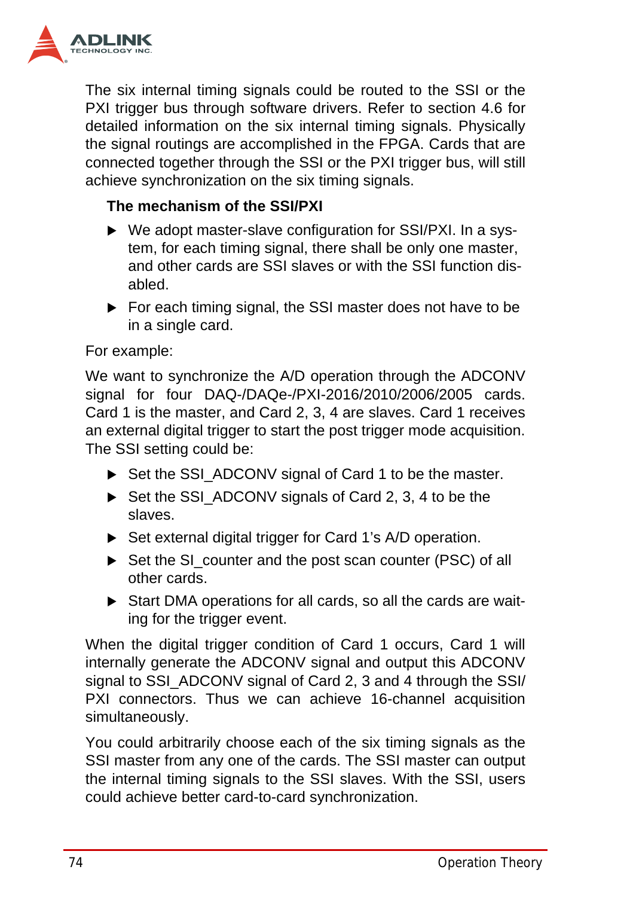The six internal timing signals could be routed to the SSI or the PXI trigger bus through software drivers. Refer to section 4.6 for detailed information on the six internal timing signals. Physically the signal routings are accomplished in the FPGA. Cards that are connected together through the SSI or the PXI trigger bus, will still achieve synchronization on the six timing signals.

**The mechanism of the SSI/PXI**

- We adopt master-slave configuration for SSI/PXI. In a system, for each timing signal, there shall be only one master, and other cards are SSI slaves or with the SSI function disabled.
- For each timing signal, the SSI master does not have to be in a single card.

For example:

We want to synchronize the A/D operation through the ADCONV signal for four DAQ-/DAQe-/PXI-2016/2010/2006/2005 cards. Card 1 is the master, and Card 2, 3, 4 are slaves. Card 1 receives an external digital trigger to start the post trigger mode acquisition. The SSI setting could be:

- Set the SSI_ADCONV signal of Card 1 to be the master.
- Set the SSI_ADCONV signals of Card 2, 3, 4 to be the slaves.
- Set external digital trigger for Card 1's A/D operation.
- Set the SI_counter and the post scan counter (PSC) of all other cards.
- Start DMA operations for all cards, so all the cards are waiting for the trigger event.

When the digital trigger condition of Card 1 occurs, Card 1 will internally generate the ADCONV signal and output this ADCONV signal to SSI_ADCONV signal of Card 2, 3 and 4 through the SSI/PXI connectors. Thus we can achieve 16-channel acquisition simultaneously.

You could arbitrarily choose each of the six timing signals as the SSI master from any one of the cards. The SSI master can output the internal timing signals to the SSI slaves. With the SSI, users could achieve better card-to-card synchronization.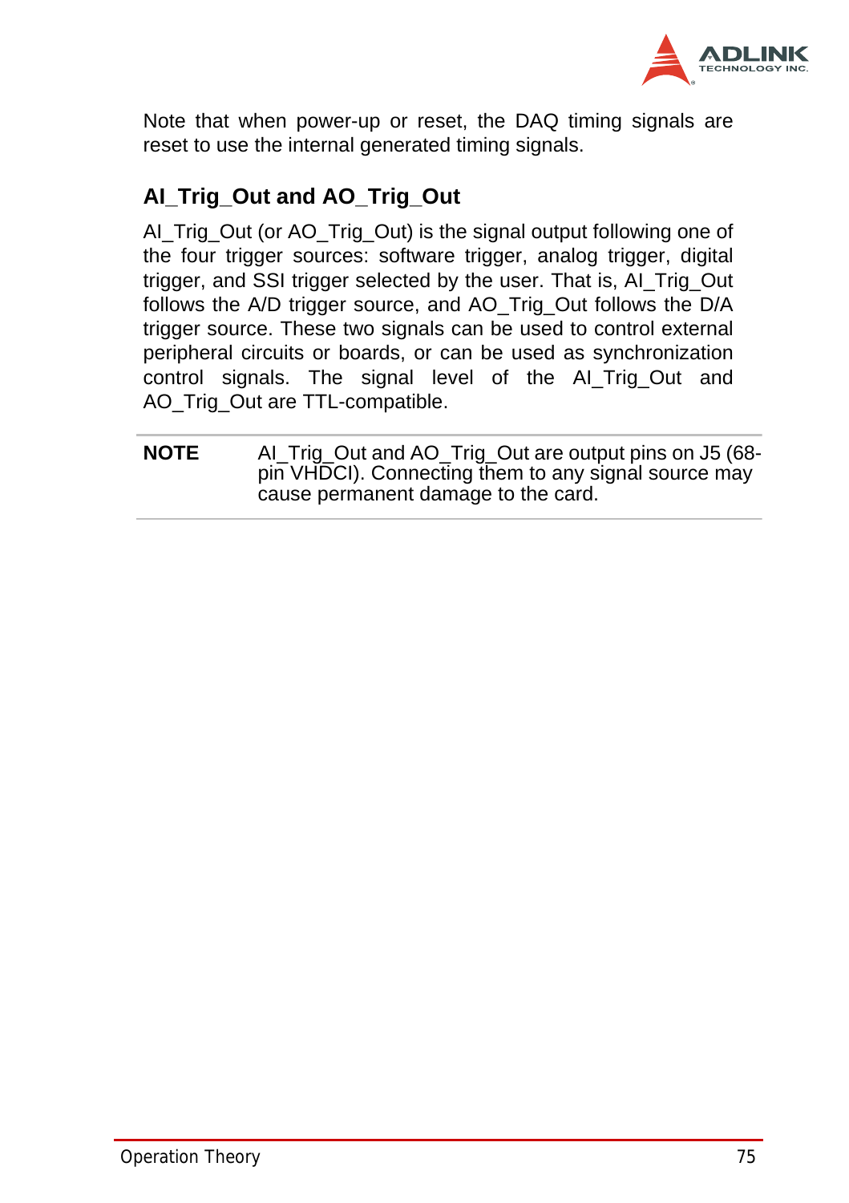Note that when power-up or reset, the DAQ timing signals are reset to use the internal generated timing signals.

### AI_Trig_Out and AO_Trig_Out

AI_Trig_Out (or AO_Trig_Out) is the signal output following one of the four trigger sources: software trigger, analog trigger, digital trigger, and SSI trigger selected by the user. That is, AI_Trig_Out follows the A/D trigger source, and AO_Trig_Out follows the D/A trigger source. These two signals can be used to control external peripheral circuits or boards, or can be used as synchronization control signals. The signal level of the AI_Trig_Out and AO_Trig_Out are TTL-compatible.

**NOTE** AI_Trig_Out and AO_Trig_Out are output pins on J5 (68-pin VHDCI). Connecting them to any signal source may cause permanent damage to the card.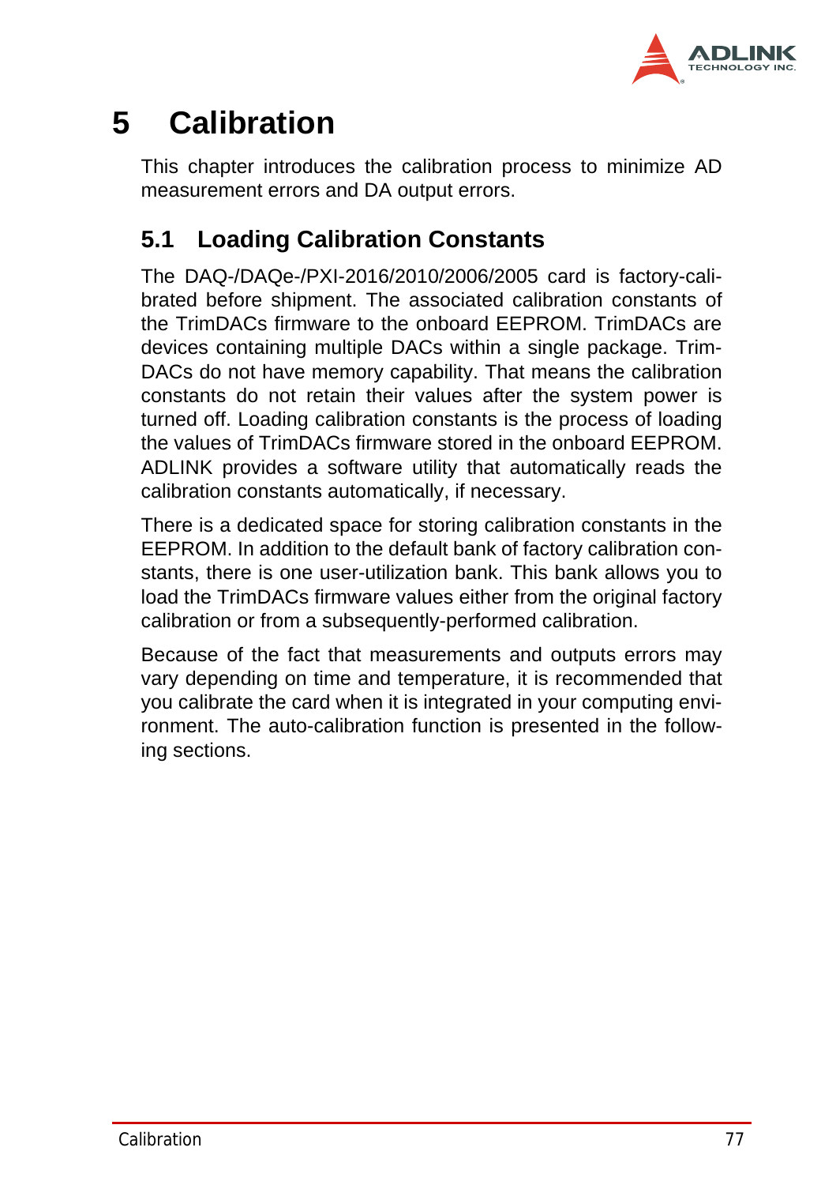# 5 Calibration

This chapter introduces the calibration process to minimize AD measurement errors and DA output errors.

## 5.1 Loading Calibration Constants

The DAQ-/DAQe-/PXI-2016/2010/2006/2005 card is factory-calibrated before shipment. The associated calibration constants of the TrimDACs firmware to the onboard EEPROM. TrimDACs are devices containing multiple DACs within a single package. TrimDACs do not have memory capability. That means the calibration constants do not retain their values after the system power is turned off. Loading calibration constants is the process of loading the values of TrimDACs firmware stored in the onboard EEPROM. ADLINK provides a software utility that automatically reads the calibration constants automatically, if necessary.

There is a dedicated space for storing calibration constants in the EEPROM. In addition to the default bank of factory calibration constants, there is one user-utilization bank. This bank allows you to load the TrimDACs firmware values either from the original factory calibration or from a subsequently-performed calibration.

Because of the fact that measurements and outputs errors may vary depending on time and temperature, it is recommended that you calibrate the card when it is integrated in your computing environment. The auto-calibration function is presented in the following sections.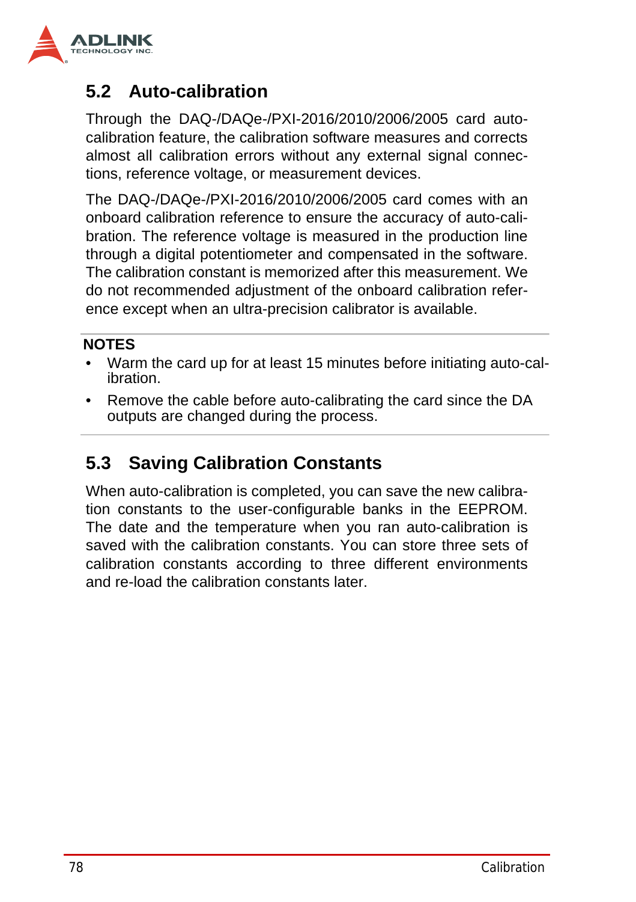## 5.2 Auto-calibration

Through the DAQ-/DAQe-/PXI-2016/2010/2006/2005 card auto-calibration feature, the calibration software measures and corrects almost all calibration errors without any external signal connections, reference voltage, or measurement devices.

The DAQ-/DAQe-/PXI-2016/2010/2006/2005 card comes with an onboard calibration reference to ensure the accuracy of auto-calibration. The reference voltage is measured in the production line through a digital potentiometer and compensated in the software. The calibration constant is memorized after this measurement. We do not recommended adjustment of the onboard calibration reference except when an ultra-precision calibrator is available.

**NOTES**

- Warm the card up for at least 15 minutes before initiating auto-calibration.
- Remove the cable before auto-calibrating the card since the DA outputs are changed during the process.

## 5.3 Saving Calibration Constants

When auto-calibration is completed, you can save the new calibration constants to the user-configurable banks in the EEPROM. The date and the temperature when you ran auto-calibration is saved with the calibration constants. You can store three sets of calibration constants according to three different environments and re-load the calibration constants later.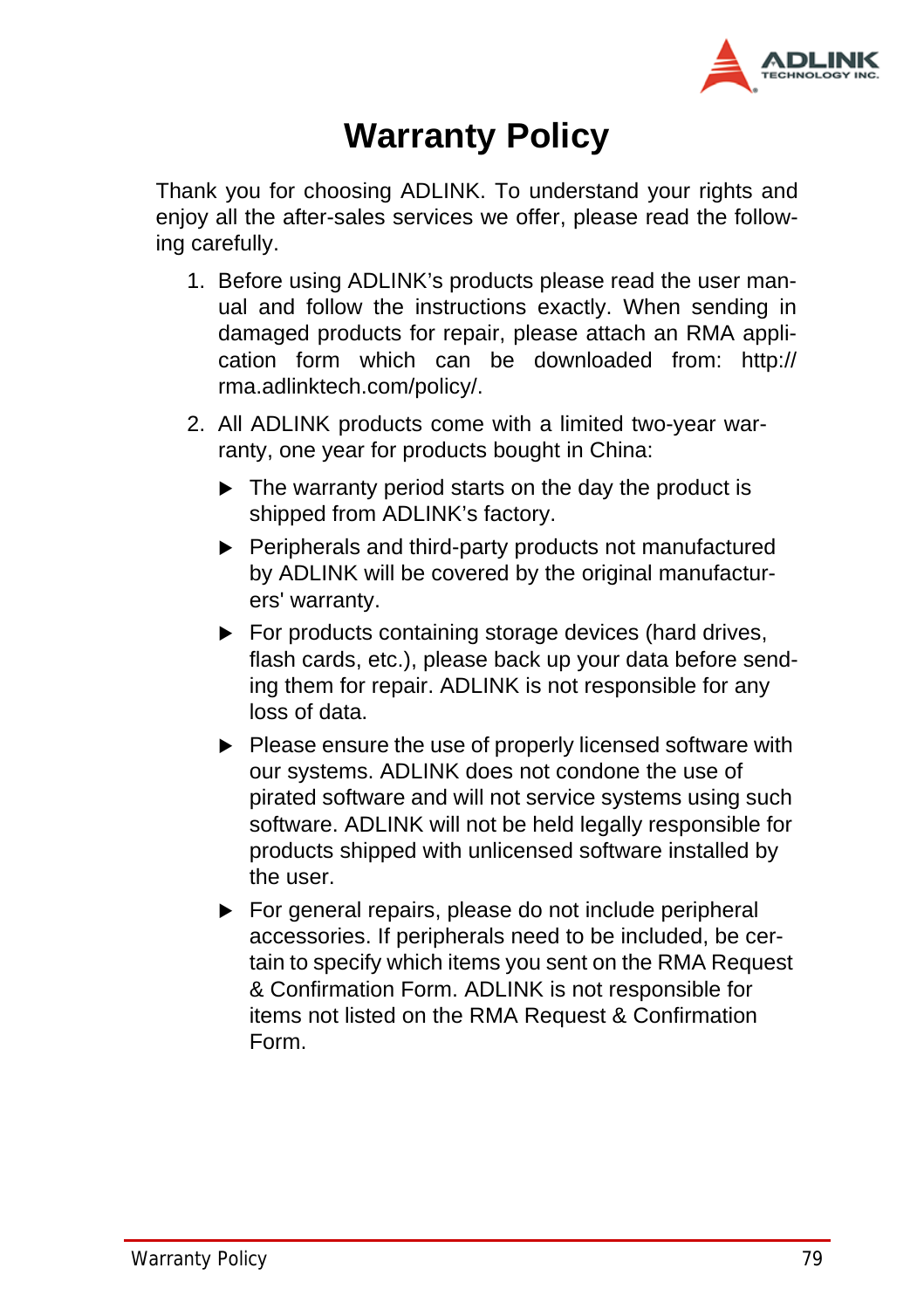# Warranty Policy

Thank you for choosing ADLINK. To understand your rights and enjoy all the after-sales services we offer, please read the following carefully.

1. Before using ADLINK's products please read the user manual and follow the instructions exactly. When sending in damaged products for repair, please attach an RMA application form which can be downloaded from: http://rma.adlinktech.com/policy/.

2. All ADLINK products come with a limited two-year warranty, one year for products bought in China:

   - The warranty period starts on the day the product is shipped from ADLINK's factory.
   - Peripherals and third-party products not manufactured by ADLINK will be covered by the original manufacturers' warranty.
   - For products containing storage devices (hard drives, flash cards, etc.), please back up your data before sending them for repair. ADLINK is not responsible for any loss of data.
   - Please ensure the use of properly licensed software with our systems. ADLINK does not condone the use of pirated software and will not service systems using such software. ADLINK will not be held legally responsible for products shipped with unlicensed software installed by the user.
   - For general repairs, please do not include peripheral accessories. If peripherals need to be included, be certain to specify which items you sent on the RMA Request & Confirmation Form. ADLINK is not responsible for items not listed on the RMA Request & Confirmation Form.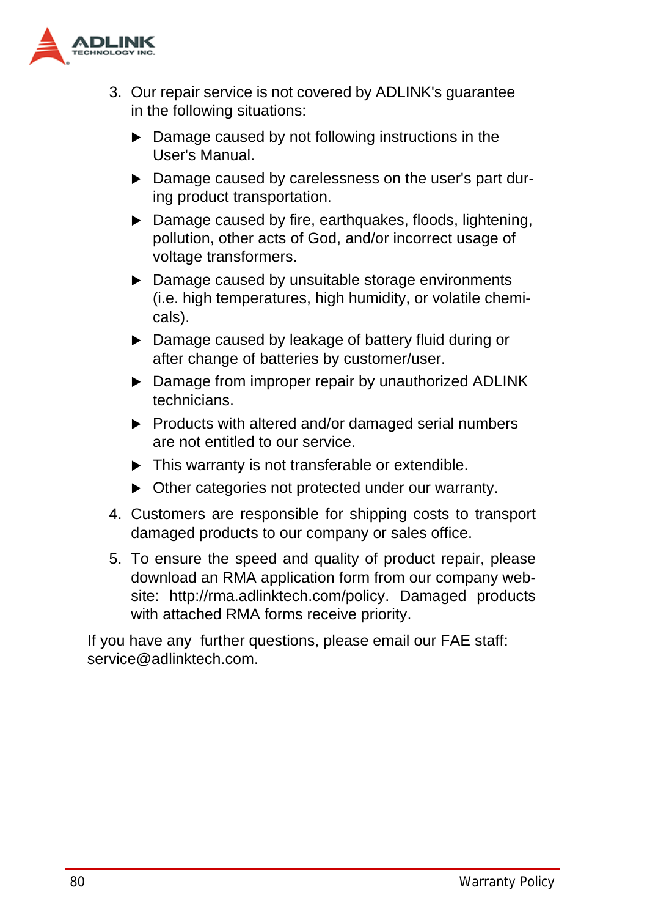3. Our repair service is not covered by ADLINK's guarantee in the following situations:
   - Damage caused by not following instructions in the User's Manual.
   - Damage caused by carelessness on the user's part during product transportation.
   - Damage caused by fire, earthquakes, floods, lightening, pollution, other acts of God, and/or incorrect usage of voltage transformers.
   - Damage caused by unsuitable storage environments (i.e. high temperatures, high humidity, or volatile chemicals).
   - Damage caused by leakage of battery fluid during or after change of batteries by customer/user.
   - Damage from improper repair by unauthorized ADLINK technicians.
   - Products with altered and/or damaged serial numbers are not entitled to our service.
   - This warranty is not transferable or extendible.
   - Other categories not protected under our warranty.
4. Customers are responsible for shipping costs to transport damaged products to our company or sales office.
5. To ensure the speed and quality of product repair, please download an RMA application form from our company website: http://rma.adlinktech.com/policy. Damaged products with attached RMA forms receive priority.

If you have any further questions, please email our FAE staff: service@adlinktech.com.